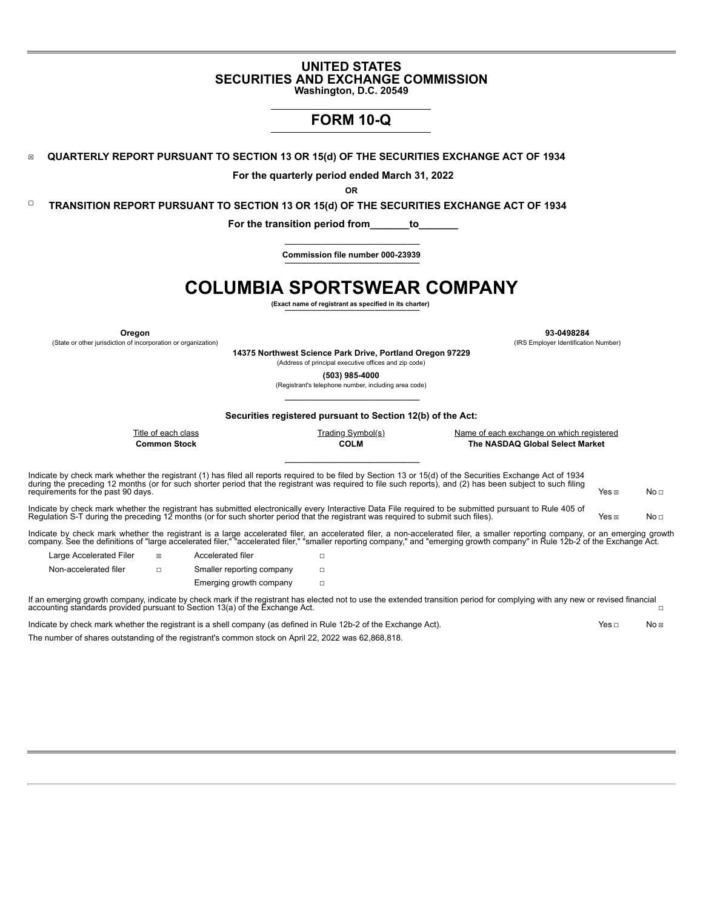# UNITED STATES
# SECURITIES AND EXCHANGE COMMISSION

**Washington, D.C. 20549**

## FORM 10-Q

☒ **QUARTERLY REPORT PURSUANT TO SECTION 13 OR 15(d) OF THE SECURITIES EXCHANGE ACT OF 1934**

**For the quarterly period ended March 31, 2022**

**OR**

☐ **TRANSITION REPORT PURSUANT TO SECTION 13 OR 15(d) OF THE SECURITIES EXCHANGE ACT OF 1934**

**For the transition period from_______to_______**

**Commission file number 000-23939**

# COLUMBIA SPORTSWEAR COMPANY

**(Exact name of registrant as specified in its charter)**

| **Oregon** | **93-0498284** |
|---|---|
| (State or other jurisdiction of incorporation or organization) | (IRS Employer Identification Number) |

**14375 Northwest Science Park Drive, Portland Oregon 97229**
(Address of principal executive offices and zip code)

**(503) 985-4000**
(Registrant's telephone number, including area code)

**Securities registered pursuant to Section 12(b) of the Act:**

| Title of each class | Trading Symbol(s) | Name of each exchange on which registered |
|---|---|---|
| **Common Stock** | **COLM** | **The NASDAQ Global Select Market** |

Indicate by check mark whether the registrant (1) has filed all reports required to be filed by Section 13 or 15(d) of the Securities Exchange Act of 1934 during the preceding 12 months (or for such shorter period that the registrant was required to file such reports), and (2) has been subject to such filing requirements for the past 90 days. Yes ☒ No ☐

Indicate by check mark whether the registrant has submitted electronically every Interactive Data File required to be submitted pursuant to Rule 405 of Regulation S-T during the preceding 12 months (or for such shorter period that the registrant was required to submit such files). Yes ☒ No ☐

Indicate by check mark whether the registrant is a large accelerated filer, an accelerated filer, a non-accelerated filer, a smaller reporting company, or an emerging growth company. See the definitions of "large accelerated filer," "accelerated filer," "smaller reporting company," and "emerging growth company" in Rule 12b-2 of the Exchange Act.

| | | | |
|---|---|---|---|
| Large Accelerated Filer | ☒ | Accelerated filer | ☐ |
| Non-accelerated filer | ☐ | Smaller reporting company | ☐ |
| | | Emerging growth company | ☐ |

If an emerging growth company, indicate by check mark if the registrant has elected not to use the extended transition period for complying with any new or revised financial accounting standards provided pursuant to Section 13(a) of the Exchange Act. ☐

Indicate by check mark whether the registrant is a shell company (as defined in Rule 12b-2 of the Exchange Act). Yes ☐ No ☒

The number of shares outstanding of the registrant's common stock on April 22, 2022 was 62,868,818.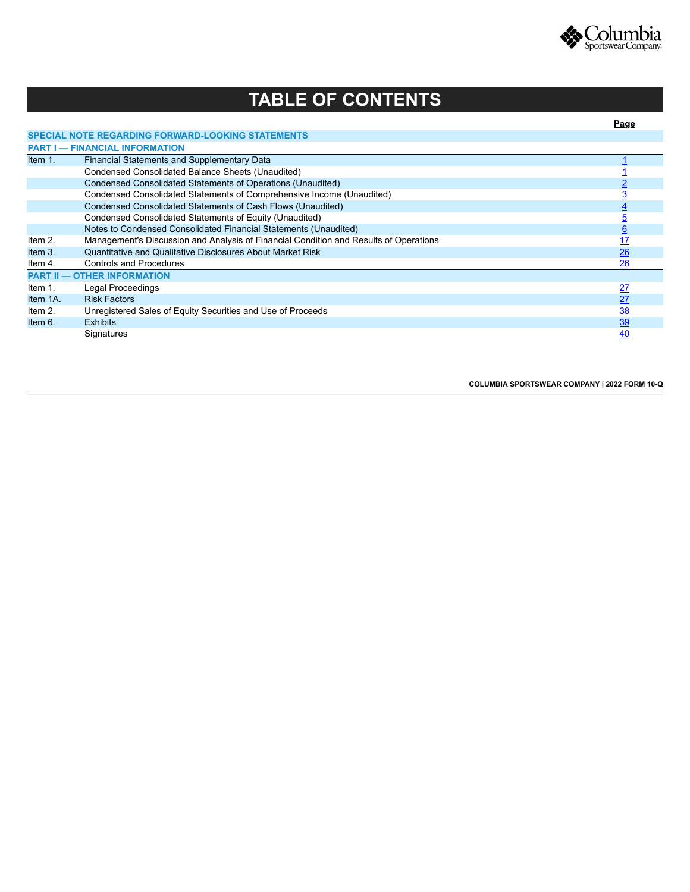# TABLE OF CONTENTS

| | | Page |
|---|---|---|
| **SPECIAL NOTE REGARDING FORWARD-LOOKING STATEMENTS** | | |
| **PART I — FINANCIAL INFORMATION** | | |
| Item 1. | Financial Statements and Supplementary Data | 1 |
| | Condensed Consolidated Balance Sheets (Unaudited) | 1 |
| | Condensed Consolidated Statements of Operations (Unaudited) | 2 |
| | Condensed Consolidated Statements of Comprehensive Income (Unaudited) | 3 |
| | Condensed Consolidated Statements of Cash Flows (Unaudited) | 4 |
| | Condensed Consolidated Statements of Equity (Unaudited) | 5 |
| | Notes to Condensed Consolidated Financial Statements (Unaudited) | 6 |
| Item 2. | Management's Discussion and Analysis of Financial Condition and Results of Operations | 17 |
| Item 3. | Quantitative and Qualitative Disclosures About Market Risk | 26 |
| Item 4. | Controls and Procedures | 26 |
| **PART II — OTHER INFORMATION** | | |
| Item 1. | Legal Proceedings | 27 |
| Item 1A. | Risk Factors | 27 |
| Item 2. | Unregistered Sales of Equity Securities and Use of Proceeds | 38 |
| Item 6. | Exhibits | 39 |
| | Signatures | 40 |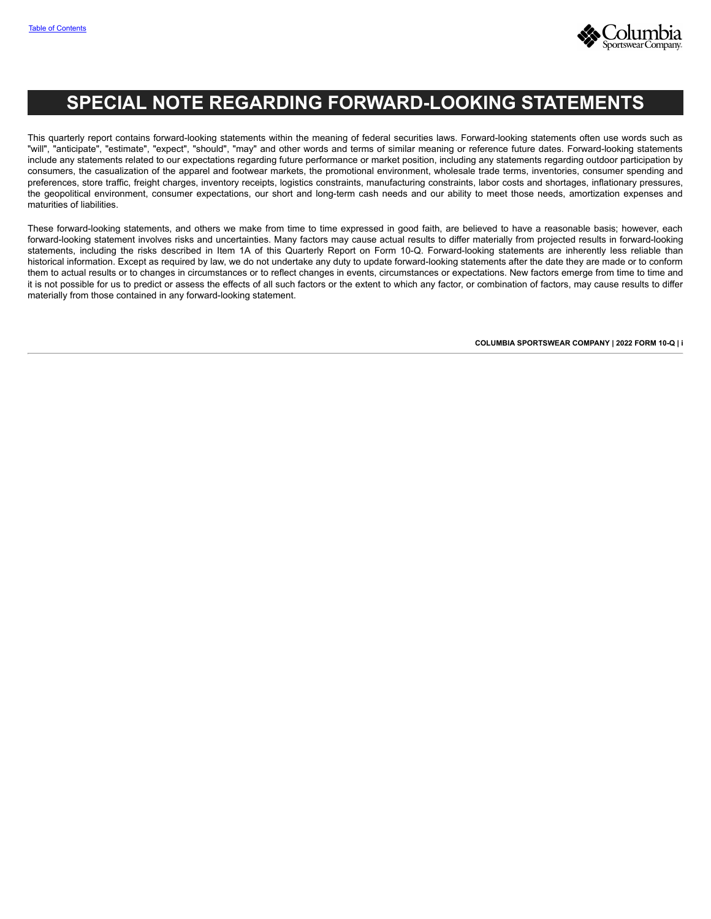# SPECIAL NOTE REGARDING FORWARD-LOOKING STATEMENTS

This quarterly report contains forward-looking statements within the meaning of federal securities laws. Forward-looking statements often use words such as "will", "anticipate", "estimate", "expect", "should", "may" and other words and terms of similar meaning or reference future dates. Forward-looking statements include any statements related to our expectations regarding future performance or market position, including any statements regarding outdoor participation by consumers, the casualization of the apparel and footwear markets, the promotional environment, wholesale trade terms, inventories, consumer spending and preferences, store traffic, freight charges, inventory receipts, logistics constraints, manufacturing constraints, labor costs and shortages, inflationary pressures, the geopolitical environment, consumer expectations, our short and long-term cash needs and our ability to meet those needs, amortization expenses and maturities of liabilities.

These forward-looking statements, and others we make from time to time expressed in good faith, are believed to have a reasonable basis; however, each forward-looking statement involves risks and uncertainties. Many factors may cause actual results to differ materially from projected results in forward-looking statements, including the risks described in Item 1A of this Quarterly Report on Form 10-Q. Forward-looking statements are inherently less reliable than historical information. Except as required by law, we do not undertake any duty to update forward-looking statements after the date they are made or to conform them to actual results or to changes in circumstances or to reflect changes in events, circumstances or expectations. New factors emerge from time to time and it is not possible for us to predict or assess the effects of all such factors or the extent to which any factor, or combination of factors, may cause results to differ materially from those contained in any forward-looking statement.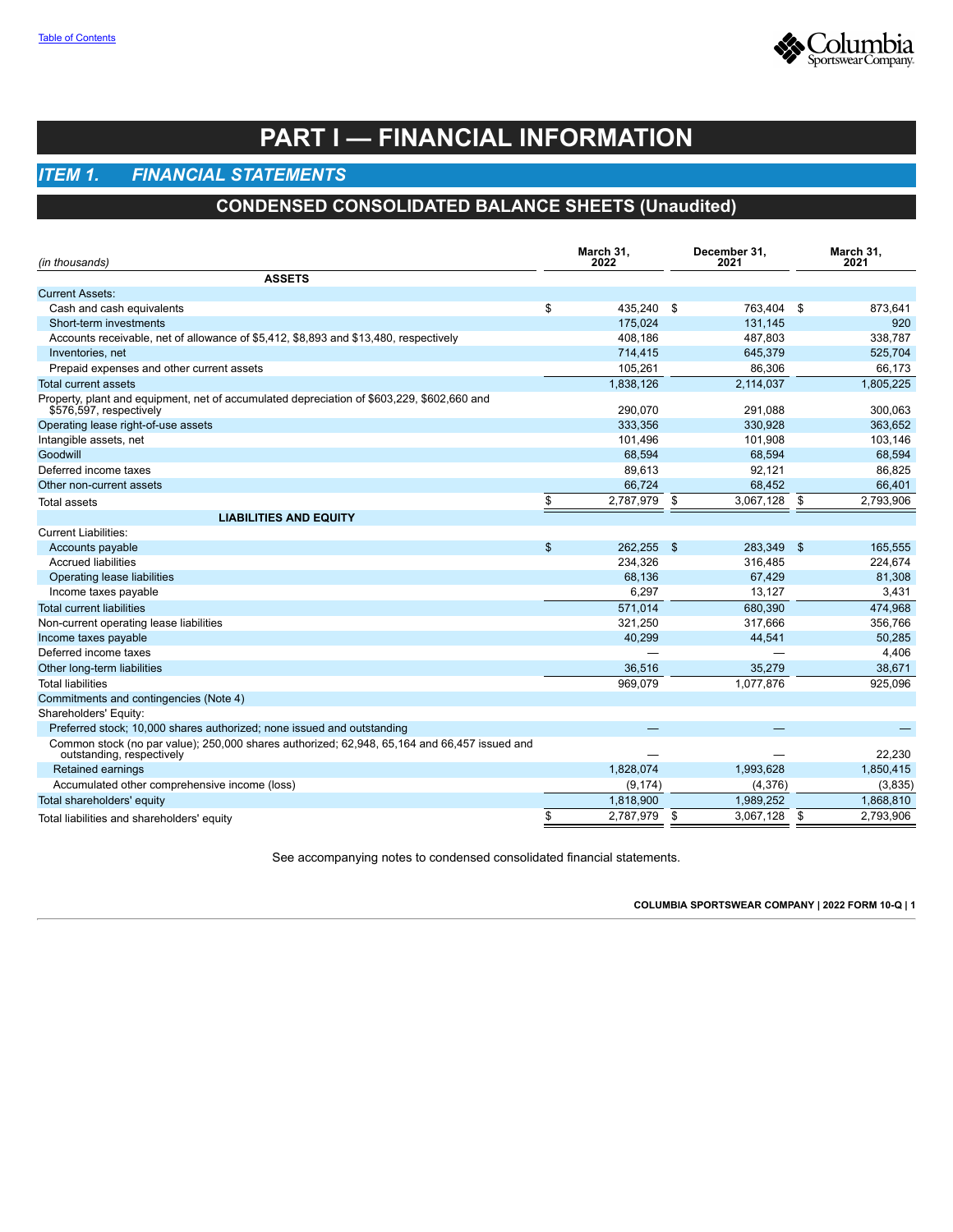# PART I — FINANCIAL INFORMATION

## *ITEM 1. FINANCIAL STATEMENTS*

## CONDENSED CONSOLIDATED BALANCE SHEETS (Unaudited)

| *(in thousands)* | March 31, 2022 | December 31, 2021 | March 31, 2021 |
|---|---|---|---|
| **ASSETS** | | | |
| Current Assets: | | | |
| Cash and cash equivalents | $ 435,240 | $ 763,404 | $ 873,641 |
| Short-term investments | 175,024 | 131,145 | 920 |
| Accounts receivable, net of allowance of $5,412, $8,893 and $13,480, respectively | 408,186 | 487,803 | 338,787 |
| Inventories, net | 714,415 | 645,379 | 525,704 |
| Prepaid expenses and other current assets | 105,261 | 86,306 | 66,173 |
| Total current assets | 1,838,126 | 2,114,037 | 1,805,225 |
| Property, plant and equipment, net of accumulated depreciation of $603,229, $602,660 and $576,597, respectively | 290,070 | 291,088 | 300,063 |
| Operating lease right-of-use assets | 333,356 | 330,928 | 363,652 |
| Intangible assets, net | 101,496 | 101,908 | 103,146 |
| Goodwill | 68,594 | 68,594 | 68,594 |
| Deferred income taxes | 89,613 | 92,121 | 86,825 |
| Other non-current assets | 66,724 | 68,452 | 66,401 |
| Total assets | $ 2,787,979 | $ 3,067,128 | $ 2,793,906 |
| **LIABILITIES AND EQUITY** | | | |
| Current Liabilities: | | | |
| Accounts payable | $ 262,255 | $ 283,349 | $ 165,555 |
| Accrued liabilities | 234,326 | 316,485 | 224,674 |
| Operating lease liabilities | 68,136 | 67,429 | 81,308 |
| Income taxes payable | 6,297 | 13,127 | 3,431 |
| Total current liabilities | 571,014 | 680,390 | 474,968 |
| Non-current operating lease liabilities | 321,250 | 317,666 | 356,766 |
| Income taxes payable | 40,299 | 44,541 | 50,285 |
| Deferred income taxes | — | — | 4,406 |
| Other long-term liabilities | 36,516 | 35,279 | 38,671 |
| Total liabilities | 969,079 | 1,077,876 | 925,096 |
| Commitments and contingencies (Note 4) | | | |
| Shareholders' Equity: | | | |
| Preferred stock; 10,000 shares authorized; none issued and outstanding | — | — | — |
| Common stock (no par value); 250,000 shares authorized; 62,948, 65,164 and 66,457 issued and outstanding, respectively | — | — | 22,230 |
| Retained earnings | 1,828,074 | 1,993,628 | 1,850,415 |
| Accumulated other comprehensive income (loss) | (9,174) | (4,376) | (3,835) |
| Total shareholders' equity | 1,818,900 | 1,989,252 | 1,868,810 |
| Total liabilities and shareholders' equity | $ 2,787,979 | $ 3,067,128 | $ 2,793,906 |

See accompanying notes to condensed consolidated financial statements.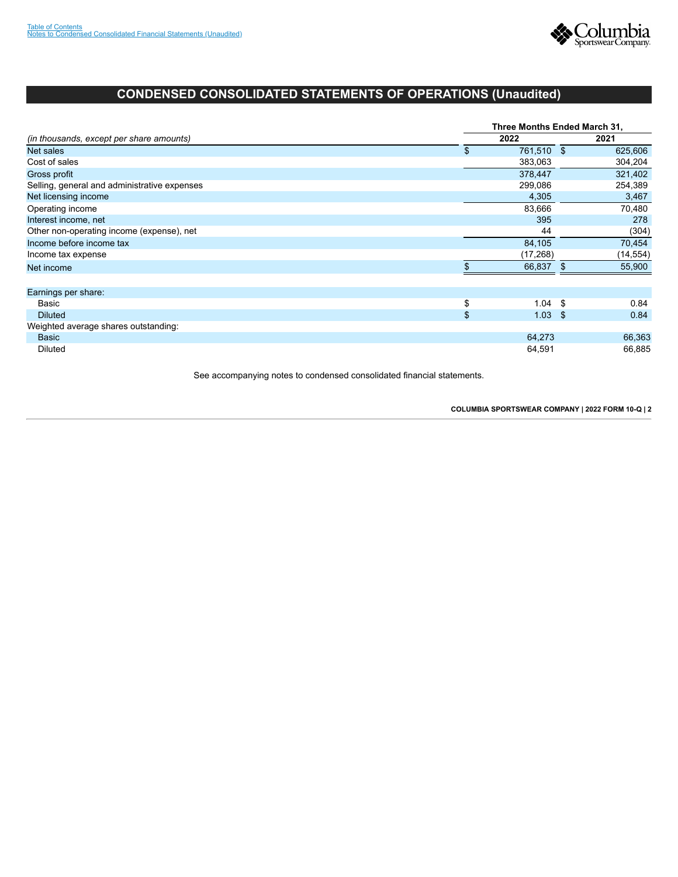# CONDENSED CONSOLIDATED STATEMENTS OF OPERATIONS (Unaudited)

| *(in thousands, except per share amounts)* | Three Months Ended March 31, 2022 | 2021 |
|---|---|---|
| Net sales | $ 761,510 | $ 625,606 |
| Cost of sales | 383,063 | 304,204 |
| Gross profit | 378,447 | 321,402 |
| Selling, general and administrative expenses | 299,086 | 254,389 |
| Net licensing income | 4,305 | 3,467 |
| Operating income | 83,666 | 70,480 |
| Interest income, net | 395 | 278 |
| Other non-operating income (expense), net | 44 | (304) |
| Income before income tax | 84,105 | 70,454 |
| Income tax expense | (17,268) | (14,554) |
| Net income | $ 66,837 | $ 55,900 |
| | | |
| Earnings per share: | | |
| Basic | $ 1.04 | $ 0.84 |
| Diluted | $ 1.03 | $ 0.84 |
| Weighted average shares outstanding: | | |
| Basic | 64,273 | 66,363 |
| Diluted | 64,591 | 66,885 |

See accompanying notes to condensed consolidated financial statements.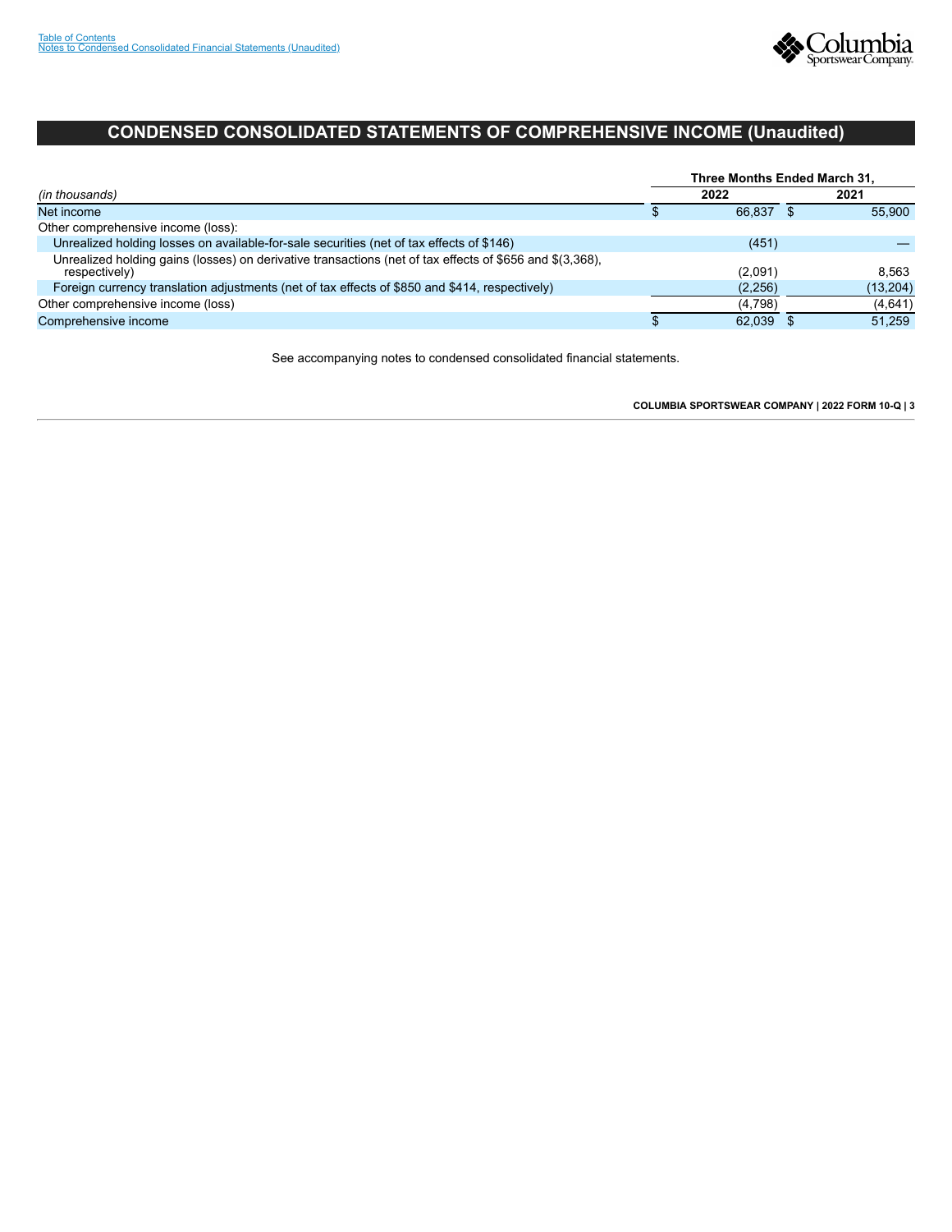# CONDENSED CONSOLIDATED STATEMENTS OF COMPREHENSIVE INCOME (Unaudited)

| *(in thousands)* | Three Months Ended March 31, 2022 | 2021 |
|---|---|---|
| Net income | $ 66,837 | $ 55,900 |
| Other comprehensive income (loss): | | |
| Unrealized holding losses on available-for-sale securities (net of tax effects of $146) | (451) | — |
| Unrealized holding gains (losses) on derivative transactions (net of tax effects of $656 and $(3,368), respectively) | (2,091) | 8,563 |
| Foreign currency translation adjustments (net of tax effects of $850 and $414, respectively) | (2,256) | (13,204) |
| Other comprehensive income (loss) | (4,798) | (4,641) |
| Comprehensive income | $ 62,039 | $ 51,259 |

See accompanying notes to condensed consolidated financial statements.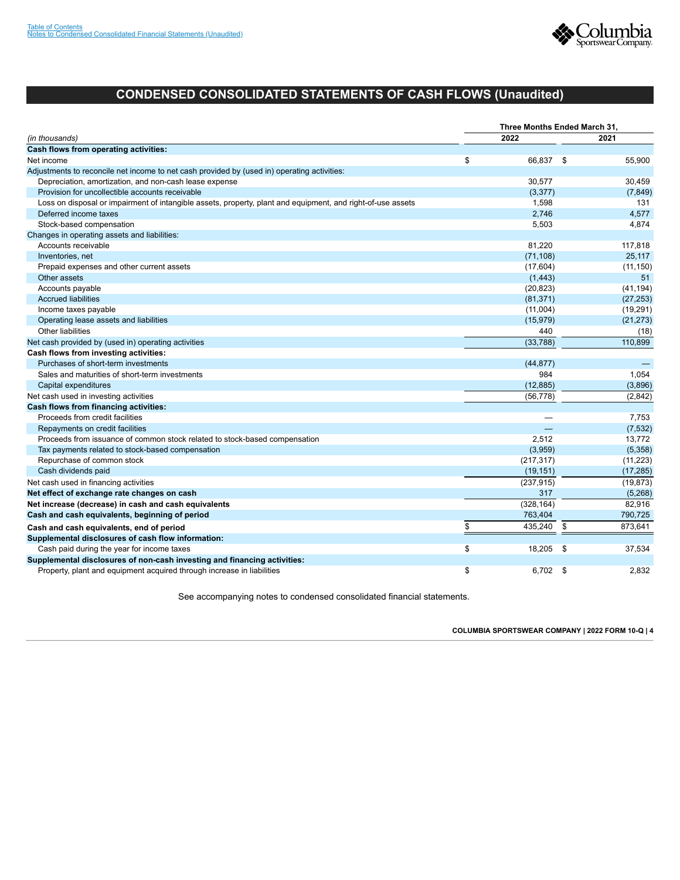# CONDENSED CONSOLIDATED STATEMENTS OF CASH FLOWS (Unaudited)

| *(in thousands)* | Three Months Ended March 31, 2022 | 2021 |
|---|---|---|
| **Cash flows from operating activities:** | | |
| Net income | $ 66,837 | $ 55,900 |
| Adjustments to reconcile net income to net cash provided by (used in) operating activities: | | |
| Depreciation, amortization, and non-cash lease expense | 30,577 | 30,459 |
| Provision for uncollectible accounts receivable | (3,377) | (7,849) |
| Loss on disposal or impairment of intangible assets, property, plant and equipment, and right-of-use assets | 1,598 | 131 |
| Deferred income taxes | 2,746 | 4,577 |
| Stock-based compensation | 5,503 | 4,874 |
| Changes in operating assets and liabilities: | | |
| Accounts receivable | 81,220 | 117,818 |
| Inventories, net | (71,108) | 25,117 |
| Prepaid expenses and other current assets | (17,604) | (11,150) |
| Other assets | (1,443) | 51 |
| Accounts payable | (20,823) | (41,194) |
| Accrued liabilities | (81,371) | (27,253) |
| Income taxes payable | (11,004) | (19,291) |
| Operating lease assets and liabilities | (15,979) | (21,273) |
| Other liabilities | 440 | (18) |
| Net cash provided by (used in) operating activities | (33,788) | 110,899 |
| **Cash flows from investing activities:** | | |
| Purchases of short-term investments | (44,877) | — |
| Sales and maturities of short-term investments | 984 | 1,054 |
| Capital expenditures | (12,885) | (3,896) |
| Net cash used in investing activities | (56,778) | (2,842) |
| **Cash flows from financing activities:** | | |
| Proceeds from credit facilities | — | 7,753 |
| Repayments on credit facilities | — | (7,532) |
| Proceeds from issuance of common stock related to stock-based compensation | 2,512 | 13,772 |
| Tax payments related to stock-based compensation | (3,959) | (5,358) |
| Repurchase of common stock | (217,317) | (11,223) |
| Cash dividends paid | (19,151) | (17,285) |
| Net cash used in financing activities | (237,915) | (19,873) |
| **Net effect of exchange rate changes on cash** | 317 | (5,268) |
| **Net increase (decrease) in cash and cash equivalents** | (328,164) | 82,916 |
| **Cash and cash equivalents, beginning of period** | 763,404 | 790,725 |
| **Cash and cash equivalents, end of period** | $ 435,240 | $ 873,641 |
| **Supplemental disclosures of cash flow information:** | | |
| Cash paid during the year for income taxes | $ 18,205 | $ 37,534 |
| **Supplemental disclosures of non-cash investing and financing activities:** | | |
| Property, plant and equipment acquired through increase in liabilities | $ 6,702 | $ 2,832 |

See accompanying notes to condensed consolidated financial statements.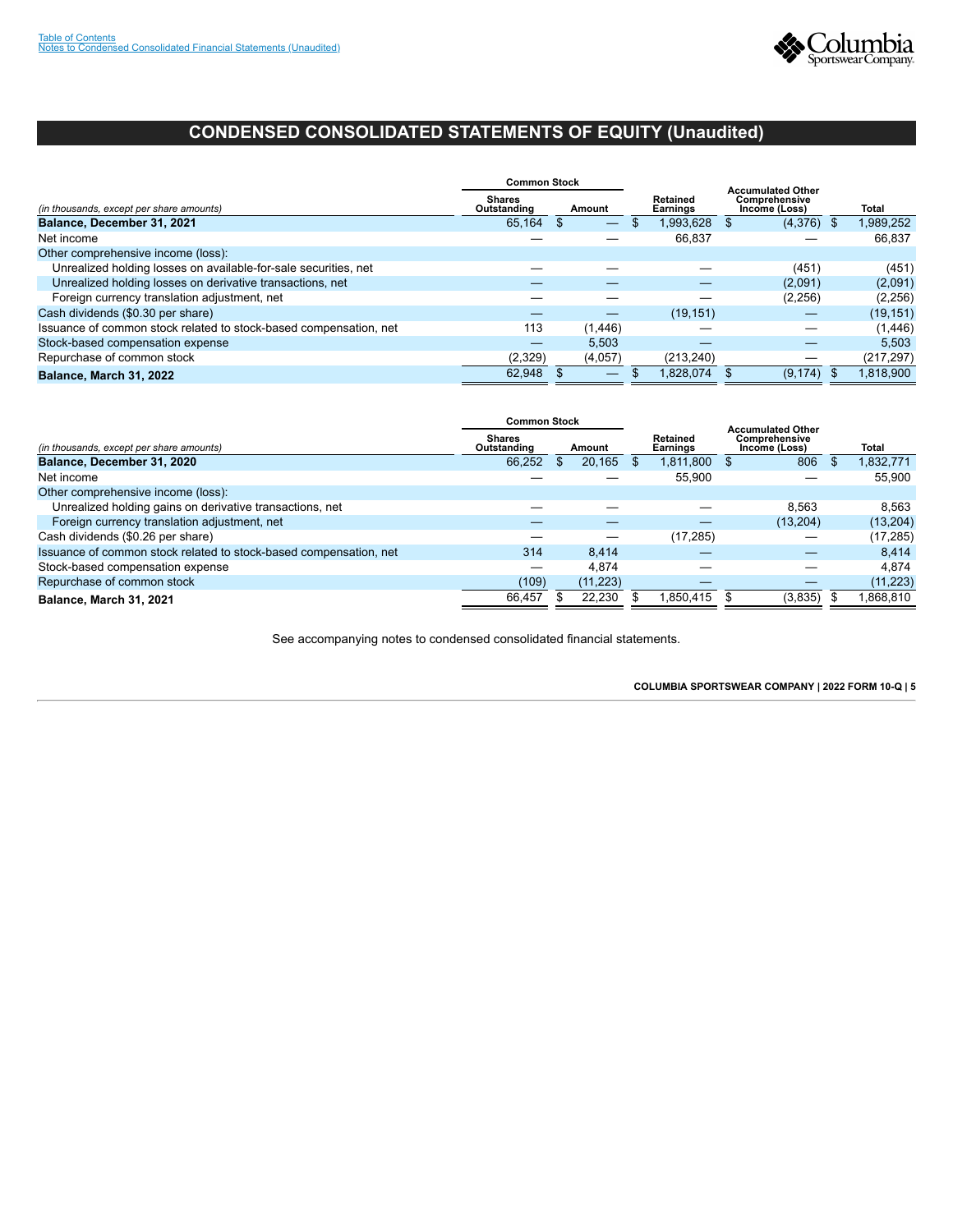# CONDENSED CONSOLIDATED STATEMENTS OF EQUITY (Unaudited)

| *(in thousands, except per share amounts)* | Common Stock | | Retained Earnings | Accumulated Other Comprehensive Income (Loss) | Total |
|---|---|---|---|---|---|
| | Shares Outstanding | Amount | | | |
| **Balance, December 31, 2021** | 65,164 | $ — | $ 1,993,628 | $ (4,376) | $ 1,989,252 |
| Net income | — | — | 66,837 | — | 66,837 |
| Other comprehensive income (loss): | | | | | |
| Unrealized holding losses on available-for-sale securities, net | — | — | — | (451) | (451) |
| Unrealized holding losses on derivative transactions, net | — | — | — | (2,091) | (2,091) |
| Foreign currency translation adjustment, net | — | — | — | (2,256) | (2,256) |
| Cash dividends ($0.30 per share) | — | — | (19,151) | — | (19,151) |
| Issuance of common stock related to stock-based compensation, net | 113 | (1,446) | — | — | (1,446) |
| Stock-based compensation expense | — | 5,503 | — | — | 5,503 |
| Repurchase of common stock | (2,329) | (4,057) | (213,240) | — | (217,297) |
| **Balance, March 31, 2022** | 62,948 | $ — | $ 1,828,074 | $ (9,174) | $ 1,818,900 |

| *(in thousands, except per share amounts)* | Common Stock | | Retained Earnings | Accumulated Other Comprehensive Income (Loss) | Total |
|---|---|---|---|---|---|
| | Shares Outstanding | Amount | | | |
| **Balance, December 31, 2020** | 66,252 | $ 20,165 | $ 1,811,800 | $ 806 | $ 1,832,771 |
| Net income | — | — | 55,900 | — | 55,900 |
| Other comprehensive income (loss): | | | | | |
| Unrealized holding gains on derivative transactions, net | — | — | — | 8,563 | 8,563 |
| Foreign currency translation adjustment, net | — | — | — | (13,204) | (13,204) |
| Cash dividends ($0.26 per share) | — | — | (17,285) | — | (17,285) |
| Issuance of common stock related to stock-based compensation, net | 314 | 8,414 | — | — | 8,414 |
| Stock-based compensation expense | — | 4,874 | — | — | 4,874 |
| Repurchase of common stock | (109) | (11,223) | — | — | (11,223) |
| **Balance, March 31, 2021** | 66,457 | $ 22,230 | $ 1,850,415 | $ (3,835) | $ 1,868,810 |

See accompanying notes to condensed consolidated financial statements.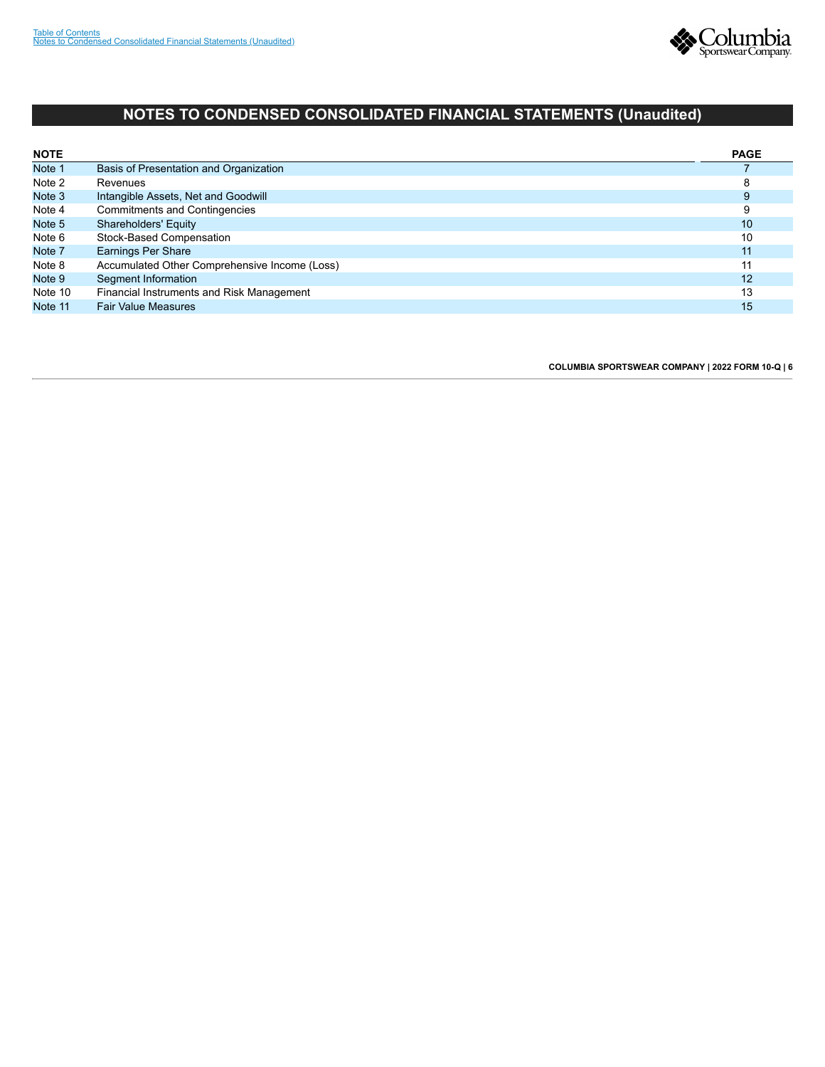# NOTES TO CONDENSED CONSOLIDATED FINANCIAL STATEMENTS (Unaudited)

| NOTE | | PAGE |
|---|---|---|
| Note 1 | Basis of Presentation and Organization | 7 |
| Note 2 | Revenues | 8 |
| Note 3 | Intangible Assets, Net and Goodwill | 9 |
| Note 4 | Commitments and Contingencies | 9 |
| Note 5 | Shareholders' Equity | 10 |
| Note 6 | Stock-Based Compensation | 10 |
| Note 7 | Earnings Per Share | 11 |
| Note 8 | Accumulated Other Comprehensive Income (Loss) | 11 |
| Note 9 | Segment Information | 12 |
| Note 10 | Financial Instruments and Risk Management | 13 |
| Note 11 | Fair Value Measures | 15 |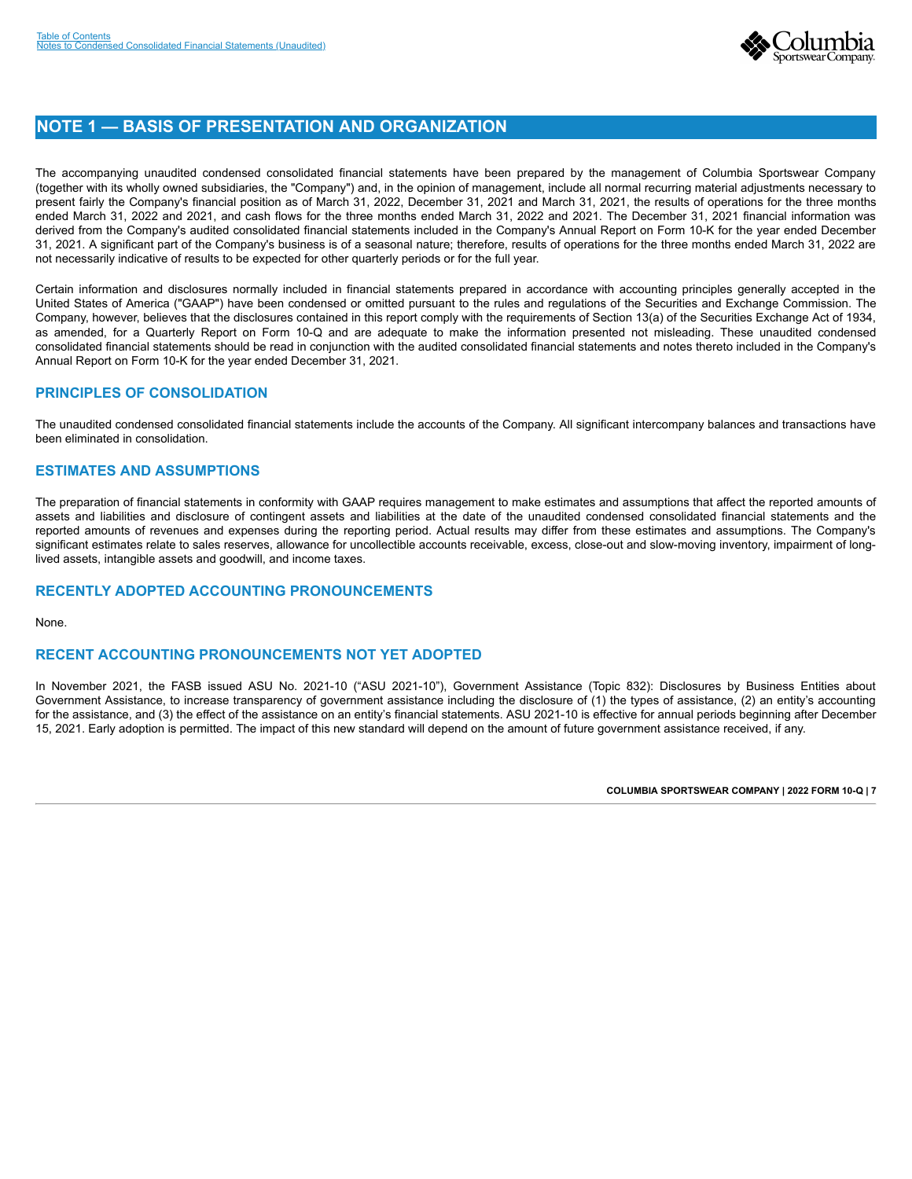## NOTE 1 — BASIS OF PRESENTATION AND ORGANIZATION

The accompanying unaudited condensed consolidated financial statements have been prepared by the management of Columbia Sportswear Company (together with its wholly owned subsidiaries, the "Company") and, in the opinion of management, include all normal recurring material adjustments necessary to present fairly the Company's financial position as of March 31, 2022, December 31, 2021 and March 31, 2021, the results of operations for the three months ended March 31, 2022 and 2021, and cash flows for the three months ended March 31, 2022 and 2021. The December 31, 2021 financial information was derived from the Company's audited consolidated financial statements included in the Company's Annual Report on Form 10-K for the year ended December 31, 2021. A significant part of the Company's business is of a seasonal nature; therefore, results of operations for the three months ended March 31, 2022 are not necessarily indicative of results to be expected for other quarterly periods or for the full year.

Certain information and disclosures normally included in financial statements prepared in accordance with accounting principles generally accepted in the United States of America ("GAAP") have been condensed or omitted pursuant to the rules and regulations of the Securities and Exchange Commission. The Company, however, believes that the disclosures contained in this report comply with the requirements of Section 13(a) of the Securities Exchange Act of 1934, as amended, for a Quarterly Report on Form 10-Q and are adequate to make the information presented not misleading. These unaudited condensed consolidated financial statements should be read in conjunction with the audited consolidated financial statements and notes thereto included in the Company's Annual Report on Form 10-K for the year ended December 31, 2021.

### PRINCIPLES OF CONSOLIDATION

The unaudited condensed consolidated financial statements include the accounts of the Company. All significant intercompany balances and transactions have been eliminated in consolidation.

### ESTIMATES AND ASSUMPTIONS

The preparation of financial statements in conformity with GAAP requires management to make estimates and assumptions that affect the reported amounts of assets and liabilities and disclosure of contingent assets and liabilities at the date of the unaudited condensed consolidated financial statements and the reported amounts of revenues and expenses during the reporting period. Actual results may differ from these estimates and assumptions. The Company's significant estimates relate to sales reserves, allowance for uncollectible accounts receivable, excess, close-out and slow-moving inventory, impairment of long-lived assets, intangible assets and goodwill, and income taxes.

### RECENTLY ADOPTED ACCOUNTING PRONOUNCEMENTS

None.

### RECENT ACCOUNTING PRONOUNCEMENTS NOT YET ADOPTED

In November 2021, the FASB issued ASU No. 2021-10 ("ASU 2021-10"), Government Assistance (Topic 832): Disclosures by Business Entities about Government Assistance, to increase transparency of government assistance including the disclosure of (1) the types of assistance, (2) an entity's accounting for the assistance, and (3) the effect of the assistance on an entity's financial statements. ASU 2021-10 is effective for annual periods beginning after December 15, 2021. Early adoption is permitted. The impact of this new standard will depend on the amount of future government assistance received, if any.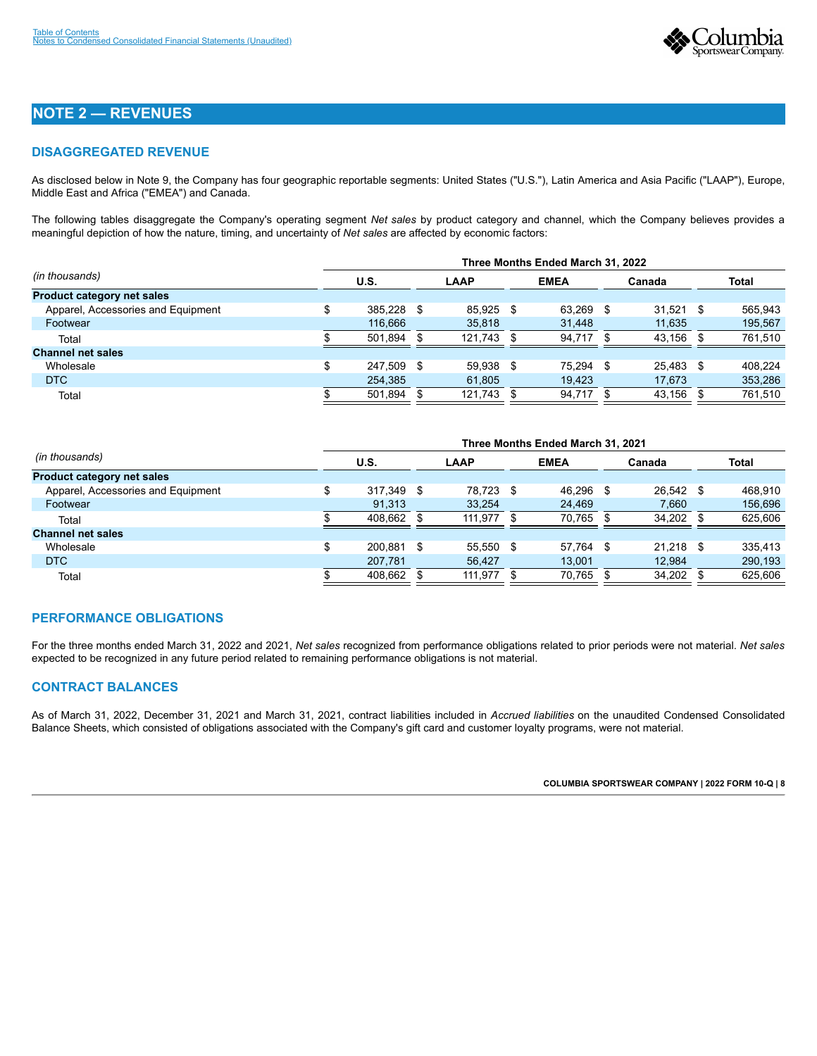## NOTE 2 — REVENUES

### DISAGGREGATED REVENUE

As disclosed below in Note 9, the Company has four geographic reportable segments: United States ("U.S."), Latin America and Asia Pacific ("LAAP"), Europe, Middle East and Africa ("EMEA") and Canada.

The following tables disaggregate the Company's operating segment *Net sales* by product category and channel, which the Company believes provides a meaningful depiction of how the nature, timing, and uncertainty of *Net sales* are affected by economic factors:

| | Three Months Ended March 31, 2022 | | | | |
|---|---|---|---|---|---|
| *(in thousands)* | U.S. | LAAP | EMEA | Canada | Total |
| **Product category net sales** | | | | | |
| Apparel, Accessories and Equipment | $ 385,228 | $ 85,925 | $ 63,269 | $ 31,521 | $ 565,943 |
| Footwear | 116,666 | 35,818 | 31,448 | 11,635 | 195,567 |
| Total | $ 501,894 | $ 121,743 | $ 94,717 | $ 43,156 | $ 761,510 |
| **Channel net sales** | | | | | |
| Wholesale | $ 247,509 | $ 59,938 | $ 75,294 | $ 25,483 | $ 408,224 |
| DTC | 254,385 | 61,805 | 19,423 | 17,673 | 353,286 |
| Total | $ 501,894 | $ 121,743 | $ 94,717 | $ 43,156 | $ 761,510 |

| | Three Months Ended March 31, 2021 | | | | |
|---|---|---|---|---|---|
| *(in thousands)* | U.S. | LAAP | EMEA | Canada | Total |
| **Product category net sales** | | | | | |
| Apparel, Accessories and Equipment | $ 317,349 | $ 78,723 | $ 46,296 | $ 26,542 | $ 468,910 |
| Footwear | 91,313 | 33,254 | 24,469 | 7,660 | 156,696 |
| Total | $ 408,662 | $ 111,977 | $ 70,765 | $ 34,202 | $ 625,606 |
| **Channel net sales** | | | | | |
| Wholesale | $ 200,881 | $ 55,550 | $ 57,764 | $ 21,218 | $ 335,413 |
| DTC | 207,781 | 56,427 | 13,001 | 12,984 | 290,193 |
| Total | $ 408,662 | $ 111,977 | $ 70,765 | $ 34,202 | $ 625,606 |

### PERFORMANCE OBLIGATIONS

For the three months ended March 31, 2022 and 2021, *Net sales* recognized from performance obligations related to prior periods were not material. *Net sales* expected to be recognized in any future period related to remaining performance obligations is not material.

### CONTRACT BALANCES

As of March 31, 2022, December 31, 2021 and March 31, 2021, contract liabilities included in *Accrued liabilities* on the unaudited Condensed Consolidated Balance Sheets, which consisted of obligations associated with the Company's gift card and customer loyalty programs, were not material.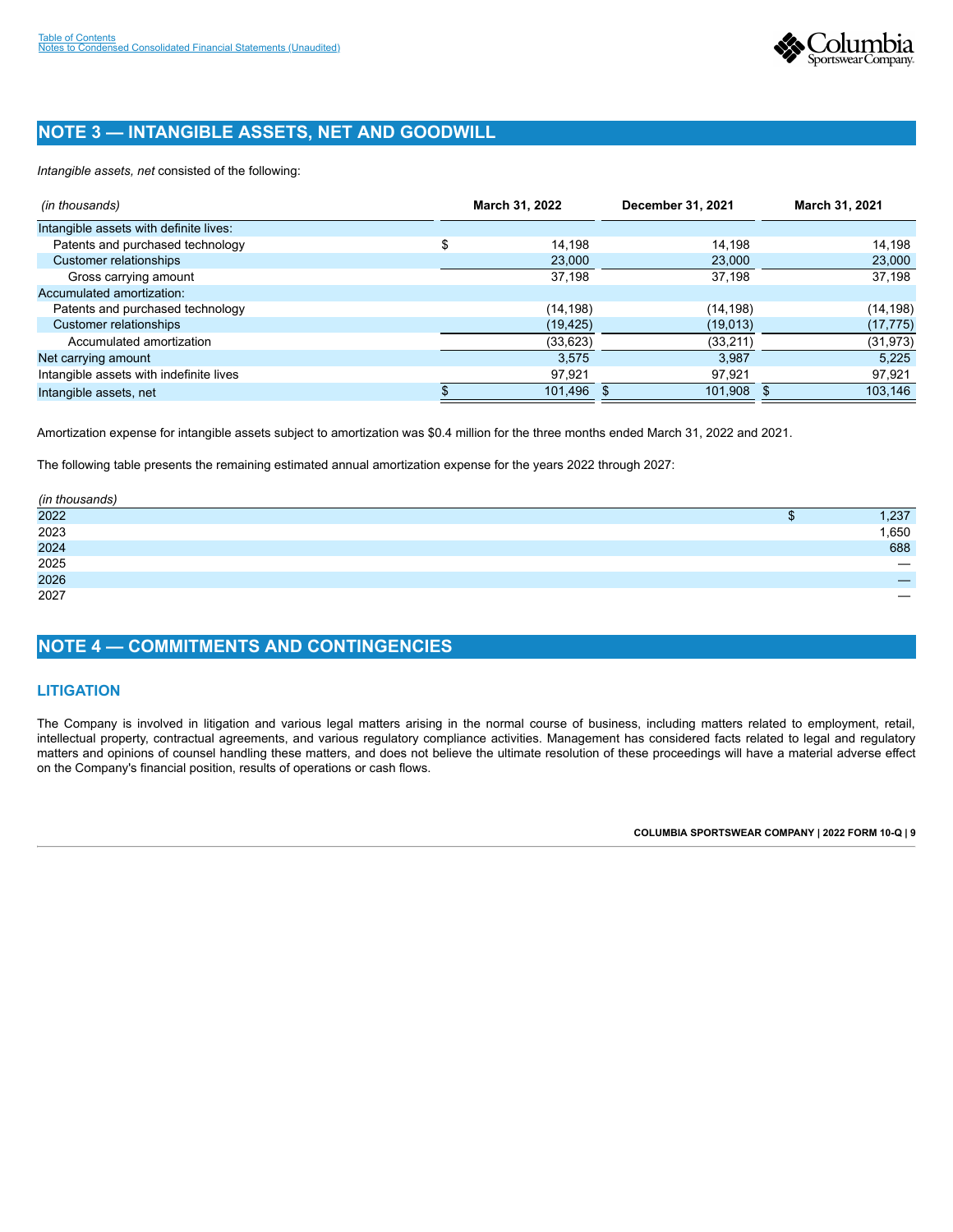## NOTE 3 — INTANGIBLE ASSETS, NET AND GOODWILL

*Intangible assets, net* consisted of the following:

| *(in thousands)* | March 31, 2022 | December 31, 2021 | March 31, 2021 |
|---|---|---|---|
| Intangible assets with definite lives: | | | |
| Patents and purchased technology | $ 14,198 | 14,198 | 14,198 |
| Customer relationships | 23,000 | 23,000 | 23,000 |
| Gross carrying amount | 37,198 | 37,198 | 37,198 |
| Accumulated amortization: | | | |
| Patents and purchased technology | (14,198) | (14,198) | (14,198) |
| Customer relationships | (19,425) | (19,013) | (17,775) |
| Accumulated amortization | (33,623) | (33,211) | (31,973) |
| Net carrying amount | 3,575 | 3,987 | 5,225 |
| Intangible assets with indefinite lives | 97,921 | 97,921 | 97,921 |
| Intangible assets, net | $ 101,496 | $ 101,908 | $ 103,146 |

Amortization expense for intangible assets subject to amortization was $0.4 million for the three months ended March 31, 2022 and 2021.

The following table presents the remaining estimated annual amortization expense for the years 2022 through 2027:

| *(in thousands)* | |
|---|---|
| 2022 | $ 1,237 |
| 2023 | 1,650 |
| 2024 | 688 |
| 2025 | — |
| 2026 | — |
| 2027 | — |

## NOTE 4 — COMMITMENTS AND CONTINGENCIES

### LITIGATION

The Company is involved in litigation and various legal matters arising in the normal course of business, including matters related to employment, retail, intellectual property, contractual agreements, and various regulatory compliance activities. Management has considered facts related to legal and regulatory matters and opinions of counsel handling these matters, and does not believe the ultimate resolution of these proceedings will have a material adverse effect on the Company's financial position, results of operations or cash flows.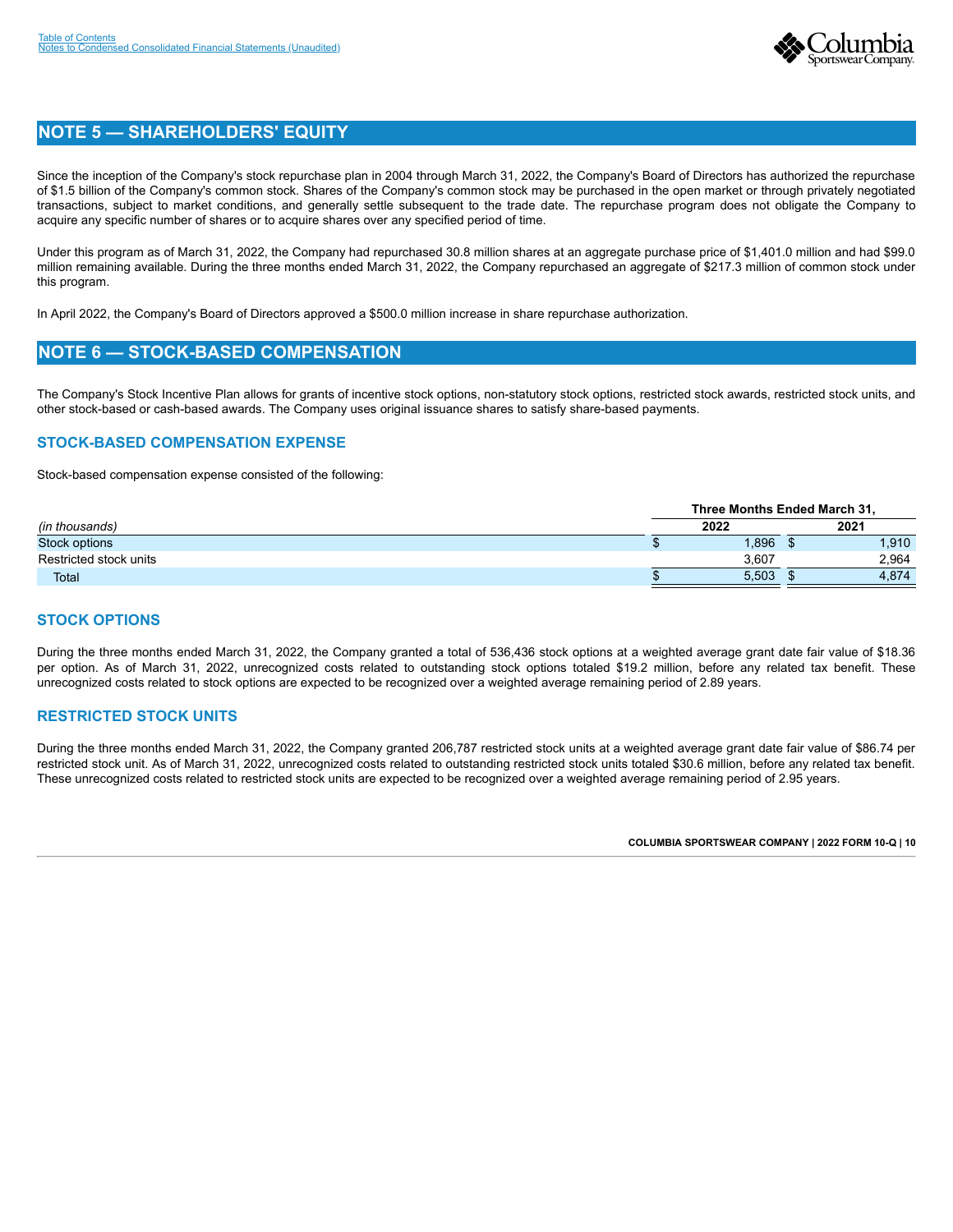## NOTE 5 — SHAREHOLDERS' EQUITY

Since the inception of the Company's stock repurchase plan in 2004 through March 31, 2022, the Company's Board of Directors has authorized the repurchase of $1.5 billion of the Company's common stock. Shares of the Company's common stock may be purchased in the open market or through privately negotiated transactions, subject to market conditions, and generally settle subsequent to the trade date. The repurchase program does not obligate the Company to acquire any specific number of shares or to acquire shares over any specified period of time.

Under this program as of March 31, 2022, the Company had repurchased 30.8 million shares at an aggregate purchase price of $1,401.0 million and had $99.0 million remaining available. During the three months ended March 31, 2022, the Company repurchased an aggregate of $217.3 million of common stock under this program.

In April 2022, the Company's Board of Directors approved a $500.0 million increase in share repurchase authorization.

## NOTE 6 — STOCK-BASED COMPENSATION

The Company's Stock Incentive Plan allows for grants of incentive stock options, non-statutory stock options, restricted stock awards, restricted stock units, and other stock-based or cash-based awards. The Company uses original issuance shares to satisfy share-based payments.

### STOCK-BASED COMPENSATION EXPENSE

Stock-based compensation expense consisted of the following:

| | Three Months Ended March 31, | |
|---|---|---|
| *(in thousands)* | 2022 | 2021 |
| Stock options | $ 1,896 | $ 1,910 |
| Restricted stock units | 3,607 | 2,964 |
| Total | $ 5,503 | $ 4,874 |

### STOCK OPTIONS

During the three months ended March 31, 2022, the Company granted a total of 536,436 stock options at a weighted average grant date fair value of $18.36 per option. As of March 31, 2022, unrecognized costs related to outstanding stock options totaled $19.2 million, before any related tax benefit. These unrecognized costs related to stock options are expected to be recognized over a weighted average remaining period of 2.89 years.

### RESTRICTED STOCK UNITS

During the three months ended March 31, 2022, the Company granted 206,787 restricted stock units at a weighted average grant date fair value of $86.74 per restricted stock unit. As of March 31, 2022, unrecognized costs related to outstanding restricted stock units totaled $30.6 million, before any related tax benefit. These unrecognized costs related to restricted stock units are expected to be recognized over a weighted average remaining period of 2.95 years.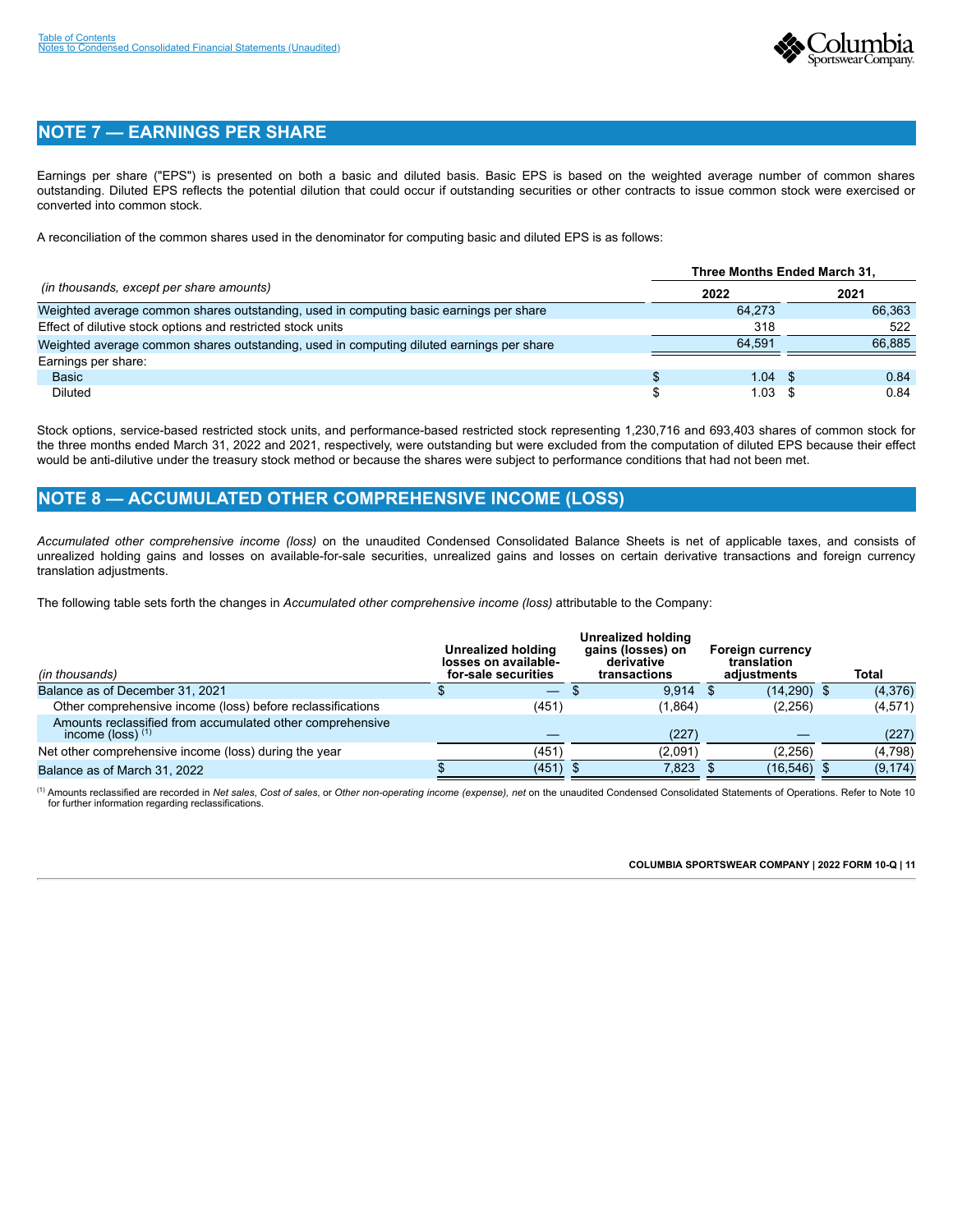## NOTE 7 — EARNINGS PER SHARE

Earnings per share ("EPS") is presented on both a basic and diluted basis. Basic EPS is based on the weighted average number of common shares outstanding. Diluted EPS reflects the potential dilution that could occur if outstanding securities or other contracts to issue common stock were exercised or converted into common stock.

A reconciliation of the common shares used in the denominator for computing basic and diluted EPS is as follows:

| *(in thousands, except per share amounts)* | Three Months Ended March 31, | |
|---|---|---|
| | 2022 | 2021 |
| Weighted average common shares outstanding, used in computing basic earnings per share | 64,273 | 66,363 |
| Effect of dilutive stock options and restricted stock units | 318 | 522 |
| Weighted average common shares outstanding, used in computing diluted earnings per share | 64,591 | 66,885 |
| Earnings per share: | | |
| Basic | $ 1.04 | $ 0.84 |
| Diluted | $ 1.03 | $ 0.84 |

Stock options, service-based restricted stock units, and performance-based restricted stock representing 1,230,716 and 693,403 shares of common stock for the three months ended March 31, 2022 and 2021, respectively, were outstanding but were excluded from the computation of diluted EPS because their effect would be anti-dilutive under the treasury stock method or because the shares were subject to performance conditions that had not been met.

## NOTE 8 — ACCUMULATED OTHER COMPREHENSIVE INCOME (LOSS)

*Accumulated other comprehensive income (loss)* on the unaudited Condensed Consolidated Balance Sheets is net of applicable taxes, and consists of unrealized holding gains and losses on available-for-sale securities, unrealized gains and losses on certain derivative transactions and foreign currency translation adjustments.

The following table sets forth the changes in *Accumulated other comprehensive income (loss)* attributable to the Company:

| *(in thousands)* | Unrealized holding losses on available-for-sale securities | Unrealized holding gains (losses) on derivative transactions | Foreign currency translation adjustments | Total |
|---|---|---|---|---|
| Balance as of December 31, 2021 | $ — | $ 9,914 | $ (14,290) | $ (4,376) |
| Other comprehensive income (loss) before reclassifications | (451) | (1,864) | (2,256) | (4,571) |
| Amounts reclassified from accumulated other comprehensive income (loss) [(1)] | — | (227) | — | (227) |
| Net other comprehensive income (loss) during the year | (451) | (2,091) | (2,256) | (4,798) |
| Balance as of March 31, 2022 | $ (451) | $ 7,823 | $ (16,546) | $ (9,174) |

(1) Amounts reclassified are recorded in *Net sales*, *Cost of sales*, or *Other non-operating income (expense), net* on the unaudited Condensed Consolidated Statements of Operations. Refer to Note 10 for further information regarding reclassifications.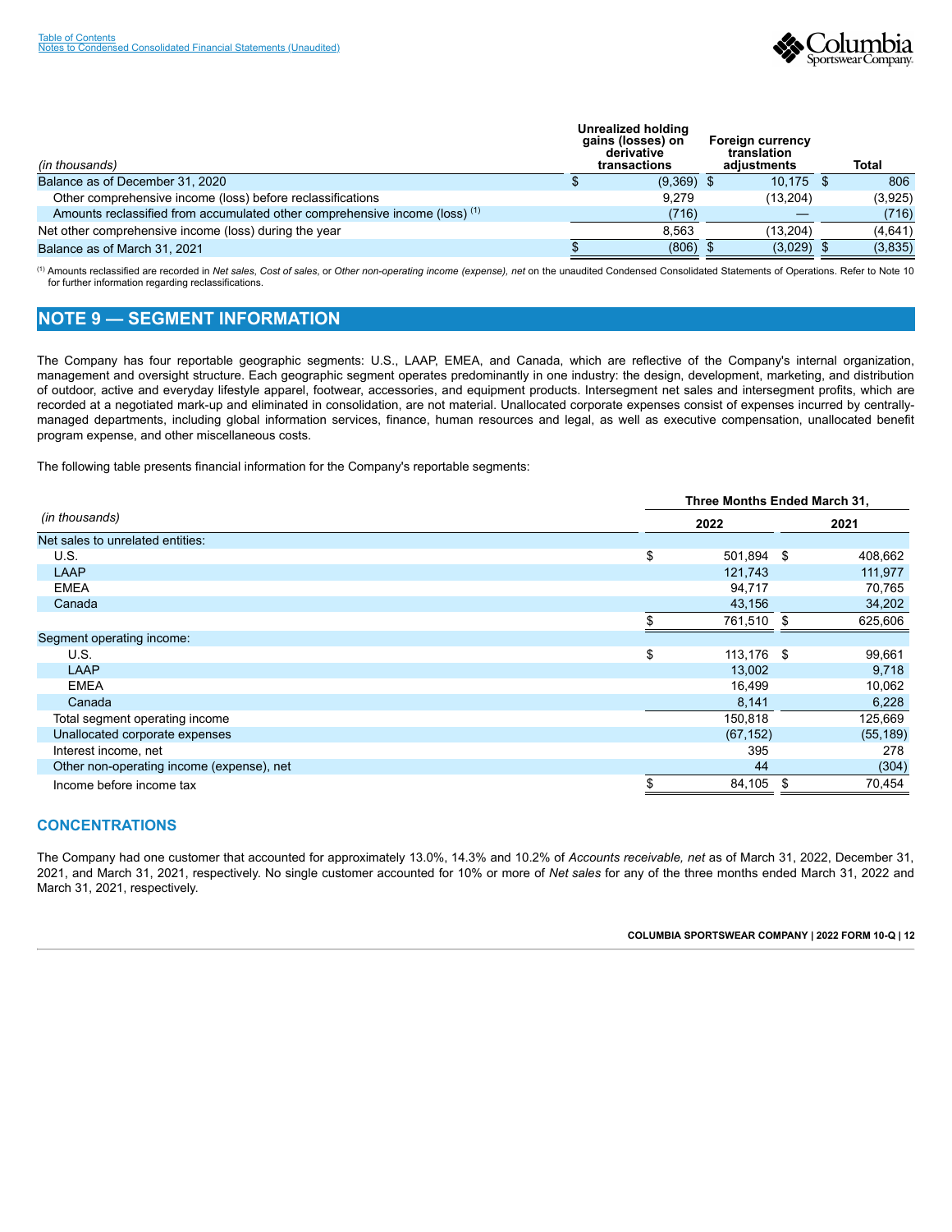| (in thousands) | Unrealized holding gains (losses) on derivative transactions | Foreign currency translation adjustments | Total |
|---|---|---|---|
| Balance as of December 31, 2020 | $ (9,369) | $ 10,175 | $ 806 |
| Other comprehensive income (loss) before reclassifications | 9,279 | (13,204) | (3,925) |
| Amounts reclassified from accumulated other comprehensive income (loss) [(1)] | (716) | — | (716) |
| Net other comprehensive income (loss) during the year | 8,563 | (13,204) | (4,641) |
| Balance as of March 31, 2021 | $ (806) | $ (3,029) | $ (3,835) |

[(1)] Amounts reclassified are recorded in *Net sales*, *Cost of sales*, or *Other non-operating income (expense), net* on the unaudited Condensed Consolidated Statements of Operations. Refer to Note 10 for further information regarding reclassifications.

## NOTE 9 — SEGMENT INFORMATION

The Company has four reportable geographic segments: U.S., LAAP, EMEA, and Canada, which are reflective of the Company's internal organization, management and oversight structure. Each geographic segment operates predominantly in one industry: the design, development, marketing, and distribution of outdoor, active and everyday lifestyle apparel, footwear, accessories, and equipment products. Intersegment net sales and intersegment profits, which are recorded at a negotiated mark-up and eliminated in consolidation, are not material. Unallocated corporate expenses consist of expenses incurred by centrally-managed departments, including global information services, finance, human resources and legal, as well as executive compensation, unallocated benefit program expense, and other miscellaneous costs.

The following table presents financial information for the Company's reportable segments:

| | Three Months Ended March 31, | |
|---|---|---|
| (in thousands) | 2022 | 2021 |
| Net sales to unrelated entities: | | |
| U.S. | $ 501,894 | $ 408,662 |
| LAAP | 121,743 | 111,977 |
| EMEA | 94,717 | 70,765 |
| Canada | 43,156 | 34,202 |
| | $ 761,510 | $ 625,606 |
| Segment operating income: | | |
| U.S. | $ 113,176 | $ 99,661 |
| LAAP | 13,002 | 9,718 |
| EMEA | 16,499 | 10,062 |
| Canada | 8,141 | 6,228 |
| Total segment operating income | 150,818 | 125,669 |
| Unallocated corporate expenses | (67,152) | (55,189) |
| Interest income, net | 395 | 278 |
| Other non-operating income (expense), net | 44 | (304) |
| Income before income tax | $ 84,105 | $ 70,454 |

### CONCENTRATIONS

The Company had one customer that accounted for approximately 13.0%, 14.3% and 10.2% of *Accounts receivable, net* as of March 31, 2022, December 31, 2021, and March 31, 2021, respectively. No single customer accounted for 10% or more of *Net sales* for any of the three months ended March 31, 2022 and March 31, 2021, respectively.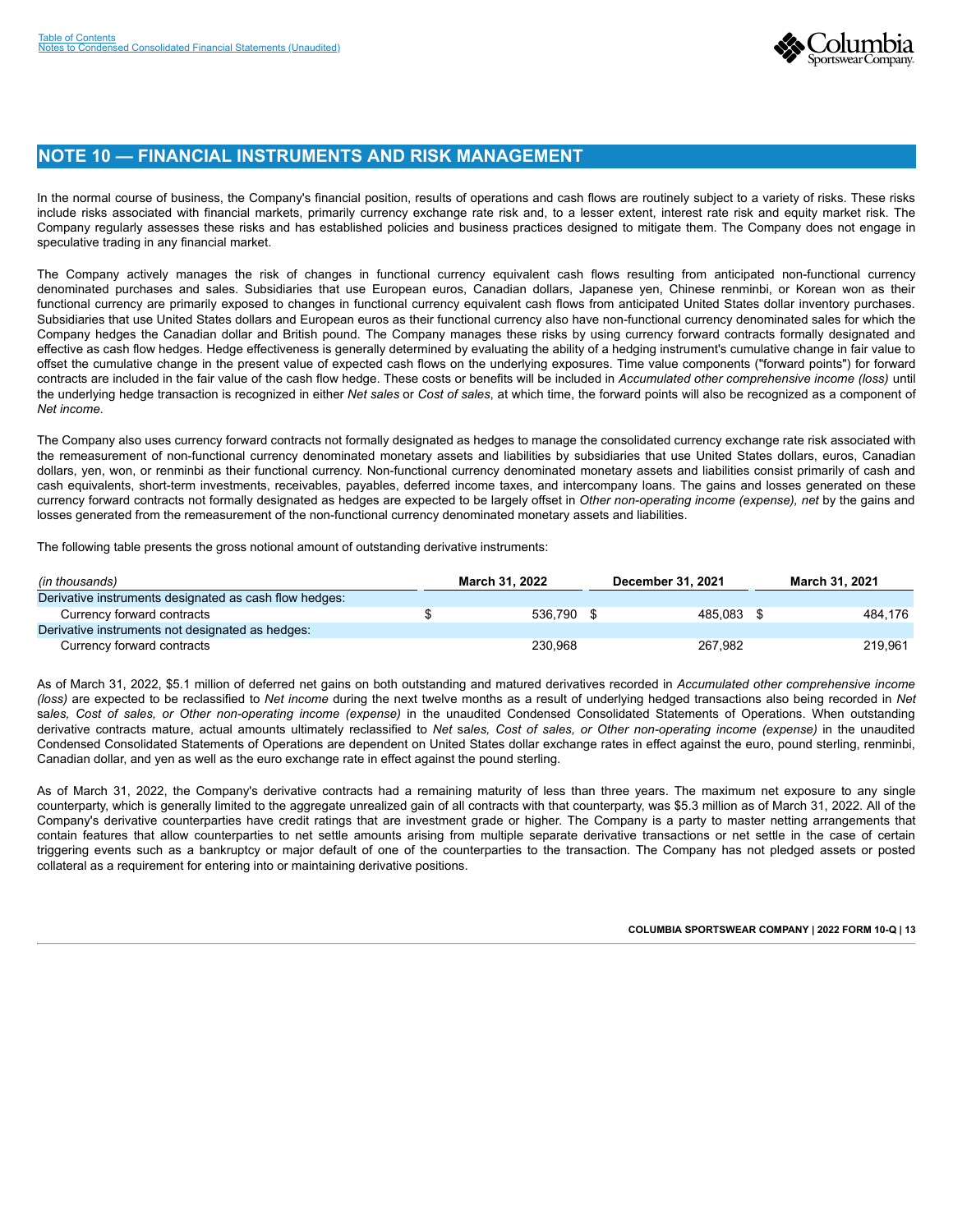## NOTE 10 — FINANCIAL INSTRUMENTS AND RISK MANAGEMENT

In the normal course of business, the Company's financial position, results of operations and cash flows are routinely subject to a variety of risks. These risks include risks associated with financial markets, primarily currency exchange rate risk and, to a lesser extent, interest rate risk and equity market risk. The Company regularly assesses these risks and has established policies and business practices designed to mitigate them. The Company does not engage in speculative trading in any financial market.

The Company actively manages the risk of changes in functional currency equivalent cash flows resulting from anticipated non-functional currency denominated purchases and sales. Subsidiaries that use European euros, Canadian dollars, Japanese yen, Chinese renminbi, or Korean won as their functional currency are primarily exposed to changes in functional currency equivalent cash flows from anticipated United States dollar inventory purchases. Subsidiaries that use United States dollars and European euros as their functional currency also have non-functional currency denominated sales for which the Company hedges the Canadian dollar and British pound. The Company manages these risks by using currency forward contracts formally designated and effective as cash flow hedges. Hedge effectiveness is generally determined by evaluating the ability of a hedging instrument's cumulative change in fair value to offset the cumulative change in the present value of expected cash flows on the underlying exposures. Time value components ("forward points") for forward contracts are included in the fair value of the cash flow hedge. These costs or benefits will be included in *Accumulated other comprehensive income (loss)* until the underlying hedge transaction is recognized in either *Net sales* or *Cost of sales*, at which time, the forward points will also be recognized as a component of *Net income*.

The Company also uses currency forward contracts not formally designated as hedges to manage the consolidated currency exchange rate risk associated with the remeasurement of non-functional currency denominated monetary assets and liabilities by subsidiaries that use United States dollars, euros, Canadian dollars, yen, won, or renminbi as their functional currency. Non-functional currency denominated monetary assets and liabilities consist primarily of cash and cash equivalents, short-term investments, receivables, payables, deferred income taxes, and intercompany loans. The gains and losses generated on these currency forward contracts not formally designated as hedges are expected to be largely offset in *Other non-operating income (expense), net* by the gains and losses generated from the remeasurement of the non-functional currency denominated monetary assets and liabilities.

The following table presents the gross notional amount of outstanding derivative instruments:

| *(in thousands)* | March 31, 2022 | December 31, 2021 | March 31, 2021 |
|---|---|---|---|
| Derivative instruments designated as cash flow hedges: | | | |
| Currency forward contracts | $ 536,790 | $ 485,083 | $ 484,176 |
| Derivative instruments not designated as hedges: | | | |
| Currency forward contracts | 230,968 | 267,982 | 219,961 |

As of March 31, 2022, $5.1 million of deferred net gains on both outstanding and matured derivatives recorded in *Accumulated other comprehensive income (loss)* are expected to be reclassified to *Net income* during the next twelve months as a result of underlying hedged transactions also being recorded in *Net sales, Cost of sales, or Other non-operating income (expense)* in the unaudited Condensed Consolidated Statements of Operations. When outstanding derivative contracts mature, actual amounts ultimately reclassified to *Net sales, Cost of sales, or Other non-operating income (expense)* in the unaudited Condensed Consolidated Statements of Operations are dependent on United States dollar exchange rates in effect against the euro, pound sterling, renminbi, Canadian dollar, and yen as well as the euro exchange rate in effect against the pound sterling.

As of March 31, 2022, the Company's derivative contracts had a remaining maturity of less than three years. The maximum net exposure to any single counterparty, which is generally limited to the aggregate unrealized gain of all contracts with that counterparty, was $5.3 million as of March 31, 2022. All of the Company's derivative counterparties have credit ratings that are investment grade or higher. The Company is a party to master netting arrangements that contain features that allow counterparties to net settle amounts arising from multiple separate derivative transactions or net settle in the case of certain triggering events such as a bankruptcy or major default of one of the counterparties to the transaction. The Company has not pledged assets or posted collateral as a requirement for entering into or maintaining derivative positions.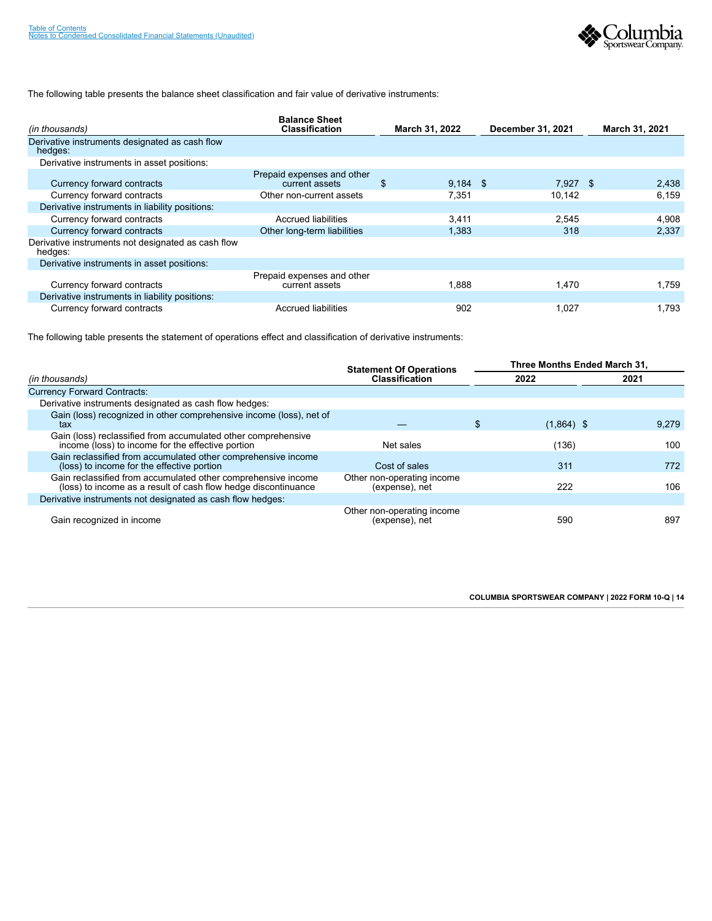The following table presents the balance sheet classification and fair value of derivative instruments:

| *(in thousands)* | Balance Sheet Classification | March 31, 2022 | December 31, 2021 | March 31, 2021 |
|---|---|---|---|---|
| Derivative instruments designated as cash flow hedges: | | | | |
| Derivative instruments in asset positions: | | | | |
| Currency forward contracts | Prepaid expenses and other current assets | $ 9,184 | $ 7,927 | $ 2,438 |
| Currency forward contracts | Other non-current assets | 7,351 | 10,142 | 6,159 |
| Derivative instruments in liability positions: | | | | |
| Currency forward contracts | Accrued liabilities | 3,411 | 2,545 | 4,908 |
| Currency forward contracts | Other long-term liabilities | 1,383 | 318 | 2,337 |
| Derivative instruments not designated as cash flow hedges: | | | | |
| Derivative instruments in asset positions: | | | | |
| Currency forward contracts | Prepaid expenses and other current assets | 1,888 | 1,470 | 1,759 |
| Derivative instruments in liability positions: | | | | |
| Currency forward contracts | Accrued liabilities | 902 | 1,027 | 1,793 |

The following table presents the statement of operations effect and classification of derivative instruments:

| | Statement Of Operations | Three Months Ended March 31, | |
|---|---|---|---|
| *(in thousands)* | Classification | 2022 | 2021 |
| Currency Forward Contracts: | | | |
| Derivative instruments designated as cash flow hedges: | | | |
| Gain (loss) recognized in other comprehensive income (loss), net of tax | — | $ (1,864) | $ 9,279 |
| Gain (loss) reclassified from accumulated other comprehensive income (loss) to income for the effective portion | Net sales | (136) | 100 |
| Gain reclassified from accumulated other comprehensive income (loss) to income for the effective portion | Cost of sales | 311 | 772 |
| Gain reclassified from accumulated other comprehensive income (loss) to income as a result of cash flow hedge discontinuance | Other non-operating income (expense), net | 222 | 106 |
| Derivative instruments not designated as cash flow hedges: | | | |
| Gain recognized in income | Other non-operating income (expense), net | 590 | 897 |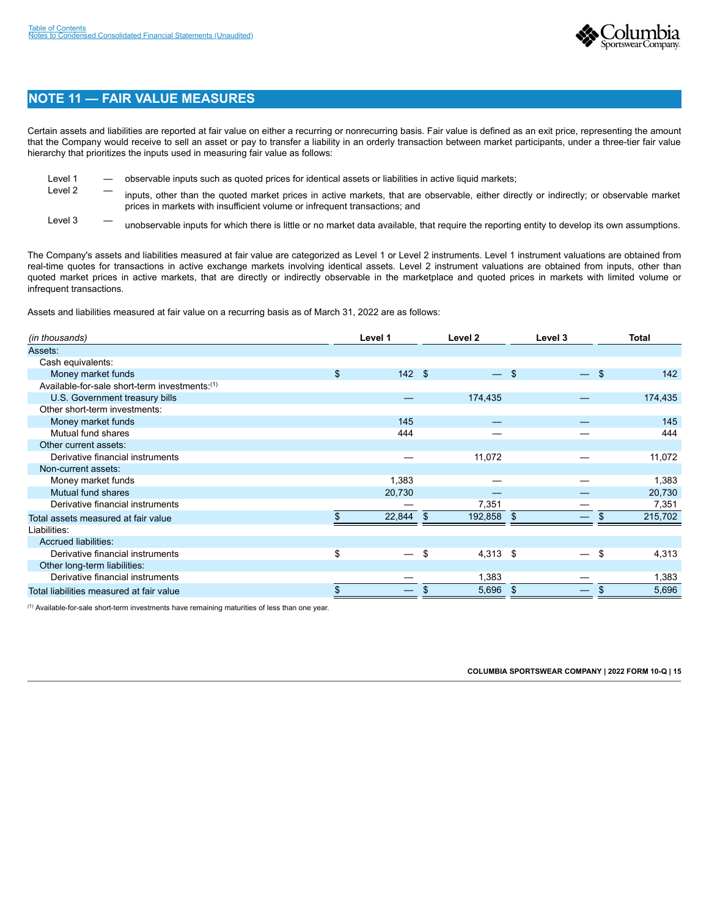## NOTE 11 — FAIR VALUE MEASURES

Certain assets and liabilities are reported at fair value on either a recurring or nonrecurring basis. Fair value is defined as an exit price, representing the amount that the Company would receive to sell an asset or pay to transfer a liability in an orderly transaction between market participants, under a three-tier fair value hierarchy that prioritizes the inputs used in measuring fair value as follows:

- Level 1 — observable inputs such as quoted prices for identical assets or liabilities in active liquid markets;
- Level 2 — inputs, other than the quoted market prices in active markets, that are observable, either directly or indirectly; or observable market prices in markets with insufficient volume or infrequent transactions; and
- Level 3 — unobservable inputs for which there is little or no market data available, that require the reporting entity to develop its own assumptions.

The Company's assets and liabilities measured at fair value are categorized as Level 1 or Level 2 instruments. Level 1 instrument valuations are obtained from real-time quotes for transactions in active exchange markets involving identical assets. Level 2 instrument valuations are obtained from inputs, other than quoted market prices in active markets, that are directly or indirectly observable in the marketplace and quoted prices in markets with limited volume or infrequent transactions.

Assets and liabilities measured at fair value on a recurring basis as of March 31, 2022 are as follows:

| *(in thousands)* | Level 1 | Level 2 | Level 3 | Total |
|---|---|---|---|---|
| Assets: | | | | |
| Cash equivalents: | | | | |
| Money market funds | $ 142 | $ — | $ — | $ 142 |
| Available-for-sale short-term investments:[1] | | | | |
| U.S. Government treasury bills | — | 174,435 | — | 174,435 |
| Other short-term investments: | | | | |
| Money market funds | 145 | — | — | 145 |
| Mutual fund shares | 444 | — | — | 444 |
| Other current assets: | | | | |
| Derivative financial instruments | — | 11,072 | — | 11,072 |
| Non-current assets: | | | | |
| Money market funds | 1,383 | — | — | 1,383 |
| Mutual fund shares | 20,730 | — | — | 20,730 |
| Derivative financial instruments | — | 7,351 | — | 7,351 |
| Total assets measured at fair value | $ 22,844 | $ 192,858 | $ — | $ 215,702 |
| Liabilities: | | | | |
| Accrued liabilities: | | | | |
| Derivative financial instruments | $ — | $ 4,313 | $ — | $ 4,313 |
| Other long-term liabilities: | | | | |
| Derivative financial instruments | — | 1,383 | — | 1,383 |
| Total liabilities measured at fair value | $ — | $ 5,696 | $ — | $ 5,696 |

[1] Available-for-sale short-term investments have remaining maturities of less than one year.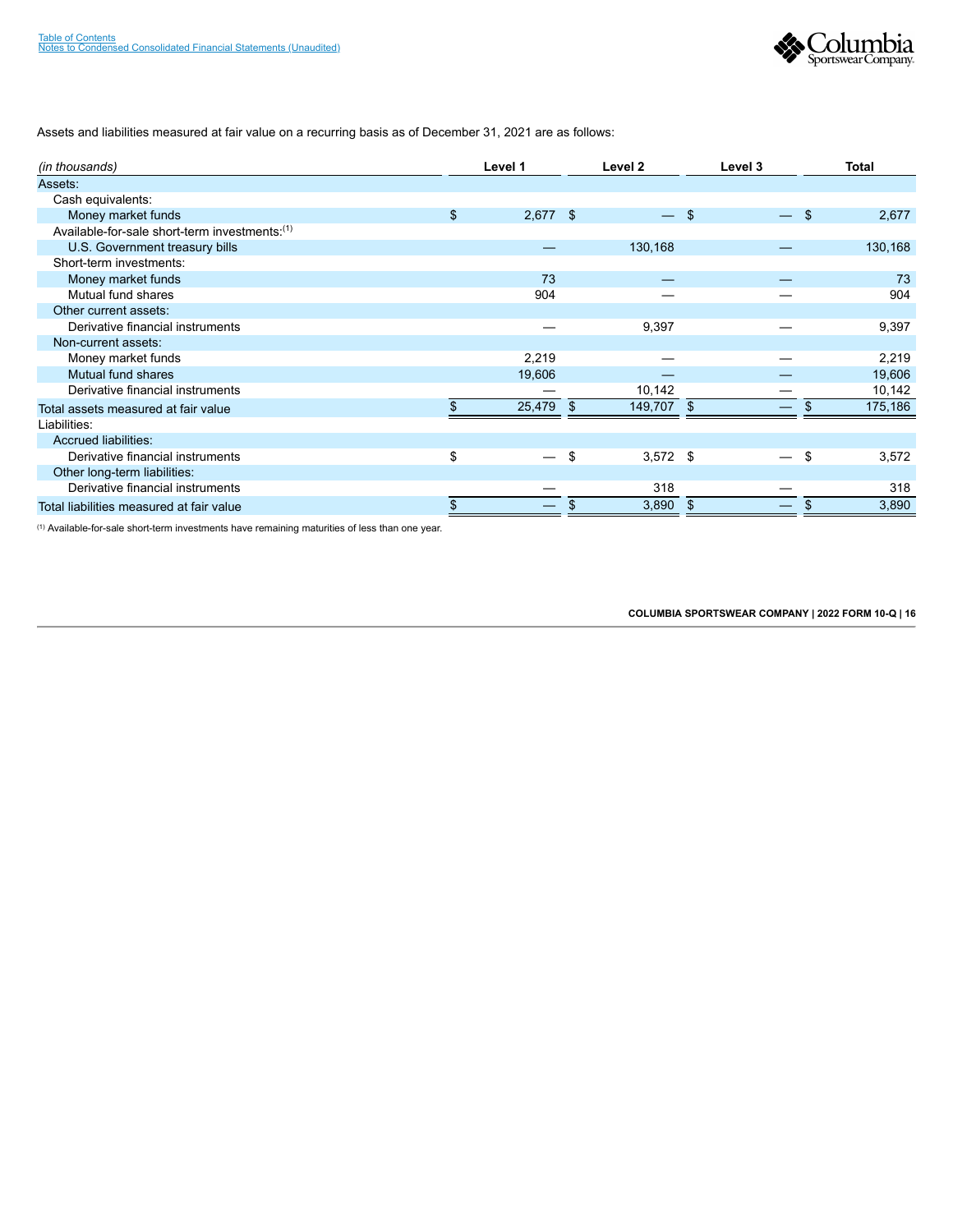Assets and liabilities measured at fair value on a recurring basis as of December 31, 2021 are as follows:

| *(in thousands)* | Level 1 | Level 2 | Level 3 | Total |
|---|---|---|---|---|
| Assets: | | | | |
| Cash equivalents: | | | | |
| Money market funds | $ 2,677 | $ — | $ — | $ 2,677 |
| Available-for-sale short-term investments:[(1)] | | | | |
| U.S. Government treasury bills | — | 130,168 | — | 130,168 |
| Short-term investments: | | | | |
| Money market funds | 73 | — | — | 73 |
| Mutual fund shares | 904 | — | — | 904 |
| Other current assets: | | | | |
| Derivative financial instruments | — | 9,397 | — | 9,397 |
| Non-current assets: | | | | |
| Money market funds | 2,219 | — | — | 2,219 |
| Mutual fund shares | 19,606 | — | — | 19,606 |
| Derivative financial instruments | — | 10,142 | — | 10,142 |
| Total assets measured at fair value | $ 25,479 | $ 149,707 | $ — | $ 175,186 |
| Liabilities: | | | | |
| Accrued liabilities: | | | | |
| Derivative financial instruments | $ — | $ 3,572 | $ — | $ 3,572 |
| Other long-term liabilities: | | | | |
| Derivative financial instruments | — | 318 | — | 318 |
| Total liabilities measured at fair value | $ — | $ 3,890 | $ — | $ 3,890 |

[(1)] Available-for-sale short-term investments have remaining maturities of less than one year.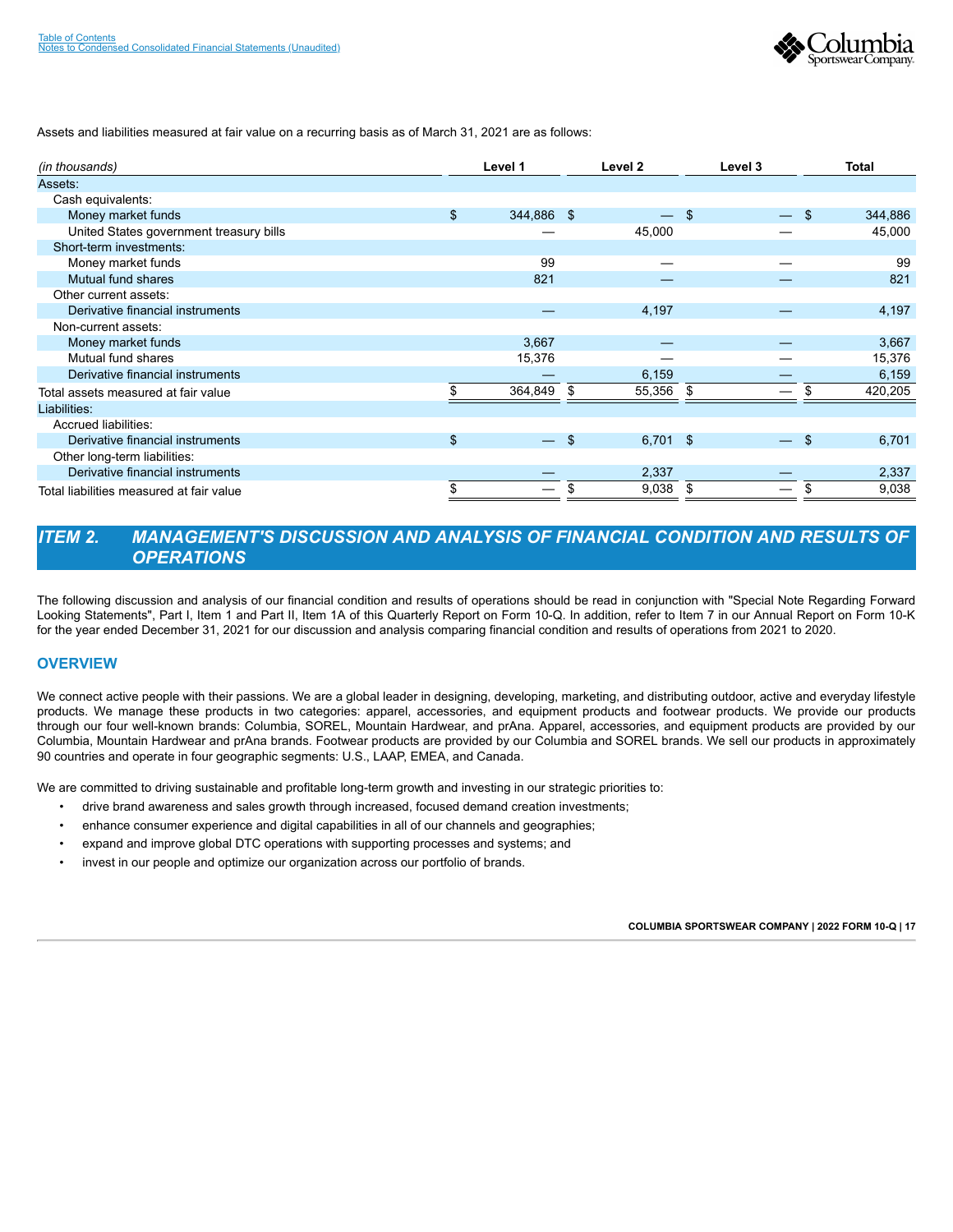Assets and liabilities measured at fair value on a recurring basis as of March 31, 2021 are as follows:

| *(in thousands)* | Level 1 | Level 2 | Level 3 | Total |
|---|---|---|---|---|
| Assets: | | | | |
| Cash equivalents: | | | | |
| Money market funds | $ 344,886 | $ — | $ — | $ 344,886 |
| United States government treasury bills | — | 45,000 | — | 45,000 |
| Short-term investments: | | | | |
| Money market funds | 99 | — | — | 99 |
| Mutual fund shares | 821 | — | — | 821 |
| Other current assets: | | | | |
| Derivative financial instruments | — | 4,197 | — | 4,197 |
| Non-current assets: | | | | |
| Money market funds | 3,667 | — | — | 3,667 |
| Mutual fund shares | 15,376 | — | — | 15,376 |
| Derivative financial instruments | — | 6,159 | — | 6,159 |
| Total assets measured at fair value | $ 364,849 | $ 55,356 | $ — | $ 420,205 |
| Liabilities: | | | | |
| Accrued liabilities: | | | | |
| Derivative financial instruments | $ — | $ 6,701 | $ — | $ 6,701 |
| Other long-term liabilities: | | | | |
| Derivative financial instruments | — | 2,337 | — | 2,337 |
| Total liabilities measured at fair value | $ — | $ 9,038 | $ — | $ 9,038 |

## *ITEM 2. MANAGEMENT'S DISCUSSION AND ANALYSIS OF FINANCIAL CONDITION AND RESULTS OF OPERATIONS*

The following discussion and analysis of our financial condition and results of operations should be read in conjunction with "Special Note Regarding Forward Looking Statements", Part I, Item 1 and Part II, Item 1A of this Quarterly Report on Form 10-Q. In addition, refer to Item 7 in our Annual Report on Form 10-K for the year ended December 31, 2021 for our discussion and analysis comparing financial condition and results of operations from 2021 to 2020.

### OVERVIEW

We connect active people with their passions. We are a global leader in designing, developing, marketing, and distributing outdoor, active and everyday lifestyle products. We manage these products in two categories: apparel, accessories, and equipment products and footwear products. We provide our products through our four well-known brands: Columbia, SOREL, Mountain Hardwear, and prAna. Apparel, accessories, and equipment products are provided by our Columbia, Mountain Hardwear and prAna brands. Footwear products are provided by our Columbia and SOREL brands. We sell our products in approximately 90 countries and operate in four geographic segments: U.S., LAAP, EMEA, and Canada.

We are committed to driving sustainable and profitable long-term growth and investing in our strategic priorities to:

- drive brand awareness and sales growth through increased, focused demand creation investments;
- enhance consumer experience and digital capabilities in all of our channels and geographies;
- expand and improve global DTC operations with supporting processes and systems; and
- invest in our people and optimize our organization across our portfolio of brands.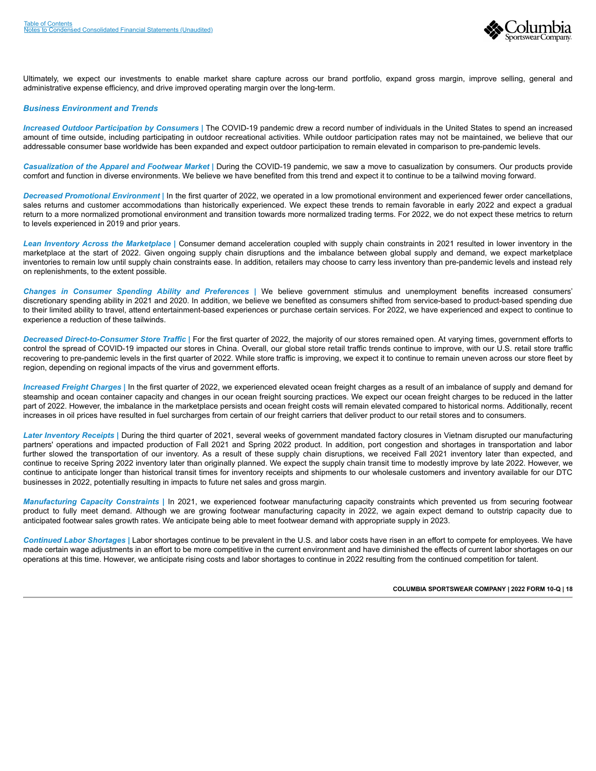Ultimately, we expect our investments to enable market share capture across our brand portfolio, expand gross margin, improve selling, general and administrative expense efficiency, and drive improved operating margin over the long-term.

### *Business Environment and Trends*

***Increased Outdoor Participation by Consumers |*** The COVID-19 pandemic drew a record number of individuals in the United States to spend an increased amount of time outside, including participating in outdoor recreational activities. While outdoor participation rates may not be maintained, we believe that our addressable consumer base worldwide has been expanded and expect outdoor participation to remain elevated in comparison to pre-pandemic levels.

***Casualization of the Apparel and Footwear Market |*** During the COVID-19 pandemic, we saw a move to casualization by consumers. Our products provide comfort and function in diverse environments. We believe we have benefited from this trend and expect it to continue to be a tailwind moving forward.

***Decreased Promotional Environment |*** In the first quarter of 2022, we operated in a low promotional environment and experienced fewer order cancellations, sales returns and customer accommodations than historically experienced. We expect these trends to remain favorable in early 2022 and expect a gradual return to a more normalized promotional environment and transition towards more normalized trading terms. For 2022, we do not expect these metrics to return to levels experienced in 2019 and prior years.

***Lean Inventory Across the Marketplace |*** Consumer demand acceleration coupled with supply chain constraints in 2021 resulted in lower inventory in the marketplace at the start of 2022. Given ongoing supply chain disruptions and the imbalance between global supply and demand, we expect marketplace inventories to remain low until supply chain constraints ease. In addition, retailers may choose to carry less inventory than pre-pandemic levels and instead rely on replenishments, to the extent possible.

***Changes in Consumer Spending Ability and Preferences |*** We believe government stimulus and unemployment benefits increased consumers' discretionary spending ability in 2021 and 2020. In addition, we believe we benefited as consumers shifted from service-based to product-based spending due to their limited ability to travel, attend entertainment-based experiences or purchase certain services. For 2022, we have experienced and expect to continue to experience a reduction of these tailwinds.

***Decreased Direct-to-Consumer Store Traffic |*** For the first quarter of 2022, the majority of our stores remained open. At varying times, government efforts to control the spread of COVID-19 impacted our stores in China. Overall, our global store retail traffic trends continue to improve, with our U.S. retail store traffic recovering to pre-pandemic levels in the first quarter of 2022. While store traffic is improving, we expect it to continue to remain uneven across our store fleet by region, depending on regional impacts of the virus and government efforts.

***Increased Freight Charges |*** In the first quarter of 2022, we experienced elevated ocean freight charges as a result of an imbalance of supply and demand for steamship and ocean container capacity and changes in our ocean freight sourcing practices. We expect our ocean freight charges to be reduced in the latter part of 2022. However, the imbalance in the marketplace persists and ocean freight costs will remain elevated compared to historical norms. Additionally, recent increases in oil prices have resulted in fuel surcharges from certain of our freight carriers that deliver product to our retail stores and to consumers.

***Later Inventory Receipts |*** During the third quarter of 2021, several weeks of government mandated factory closures in Vietnam disrupted our manufacturing partners' operations and impacted production of Fall 2021 and Spring 2022 product. In addition, port congestion and shortages in transportation and labor further slowed the transportation of our inventory. As a result of these supply chain disruptions, we received Fall 2021 inventory later than expected, and continue to receive Spring 2022 inventory later than originally planned. We expect the supply chain transit time to modestly improve by late 2022. However, we continue to anticipate longer than historical transit times for inventory receipts and shipments to our wholesale customers and inventory available for our DTC businesses in 2022, potentially resulting in impacts to future net sales and gross margin.

***Manufacturing Capacity Constraints |*** In 2021, we experienced footwear manufacturing capacity constraints which prevented us from securing footwear product to fully meet demand. Although we are growing footwear manufacturing capacity in 2022, we again expect demand to outstrip capacity due to anticipated footwear sales growth rates. We anticipate being able to meet footwear demand with appropriate supply in 2023.

***Continued Labor Shortages |*** Labor shortages continue to be prevalent in the U.S. and labor costs have risen in an effort to compete for employees. We have made certain wage adjustments in an effort to be more competitive in the current environment and have diminished the effects of current labor shortages on our operations at this time. However, we anticipate rising costs and labor shortages to continue in 2022 resulting from the continued competition for talent.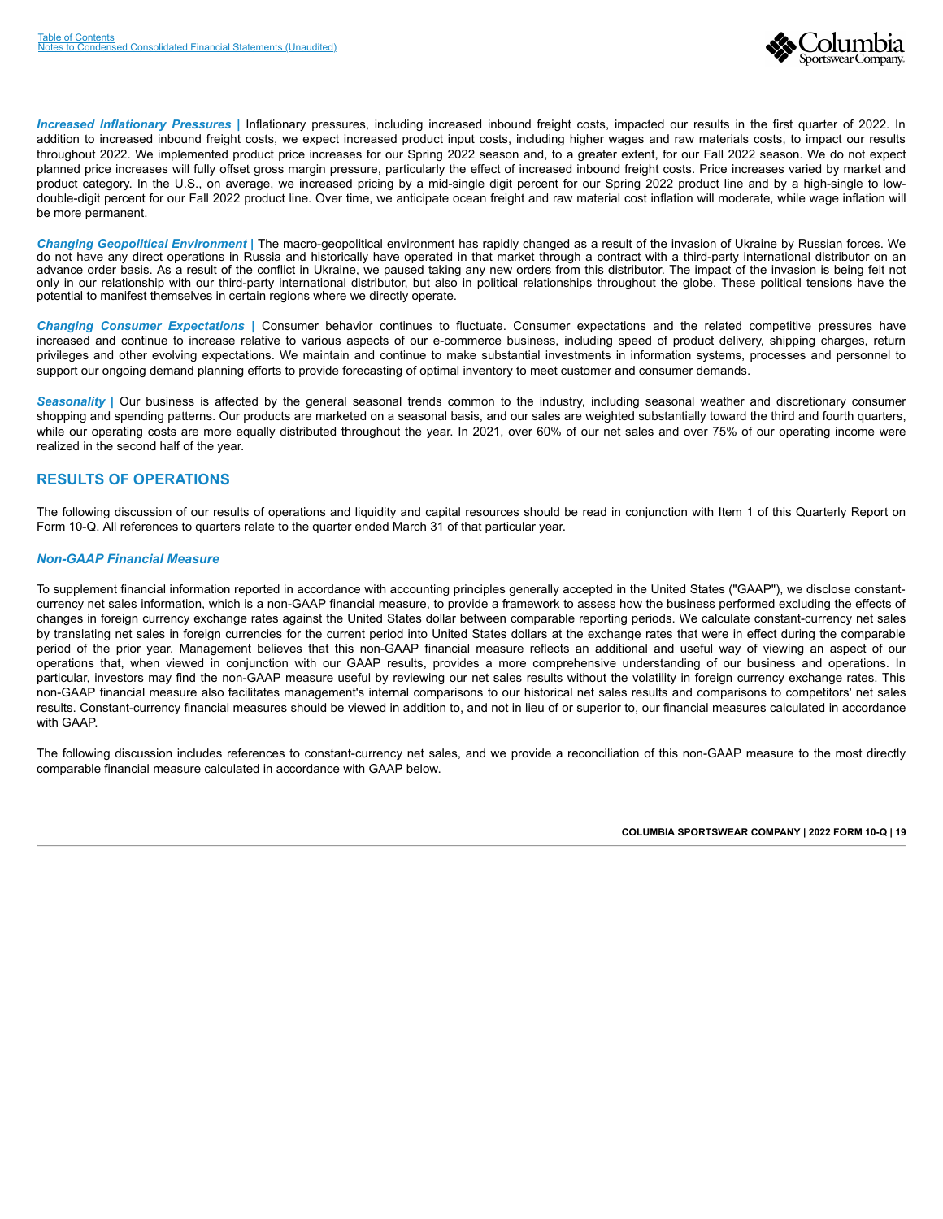***Increased Inflationary Pressures*** | Inflationary pressures, including increased inbound freight costs, impacted our results in the first quarter of 2022. In addition to increased inbound freight costs, we expect increased product input costs, including higher wages and raw materials costs, to impact our results throughout 2022. We implemented product price increases for our Spring 2022 season and, to a greater extent, for our Fall 2022 season. We do not expect planned price increases will fully offset gross margin pressure, particularly the effect of increased inbound freight costs. Price increases varied by market and product category. In the U.S., on average, we increased pricing by a mid-single digit percent for our Spring 2022 product line and by a high-single to low-double-digit percent for our Fall 2022 product line. Over time, we anticipate ocean freight and raw material cost inflation will moderate, while wage inflation will be more permanent.

***Changing Geopolitical Environment*** | The macro-geopolitical environment has rapidly changed as a result of the invasion of Ukraine by Russian forces. We do not have any direct operations in Russia and historically have operated in that market through a contract with a third-party international distributor on an advance order basis. As a result of the conflict in Ukraine, we paused taking any new orders from this distributor. The impact of the invasion is being felt not only in our relationship with our third-party international distributor, but also in political relationships throughout the globe. These political tensions have the potential to manifest themselves in certain regions where we directly operate.

***Changing Consumer Expectations*** | Consumer behavior continues to fluctuate. Consumer expectations and the related competitive pressures have increased and continue to increase relative to various aspects of our e-commerce business, including speed of product delivery, shipping charges, return privileges and other evolving expectations. We maintain and continue to make substantial investments in information systems, processes and personnel to support our ongoing demand planning efforts to provide forecasting of optimal inventory to meet customer and consumer demands.

***Seasonality*** | Our business is affected by the general seasonal trends common to the industry, including seasonal weather and discretionary consumer shopping and spending patterns. Our products are marketed on a seasonal basis, and our sales are weighted substantially toward the third and fourth quarters, while our operating costs are more equally distributed throughout the year. In 2021, over 60% of our net sales and over 75% of our operating income were realized in the second half of the year.

## RESULTS OF OPERATIONS

The following discussion of our results of operations and liquidity and capital resources should be read in conjunction with Item 1 of this Quarterly Report on Form 10-Q. All references to quarters relate to the quarter ended March 31 of that particular year.

### *Non-GAAP Financial Measure*

To supplement financial information reported in accordance with accounting principles generally accepted in the United States ("GAAP"), we disclose constant-currency net sales information, which is a non-GAAP financial measure, to provide a framework to assess how the business performed excluding the effects of changes in foreign currency exchange rates against the United States dollar between comparable reporting periods. We calculate constant-currency net sales by translating net sales in foreign currencies for the current period into United States dollars at the exchange rates that were in effect during the comparable period of the prior year. Management believes that this non-GAAP financial measure reflects an additional and useful way of viewing an aspect of our operations that, when viewed in conjunction with our GAAP results, provides a more comprehensive understanding of our business and operations. In particular, investors may find the non-GAAP measure useful by reviewing our net sales results without the volatility in foreign currency exchange rates. This non-GAAP financial measure also facilitates management's internal comparisons to our historical net sales results and comparisons to competitors' net sales results. Constant-currency financial measures should be viewed in addition to, and not in lieu of or superior to, our financial measures calculated in accordance with GAAP.

The following discussion includes references to constant-currency net sales, and we provide a reconciliation of this non-GAAP measure to the most directly comparable financial measure calculated in accordance with GAAP below.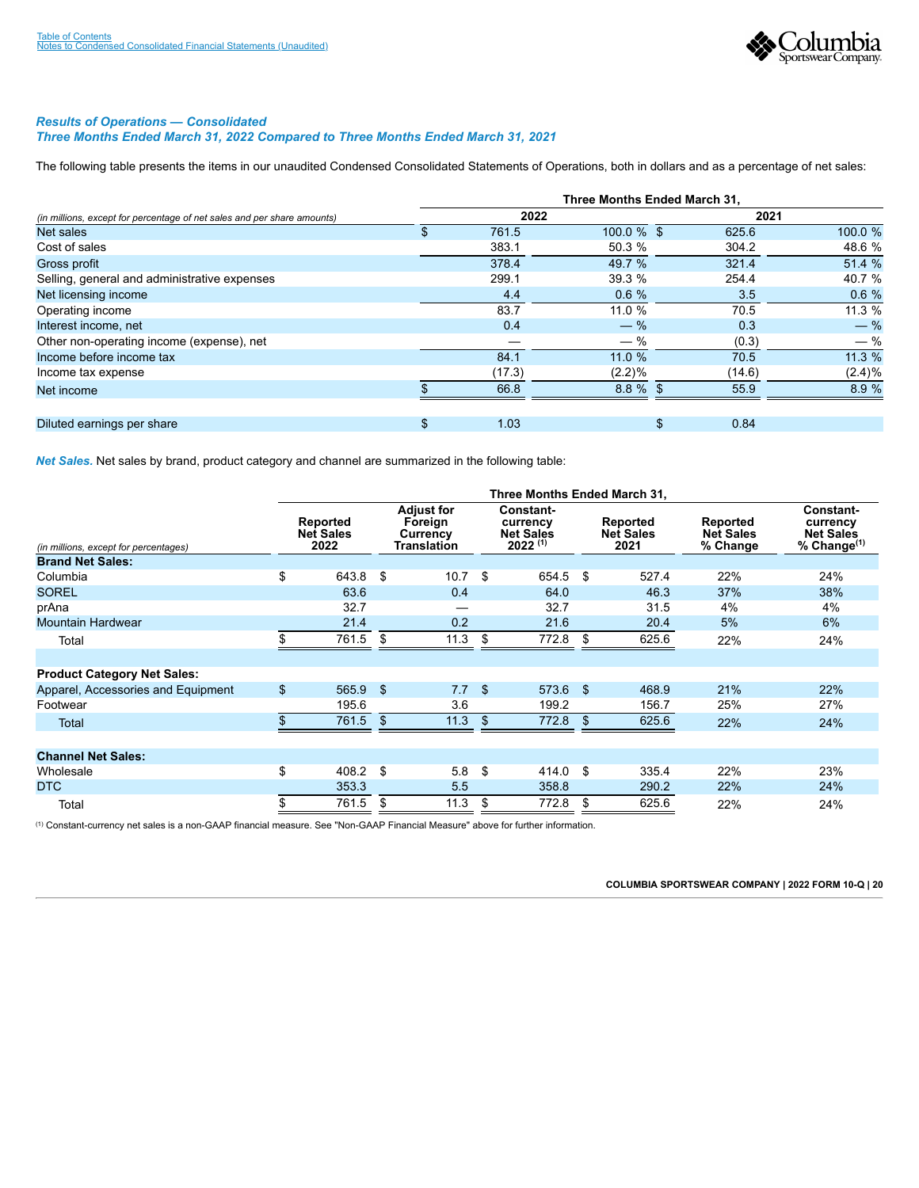### *Results of Operations — Consolidated*
### *Three Months Ended March 31, 2022 Compared to Three Months Ended March 31, 2021*

The following table presents the items in our unaudited Condensed Consolidated Statements of Operations, both in dollars and as a percentage of net sales:

| *(in millions, except for percentage of net sales and per share amounts)* | Three Months Ended March 31, 2022 | | Three Months Ended March 31, 2021 | |
|---|---|---|---|---|
| Net sales | $ 761.5 | 100.0 % | $ 625.6 | 100.0 % |
| Cost of sales | 383.1 | 50.3 % | 304.2 | 48.6 % |
| Gross profit | 378.4 | 49.7 % | 321.4 | 51.4 % |
| Selling, general and administrative expenses | 299.1 | 39.3 % | 254.4 | 40.7 % |
| Net licensing income | 4.4 | 0.6 % | 3.5 | 0.6 % |
| Operating income | 83.7 | 11.0 % | 70.5 | 11.3 % |
| Interest income, net | 0.4 | — % | 0.3 | — % |
| Other non-operating income (expense), net | — | — % | (0.3) | — % |
| Income before income tax | 84.1 | 11.0 % | 70.5 | 11.3 % |
| Income tax expense | (17.3) | (2.2)% | (14.6) | (2.4)% |
| Net income | $ 66.8 | 8.8 % | $ 55.9 | 8.9 % |
| | | | | |
| Diluted earnings per share | $ 1.03 | | $ 0.84 | |

***Net Sales.*** Net sales by brand, product category and channel are summarized in the following table:

| *(in millions, except for percentages)* | Reported Net Sales 2022 | Adjust for Foreign Currency Translation | Constant-currency Net Sales 2022 [1] | Reported Net Sales 2021 | Reported Net Sales % Change | Constant-currency Net Sales % Change[1] |
|---|---|---|---|---|---|---|
| **Brand Net Sales:** | | | | | | |
| Columbia | $ 643.8 | $ 10.7 | $ 654.5 | $ 527.4 | 22% | 24% |
| SOREL | 63.6 | 0.4 | 64.0 | 46.3 | 37% | 38% |
| prAna | 32.7 | — | 32.7 | 31.5 | 4% | 4% |
| Mountain Hardwear | 21.4 | 0.2 | 21.6 | 20.4 | 5% | 6% |
| Total | $ 761.5 | $ 11.3 | $ 772.8 | $ 625.6 | 22% | 24% |
| | | | | | | |
| **Product Category Net Sales:** | | | | | | |
| Apparel, Accessories and Equipment | $ 565.9 | $ 7.7 | $ 573.6 | $ 468.9 | 21% | 22% |
| Footwear | 195.6 | 3.6 | 199.2 | 156.7 | 25% | 27% |
| Total | $ 761.5 | $ 11.3 | $ 772.8 | $ 625.6 | 22% | 24% |
| | | | | | | |
| **Channel Net Sales:** | | | | | | |
| Wholesale | $ 408.2 | $ 5.8 | $ 414.0 | $ 335.4 | 22% | 23% |
| DTC | 353.3 | 5.5 | 358.8 | 290.2 | 22% | 24% |
| Total | $ 761.5 | $ 11.3 | $ 772.8 | $ 625.6 | 22% | 24% |

[1] Constant-currency net sales is a non-GAAP financial measure. See "Non-GAAP Financial Measure" above for further information.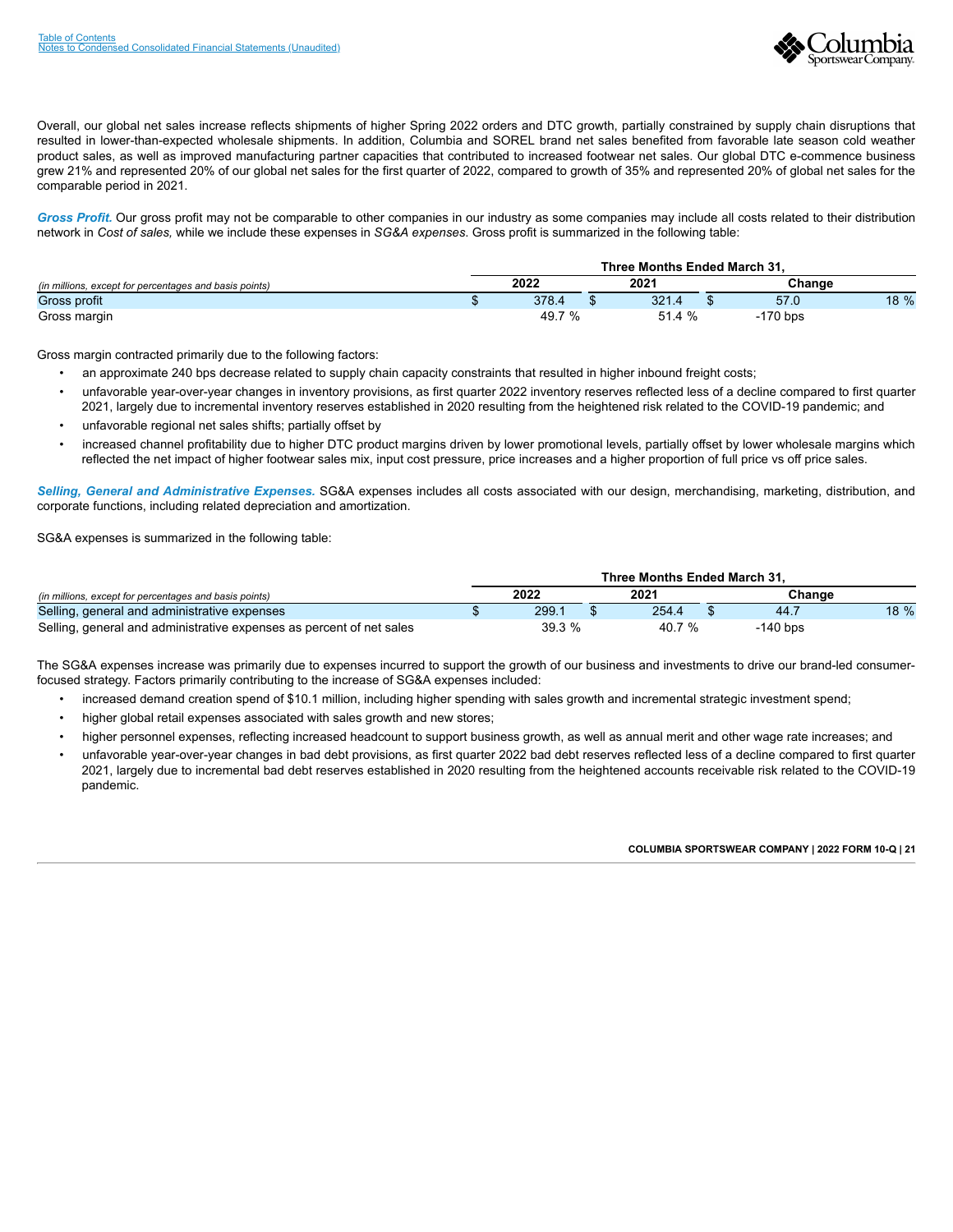Overall, our global net sales increase reflects shipments of higher Spring 2022 orders and DTC growth, partially constrained by supply chain disruptions that resulted in lower-than-expected wholesale shipments. In addition, Columbia and SOREL brand net sales benefited from favorable late season cold weather product sales, as well as improved manufacturing partner capacities that contributed to increased footwear net sales. Our global DTC e-commence business grew 21% and represented 20% of our global net sales for the first quarter of 2022, compared to growth of 35% and represented 20% of global net sales for the comparable period in 2021.

***Gross Profit.*** Our gross profit may not be comparable to other companies in our industry as some companies may include all costs related to their distribution network in *Cost of sales,* while we include these expenses in *SG&A expenses.* Gross profit is summarized in the following table:

| | Three Months Ended March 31, | | | |
|---|---|---|---|---|
| *(in millions, except for percentages and basis points)* | 2022 | 2021 | Change | |
| Gross profit | $ 378.4 | $ 321.4 | $ 57.0 | 18 % |
| Gross margin | 49.7 % | 51.4 % | -170 bps | |

Gross margin contracted primarily due to the following factors:

- an approximate 240 bps decrease related to supply chain capacity constraints that resulted in higher inbound freight costs;
- unfavorable year-over-year changes in inventory provisions, as first quarter 2022 inventory reserves reflected less of a decline compared to first quarter 2021, largely due to incremental inventory reserves established in 2020 resulting from the heightened risk related to the COVID-19 pandemic; and
- unfavorable regional net sales shifts; partially offset by
- increased channel profitability due to higher DTC product margins driven by lower promotional levels, partially offset by lower wholesale margins which reflected the net impact of higher footwear sales mix, input cost pressure, price increases and a higher proportion of full price vs off price sales.

***Selling, General and Administrative Expenses.*** SG&A expenses includes all costs associated with our design, merchandising, marketing, distribution, and corporate functions, including related depreciation and amortization.

SG&A expenses is summarized in the following table:

| | Three Months Ended March 31, | | | |
|---|---|---|---|---|
| *(in millions, except for percentages and basis points)* | 2022 | 2021 | Change | |
| Selling, general and administrative expenses | $ 299.1 | $ 254.4 | $ 44.7 | 18 % |
| Selling, general and administrative expenses as percent of net sales | 39.3 % | 40.7 % | -140 bps | |

The SG&A expenses increase was primarily due to expenses incurred to support the growth of our business and investments to drive our brand-led consumer-focused strategy. Factors primarily contributing to the increase of SG&A expenses included:

- increased demand creation spend of $10.1 million, including higher spending with sales growth and incremental strategic investment spend;
- higher global retail expenses associated with sales growth and new stores;
- higher personnel expenses, reflecting increased headcount to support business growth, as well as annual merit and other wage rate increases; and
- unfavorable year-over-year changes in bad debt provisions, as first quarter 2022 bad debt reserves reflected less of a decline compared to first quarter 2021, largely due to incremental bad debt reserves established in 2020 resulting from the heightened accounts receivable risk related to the COVID-19 pandemic.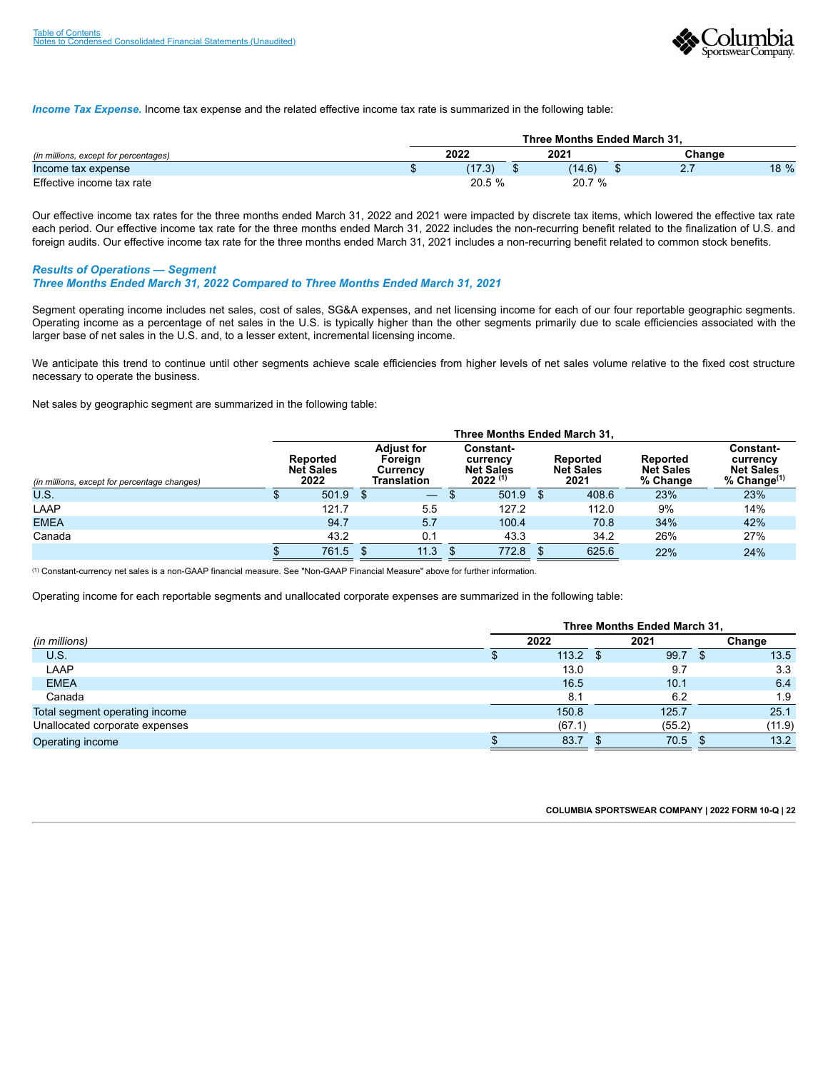***Income Tax Expense.*** Income tax expense and the related effective income tax rate is summarized in the following table:

| | Three Months Ended March 31, | | | |
|---|---|---|---|---|
| *(in millions, except for percentages)* | 2022 | 2021 | Change | |
| Income tax expense | $ (17.3) | $ (14.6) | $ 2.7 | 18 % |
| Effective income tax rate | 20.5 % | 20.7 % | | |

Our effective income tax rates for the three months ended March 31, 2022 and 2021 were impacted by discrete tax items, which lowered the effective tax rate each period. Our effective income tax rate for the three months ended March 31, 2022 includes the non-recurring benefit related to the finalization of U.S. and foreign audits. Our effective income tax rate for the three months ended March 31, 2021 includes a non-recurring benefit related to common stock benefits.

### *Results of Operations — Segment*
### *Three Months Ended March 31, 2022 Compared to Three Months Ended March 31, 2021*

Segment operating income includes net sales, cost of sales, SG&A expenses, and net licensing income for each of our four reportable geographic segments. Operating income as a percentage of net sales in the U.S. is typically higher than the other segments primarily due to scale efficiencies associated with the larger base of net sales in the U.S. and, to a lesser extent, incremental licensing income.

We anticipate this trend to continue until other segments achieve scale efficiencies from higher levels of net sales volume relative to the fixed cost structure necessary to operate the business.

Net sales by geographic segment are summarized in the following table:

| | Three Months Ended March 31, | | | | | |
|---|---|---|---|---|---|---|
| *(in millions, except for percentage changes)* | Reported Net Sales 2022 | Adjust for Foreign Currency Translation | Constant-currency Net Sales 2022 [1] | Reported Net Sales 2021 | Reported Net Sales % Change | Constant-currency Net Sales % Change[1] |
| U.S. | $ 501.9 | $ — | $ 501.9 | $ 408.6 | 23% | 23% |
| LAAP | 121.7 | 5.5 | 127.2 | 112.0 | 9% | 14% |
| EMEA | 94.7 | 5.7 | 100.4 | 70.8 | 34% | 42% |
| Canada | 43.2 | 0.1 | 43.3 | 34.2 | 26% | 27% |
| | $ 761.5 | $ 11.3 | $ 772.8 | $ 625.6 | 22% | 24% |

[1] Constant-currency net sales is a non-GAAP financial measure. See "Non-GAAP Financial Measure" above for further information.

Operating income for each reportable segments and unallocated corporate expenses are summarized in the following table:

| | Three Months Ended March 31, | | |
|---|---|---|---|
| *(in millions)* | 2022 | 2021 | Change |
| U.S. | $ 113.2 | $ 99.7 | $ 13.5 |
| LAAP | 13.0 | 9.7 | 3.3 |
| EMEA | 16.5 | 10.1 | 6.4 |
| Canada | 8.1 | 6.2 | 1.9 |
| Total segment operating income | 150.8 | 125.7 | 25.1 |
| Unallocated corporate expenses | (67.1) | (55.2) | (11.9) |
| Operating income | $ 83.7 | $ 70.5 | $ 13.2 |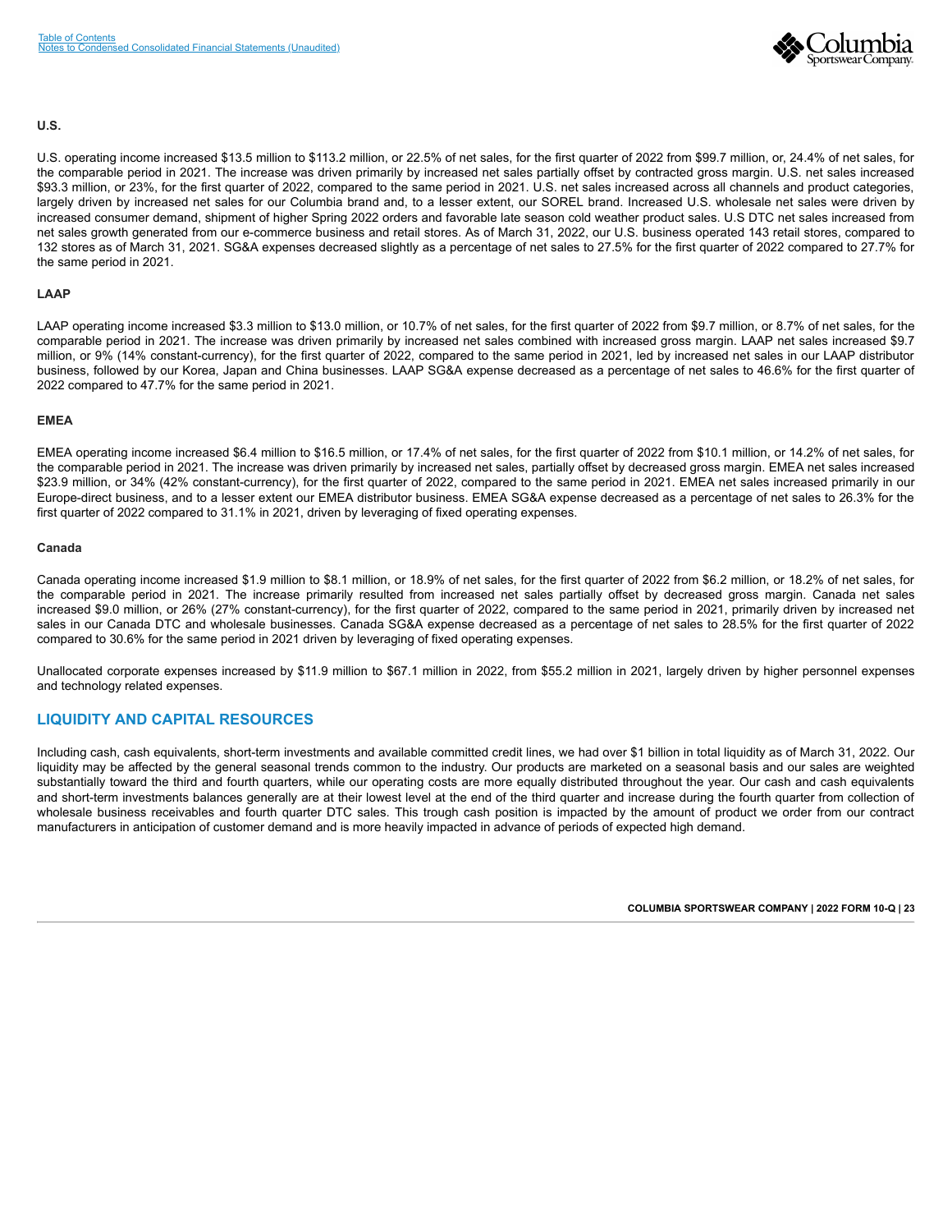**U.S.**

U.S. operating income increased $13.5 million to $113.2 million, or 22.5% of net sales, for the first quarter of 2022 from $99.7 million, or, 24.4% of net sales, for the comparable period in 2021. The increase was driven primarily by increased net sales partially offset by contracted gross margin. U.S. net sales increased $93.3 million, or 23%, for the first quarter of 2022, compared to the same period in 2021. U.S. net sales increased across all channels and product categories, largely driven by increased net sales for our Columbia brand and, to a lesser extent, our SOREL brand. Increased U.S. wholesale net sales were driven by increased consumer demand, shipment of higher Spring 2022 orders and favorable late season cold weather product sales. U.S DTC net sales increased from net sales growth generated from our e-commerce business and retail stores. As of March 31, 2022, our U.S. business operated 143 retail stores, compared to 132 stores as of March 31, 2021. SG&A expenses decreased slightly as a percentage of net sales to 27.5% for the first quarter of 2022 compared to 27.7% for the same period in 2021.

**LAAP**

LAAP operating income increased $3.3 million to $13.0 million, or 10.7% of net sales, for the first quarter of 2022 from $9.7 million, or 8.7% of net sales, for the comparable period in 2021. The increase was driven primarily by increased net sales combined with increased gross margin. LAAP net sales increased $9.7 million, or 9% (14% constant-currency), for the first quarter of 2022, compared to the same period in 2021, led by increased net sales in our LAAP distributor business, followed by our Korea, Japan and China businesses. LAAP SG&A expense decreased as a percentage of net sales to 46.6% for the first quarter of 2022 compared to 47.7% for the same period in 2021.

**EMEA**

EMEA operating income increased $6.4 million to $16.5 million, or 17.4% of net sales, for the first quarter of 2022 from $10.1 million, or 14.2% of net sales, for the comparable period in 2021. The increase was driven primarily by increased net sales, partially offset by decreased gross margin. EMEA net sales increased $23.9 million, or 34% (42% constant-currency), for the first quarter of 2022, compared to the same period in 2021. EMEA net sales increased primarily in our Europe-direct business, and to a lesser extent our EMEA distributor business. EMEA SG&A expense decreased as a percentage of net sales to 26.3% for the first quarter of 2022 compared to 31.1% in 2021, driven by leveraging of fixed operating expenses.

**Canada**

Canada operating income increased $1.9 million to $8.1 million, or 18.9% of net sales, for the first quarter of 2022 from $6.2 million, or 18.2% of net sales, for the comparable period in 2021. The increase primarily resulted from increased net sales partially offset by decreased gross margin. Canada net sales increased $9.0 million, or 26% (27% constant-currency), for the first quarter of 2022, compared to the same period in 2021, primarily driven by increased net sales in our Canada DTC and wholesale businesses. Canada SG&A expense decreased as a percentage of net sales to 28.5% for the first quarter of 2022 compared to 30.6% for the same period in 2021 driven by leveraging of fixed operating expenses.

Unallocated corporate expenses increased by $11.9 million to $67.1 million in 2022, from $55.2 million in 2021, largely driven by higher personnel expenses and technology related expenses.

## LIQUIDITY AND CAPITAL RESOURCES

Including cash, cash equivalents, short-term investments and available committed credit lines, we had over $1 billion in total liquidity as of March 31, 2022. Our liquidity may be affected by the general seasonal trends common to the industry. Our products are marketed on a seasonal basis and our sales are weighted substantially toward the third and fourth quarters, while our operating costs are more equally distributed throughout the year. Our cash and cash equivalents and short-term investments balances generally are at their lowest level at the end of the third quarter and increase during the fourth quarter from collection of wholesale business receivables and fourth quarter DTC sales. This trough cash position is impacted by the amount of product we order from our contract manufacturers in anticipation of customer demand and is more heavily impacted in advance of periods of expected high demand.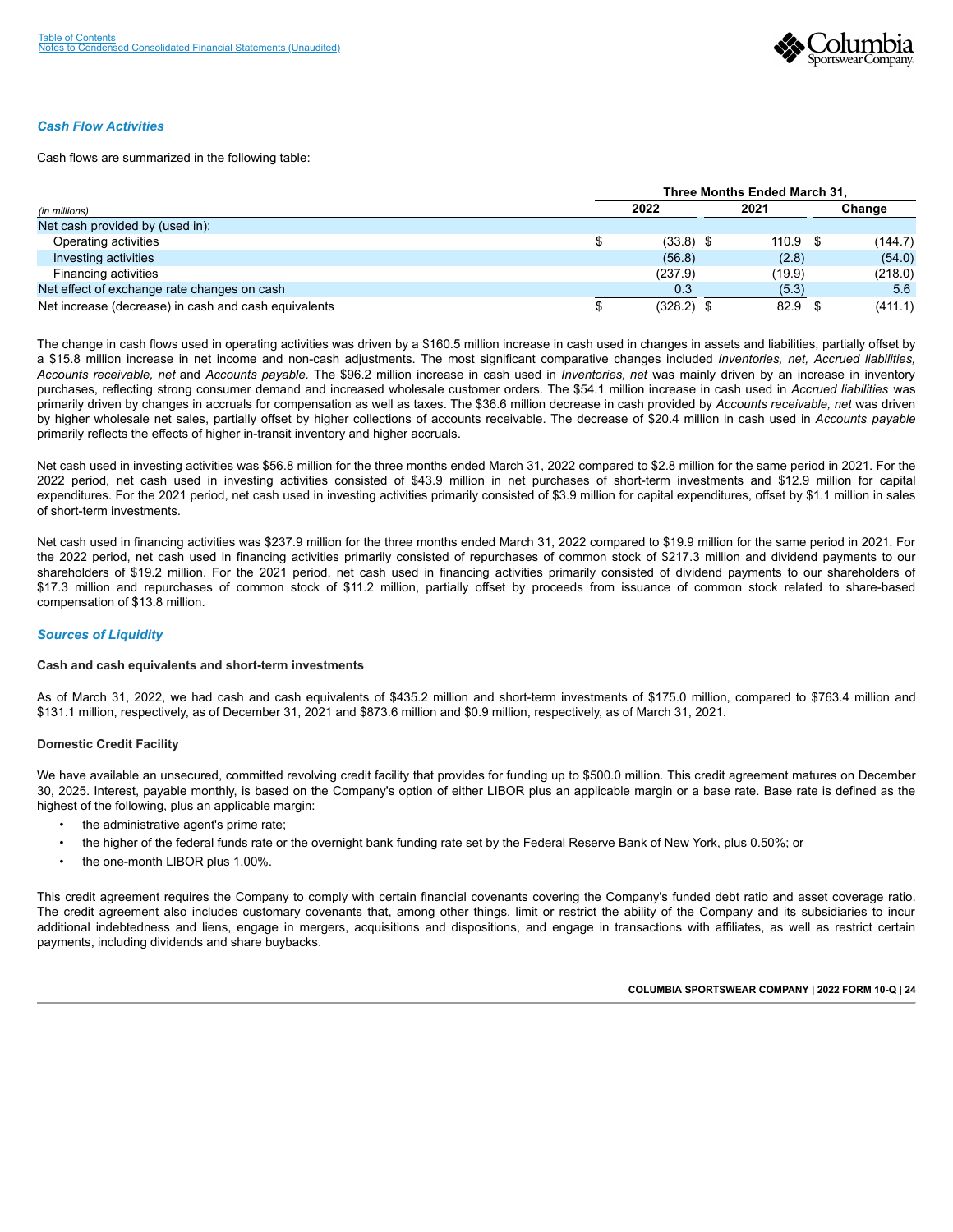### *Cash Flow Activities*

Cash flows are summarized in the following table:

| *(in millions)* | Three Months Ended March 31, 2022 | 2021 | Change |
|---|---|---|---|
| Net cash provided by (used in): | | | |
| Operating activities | $ (33.8) | $ 110.9 | $ (144.7) |
| Investing activities | (56.8) | (2.8) | (54.0) |
| Financing activities | (237.9) | (19.9) | (218.0) |
| Net effect of exchange rate changes on cash | 0.3 | (5.3) | 5.6 |
| Net increase (decrease) in cash and cash equivalents | $ (328.2) | $ 82.9 | $ (411.1) |

The change in cash flows used in operating activities was driven by a $160.5 million increase in cash used in changes in assets and liabilities, partially offset by a $15.8 million increase in net income and non-cash adjustments. The most significant comparative changes included *Inventories, net, Accrued liabilities, Accounts receivable, net* and *Accounts payable*. The $96.2 million increase in cash used in *Inventories, net* was mainly driven by an increase in inventory purchases, reflecting strong consumer demand and increased wholesale customer orders. The $54.1 million increase in cash used in *Accrued liabilities* was primarily driven by changes in accruals for compensation as well as taxes. The $36.6 million decrease in cash provided by *Accounts receivable, net* was driven by higher wholesale net sales, partially offset by higher collections of accounts receivable. The decrease of $20.4 million in cash used in *Accounts payable* primarily reflects the effects of higher in-transit inventory and higher accruals.

Net cash used in investing activities was $56.8 million for the three months ended March 31, 2022 compared to $2.8 million for the same period in 2021. For the 2022 period, net cash used in investing activities consisted of $43.9 million in net purchases of short-term investments and $12.9 million for capital expenditures. For the 2021 period, net cash used in investing activities primarily consisted of $3.9 million for capital expenditures, offset by $1.1 million in sales of short-term investments.

Net cash used in financing activities was $237.9 million for the three months ended March 31, 2022 compared to $19.9 million for the same period in 2021. For the 2022 period, net cash used in financing activities primarily consisted of repurchases of common stock of $217.3 million and dividend payments to our shareholders of $19.2 million. For the 2021 period, net cash used in financing activities primarily consisted of dividend payments to our shareholders of $17.3 million and repurchases of common stock of $11.2 million, partially offset by proceeds from issuance of common stock related to share-based compensation of $13.8 million.

### *Sources of Liquidity*

**Cash and cash equivalents and short-term investments**

As of March 31, 2022, we had cash and cash equivalents of $435.2 million and short-term investments of $175.0 million, compared to $763.4 million and $131.1 million, respectively, as of December 31, 2021 and $873.6 million and $0.9 million, respectively, as of March 31, 2021.

**Domestic Credit Facility**

We have available an unsecured, committed revolving credit facility that provides for funding up to $500.0 million. This credit agreement matures on December 30, 2025. Interest, payable monthly, is based on the Company's option of either LIBOR plus an applicable margin or a base rate. Base rate is defined as the highest of the following, plus an applicable margin:

- the administrative agent's prime rate;
- the higher of the federal funds rate or the overnight bank funding rate set by the Federal Reserve Bank of New York, plus 0.50%; or
- the one-month LIBOR plus 1.00%.

This credit agreement requires the Company to comply with certain financial covenants covering the Company's funded debt ratio and asset coverage ratio. The credit agreement also includes customary covenants that, among other things, limit or restrict the ability of the Company and its subsidiaries to incur additional indebtedness and liens, engage in mergers, acquisitions and dispositions, and engage in transactions with affiliates, as well as restrict certain payments, including dividends and share buybacks.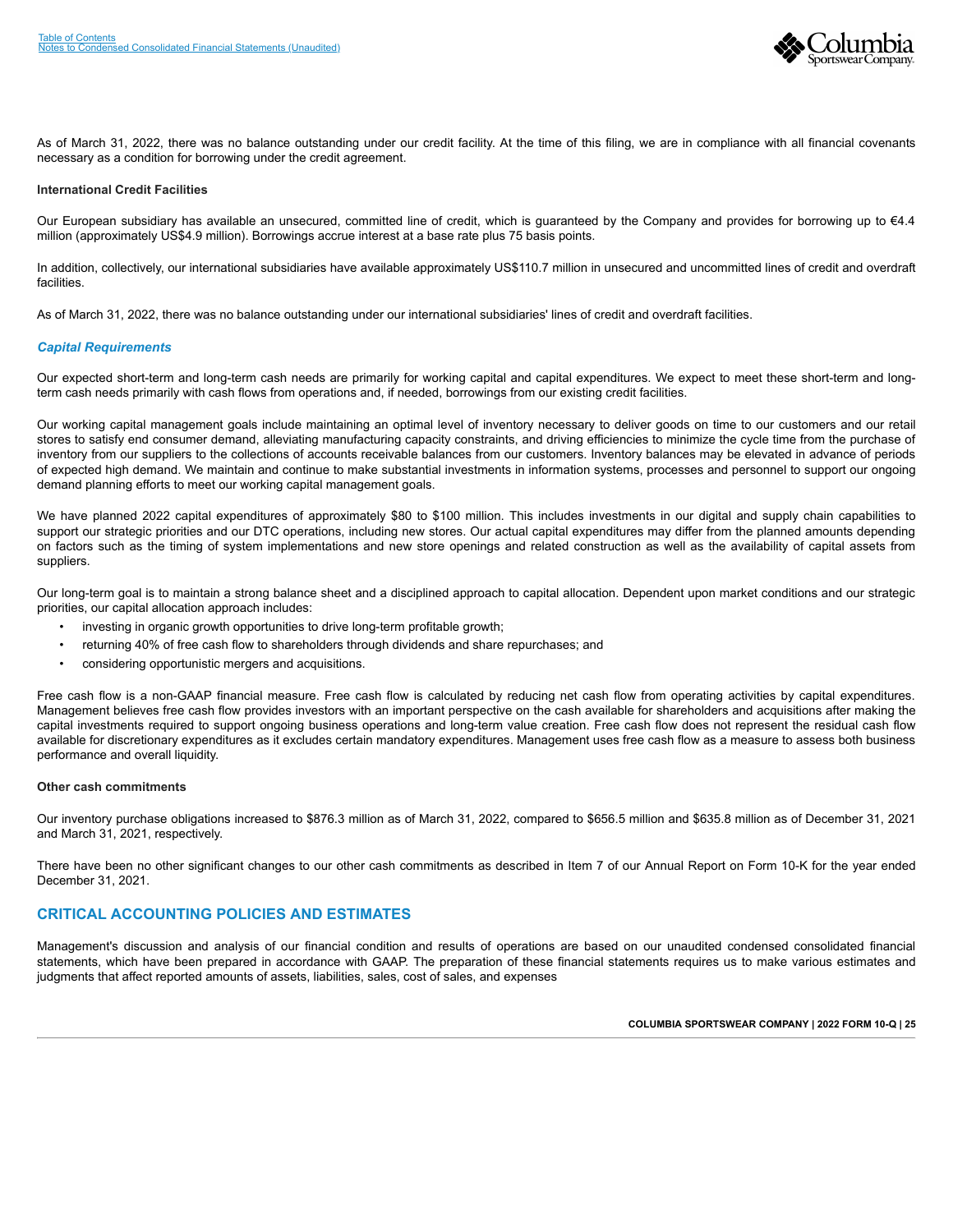As of March 31, 2022, there was no balance outstanding under our credit facility. At the time of this filing, we are in compliance with all financial covenants necessary as a condition for borrowing under the credit agreement.

**International Credit Facilities**

Our European subsidiary has available an unsecured, committed line of credit, which is guaranteed by the Company and provides for borrowing up to €4.4 million (approximately US$4.9 million). Borrowings accrue interest at a base rate plus 75 basis points.

In addition, collectively, our international subsidiaries have available approximately US$110.7 million in unsecured and uncommitted lines of credit and overdraft facilities.

As of March 31, 2022, there was no balance outstanding under our international subsidiaries' lines of credit and overdraft facilities.

### *Capital Requirements*

Our expected short-term and long-term cash needs are primarily for working capital and capital expenditures. We expect to meet these short-term and long-term cash needs primarily with cash flows from operations and, if needed, borrowings from our existing credit facilities.

Our working capital management goals include maintaining an optimal level of inventory necessary to deliver goods on time to our customers and our retail stores to satisfy end consumer demand, alleviating manufacturing capacity constraints, and driving efficiencies to minimize the cycle time from the purchase of inventory from our suppliers to the collections of accounts receivable balances from our customers. Inventory balances may be elevated in advance of periods of expected high demand. We maintain and continue to make substantial investments in information systems, processes and personnel to support our ongoing demand planning efforts to meet our working capital management goals.

We have planned 2022 capital expenditures of approximately $80 to $100 million. This includes investments in our digital and supply chain capabilities to support our strategic priorities and our DTC operations, including new stores. Our actual capital expenditures may differ from the planned amounts depending on factors such as the timing of system implementations and new store openings and related construction as well as the availability of capital assets from suppliers.

Our long-term goal is to maintain a strong balance sheet and a disciplined approach to capital allocation. Dependent upon market conditions and our strategic priorities, our capital allocation approach includes:

- investing in organic growth opportunities to drive long-term profitable growth;
- returning 40% of free cash flow to shareholders through dividends and share repurchases; and
- considering opportunistic mergers and acquisitions.

Free cash flow is a non-GAAP financial measure. Free cash flow is calculated by reducing net cash flow from operating activities by capital expenditures. Management believes free cash flow provides investors with an important perspective on the cash available for shareholders and acquisitions after making the capital investments required to support ongoing business operations and long-term value creation. Free cash flow does not represent the residual cash flow available for discretionary expenditures as it excludes certain mandatory expenditures. Management uses free cash flow as a measure to assess both business performance and overall liquidity.

**Other cash commitments**

Our inventory purchase obligations increased to $876.3 million as of March 31, 2022, compared to $656.5 million and $635.8 million as of December 31, 2021 and March 31, 2021, respectively.

There have been no other significant changes to our other cash commitments as described in Item 7 of our Annual Report on Form 10-K for the year ended December 31, 2021.

## CRITICAL ACCOUNTING POLICIES AND ESTIMATES

Management's discussion and analysis of our financial condition and results of operations are based on our unaudited condensed consolidated financial statements, which have been prepared in accordance with GAAP. The preparation of these financial statements requires us to make various estimates and judgments that affect reported amounts of assets, liabilities, sales, cost of sales, and expenses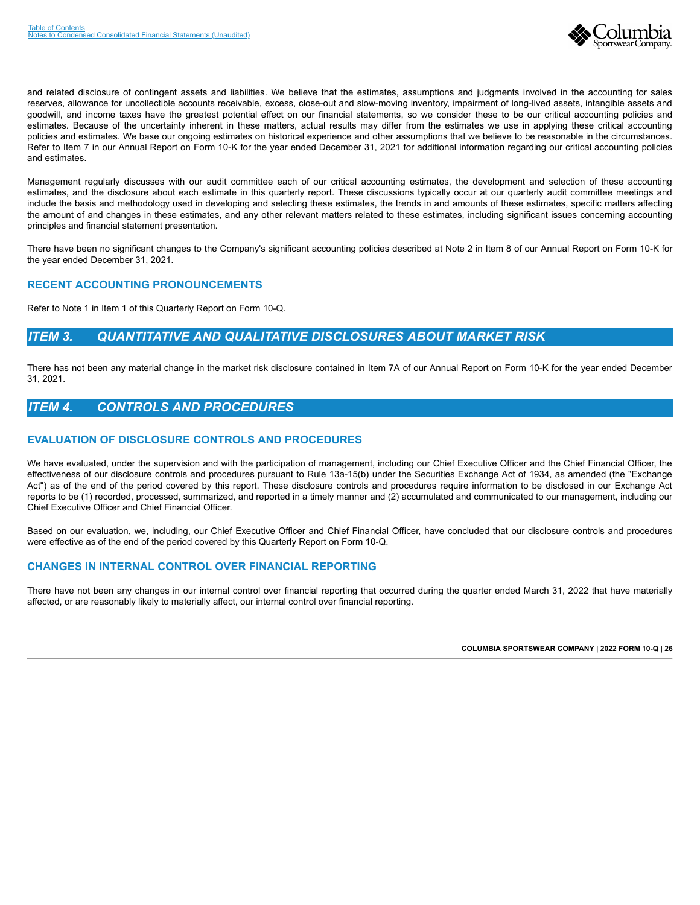and related disclosure of contingent assets and liabilities. We believe that the estimates, assumptions and judgments involved in the accounting for sales reserves, allowance for uncollectible accounts receivable, excess, close-out and slow-moving inventory, impairment of long-lived assets, intangible assets and goodwill, and income taxes have the greatest potential effect on our financial statements, so we consider these to be our critical accounting policies and estimates. Because of the uncertainty inherent in these matters, actual results may differ from the estimates we use in applying these critical accounting policies and estimates. We base our ongoing estimates on historical experience and other assumptions that we believe to be reasonable in the circumstances. Refer to Item 7 in our Annual Report on Form 10-K for the year ended December 31, 2021 for additional information regarding our critical accounting policies and estimates.

Management regularly discusses with our audit committee each of our critical accounting estimates, the development and selection of these accounting estimates, and the disclosure about each estimate in this quarterly report. These discussions typically occur at our quarterly audit committee meetings and include the basis and methodology used in developing and selecting these estimates, the trends in and amounts of these estimates, specific matters affecting the amount of and changes in these estimates, and any other relevant matters related to these estimates, including significant issues concerning accounting principles and financial statement presentation.

There have been no significant changes to the Company's significant accounting policies described at Note 2 in Item 8 of our Annual Report on Form 10-K for the year ended December 31, 2021.

### RECENT ACCOUNTING PRONOUNCEMENTS

Refer to Note 1 in Item 1 of this Quarterly Report on Form 10-Q.

## *ITEM 3. QUANTITATIVE AND QUALITATIVE DISCLOSURES ABOUT MARKET RISK*

There has not been any material change in the market risk disclosure contained in Item 7A of our Annual Report on Form 10-K for the year ended December 31, 2021.

## *ITEM 4. CONTROLS AND PROCEDURES*

### EVALUATION OF DISCLOSURE CONTROLS AND PROCEDURES

We have evaluated, under the supervision and with the participation of management, including our Chief Executive Officer and the Chief Financial Officer, the effectiveness of our disclosure controls and procedures pursuant to Rule 13a-15(b) under the Securities Exchange Act of 1934, as amended (the "Exchange Act") as of the end of the period covered by this report. These disclosure controls and procedures require information to be disclosed in our Exchange Act reports to be (1) recorded, processed, summarized, and reported in a timely manner and (2) accumulated and communicated to our management, including our Chief Executive Officer and Chief Financial Officer.

Based on our evaluation, we, including, our Chief Executive Officer and Chief Financial Officer, have concluded that our disclosure controls and procedures were effective as of the end of the period covered by this Quarterly Report on Form 10-Q.

### CHANGES IN INTERNAL CONTROL OVER FINANCIAL REPORTING

There have not been any changes in our internal control over financial reporting that occurred during the quarter ended March 31, 2022 that have materially affected, or are reasonably likely to materially affect, our internal control over financial reporting.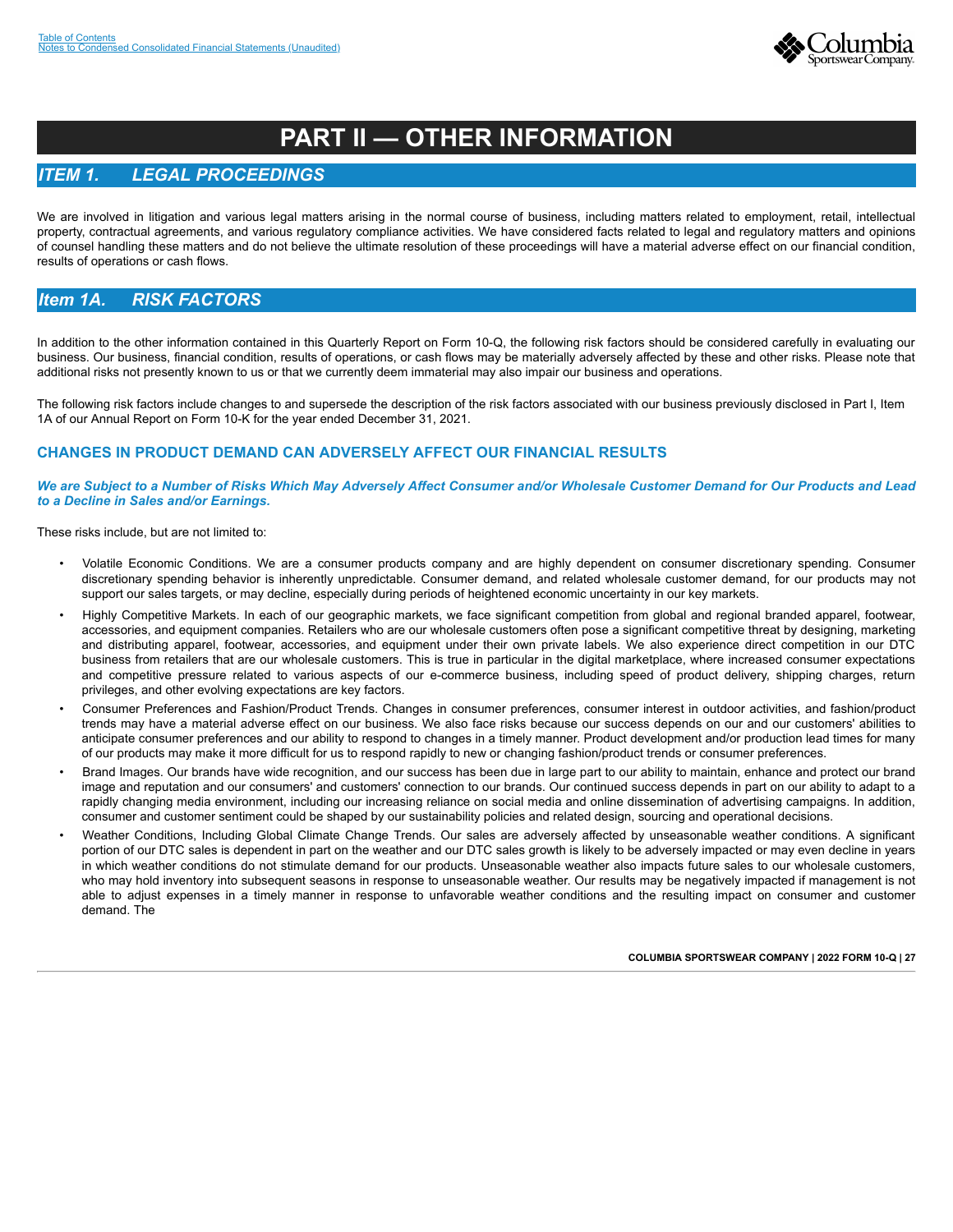# PART II — OTHER INFORMATION

## ITEM 1. LEGAL PROCEEDINGS

We are involved in litigation and various legal matters arising in the normal course of business, including matters related to employment, retail, intellectual property, contractual agreements, and various regulatory compliance activities. We have considered facts related to legal and regulatory matters and opinions of counsel handling these matters and do not believe the ultimate resolution of these proceedings will have a material adverse effect on our financial condition, results of operations or cash flows.

## Item 1A. RISK FACTORS

In addition to the other information contained in this Quarterly Report on Form 10-Q, the following risk factors should be considered carefully in evaluating our business. Our business, financial condition, results of operations, or cash flows may be materially adversely affected by these and other risks. Please note that additional risks not presently known to us or that we currently deem immaterial may also impair our business and operations.

The following risk factors include changes to and supersede the description of the risk factors associated with our business previously disclosed in Part I, Item 1A of our Annual Report on Form 10-K for the year ended December 31, 2021.

### CHANGES IN PRODUCT DEMAND CAN ADVERSELY AFFECT OUR FINANCIAL RESULTS

***We are Subject to a Number of Risks Which May Adversely Affect Consumer and/or Wholesale Customer Demand for Our Products and Lead to a Decline in Sales and/or Earnings.***

These risks include, but are not limited to:

- Volatile Economic Conditions. We are a consumer products company and are highly dependent on consumer discretionary spending. Consumer discretionary spending behavior is inherently unpredictable. Consumer demand, and related wholesale customer demand, for our products may not support our sales targets, or may decline, especially during periods of heightened economic uncertainty in our key markets.
- Highly Competitive Markets. In each of our geographic markets, we face significant competition from global and regional branded apparel, footwear, accessories, and equipment companies. Retailers who are our wholesale customers often pose a significant competitive threat by designing, marketing and distributing apparel, footwear, accessories, and equipment under their own private labels. We also experience direct competition in our DTC business from retailers that are our wholesale customers. This is true in particular in the digital marketplace, where increased consumer expectations and competitive pressure related to various aspects of our e-commerce business, including speed of product delivery, shipping charges, return privileges, and other evolving expectations are key factors.
- Consumer Preferences and Fashion/Product Trends. Changes in consumer preferences, consumer interest in outdoor activities, and fashion/product trends may have a material adverse effect on our business. We also face risks because our success depends on our and our customers' abilities to anticipate consumer preferences and our ability to respond to changes in a timely manner. Product development and/or production lead times for many of our products may make it more difficult for us to respond rapidly to new or changing fashion/product trends or consumer preferences.
- Brand Images. Our brands have wide recognition, and our success has been due in large part to our ability to maintain, enhance and protect our brand image and reputation and our consumers' and customers' connection to our brands. Our continued success depends in part on our ability to adapt to a rapidly changing media environment, including our increasing reliance on social media and online dissemination of advertising campaigns. In addition, consumer and customer sentiment could be shaped by our sustainability policies and related design, sourcing and operational decisions.
- Weather Conditions, Including Global Climate Change Trends. Our sales are adversely affected by unseasonable weather conditions. A significant portion of our DTC sales is dependent in part on the weather and our DTC sales growth is likely to be adversely impacted or may even decline in years in which weather conditions do not stimulate demand for our products. Unseasonable weather also impacts future sales to our wholesale customers, who may hold inventory into subsequent seasons in response to unseasonable weather. Our results may be negatively impacted if management is not able to adjust expenses in a timely manner in response to unfavorable weather conditions and the resulting impact on consumer and customer demand. The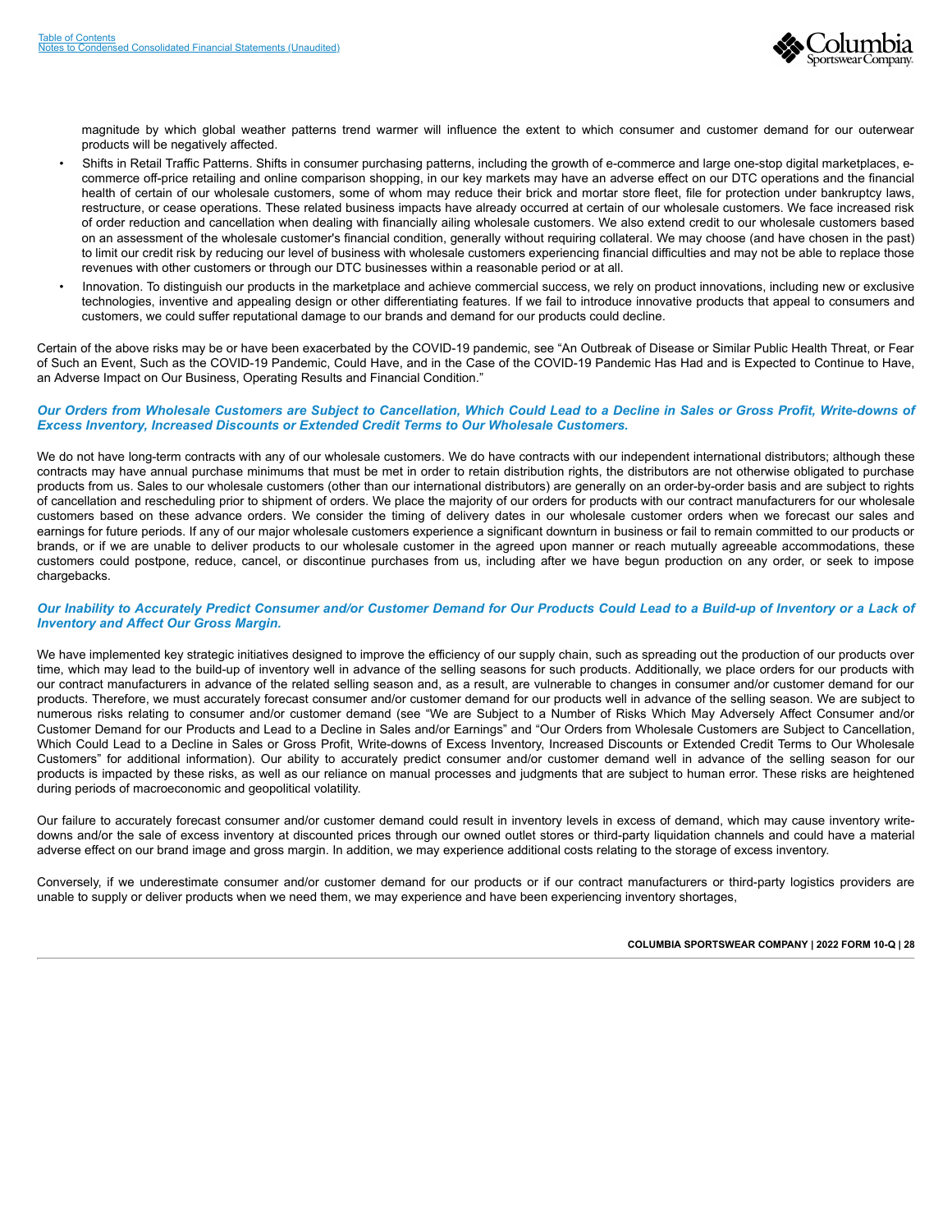magnitude by which global weather patterns trend warmer will influence the extent to which consumer and customer demand for our outerwear products will be negatively affected.

- Shifts in Retail Traffic Patterns. Shifts in consumer purchasing patterns, including the growth of e-commerce and large one-stop digital marketplaces, e-commerce off-price retailing and online comparison shopping, in our key markets may have an adverse effect on our DTC operations and the financial health of certain of our wholesale customers, some of whom may reduce their brick and mortar store fleet, file for protection under bankruptcy laws, restructure, or cease operations. These related business impacts have already occurred at certain of our wholesale customers. We face increased risk of order reduction and cancellation when dealing with financially ailing wholesale customers. We also extend credit to our wholesale customers based on an assessment of the wholesale customer's financial condition, generally without requiring collateral. We may choose (and have chosen in the past) to limit our credit risk by reducing our level of business with wholesale customers experiencing financial difficulties and may not be able to replace those revenues with other customers or through our DTC businesses within a reasonable period or at all.
- Innovation. To distinguish our products in the marketplace and achieve commercial success, we rely on product innovations, including new or exclusive technologies, inventive and appealing design or other differentiating features. If we fail to introduce innovative products that appeal to consumers and customers, we could suffer reputational damage to our brands and demand for our products could decline.

Certain of the above risks may be or have been exacerbated by the COVID-19 pandemic, see "An Outbreak of Disease or Similar Public Health Threat, or Fear of Such an Event, Such as the COVID-19 Pandemic, Could Have, and in the Case of the COVID-19 Pandemic Has Had and is Expected to Continue to Have, an Adverse Impact on Our Business, Operating Results and Financial Condition."

***Our Orders from Wholesale Customers are Subject to Cancellation, Which Could Lead to a Decline in Sales or Gross Profit, Write-downs of Excess Inventory, Increased Discounts or Extended Credit Terms to Our Wholesale Customers.***

We do not have long-term contracts with any of our wholesale customers. We do have contracts with our independent international distributors; although these contracts may have annual purchase minimums that must be met in order to retain distribution rights, the distributors are not otherwise obligated to purchase products from us. Sales to our wholesale customers (other than our international distributors) are generally on an order-by-order basis and are subject to rights of cancellation and rescheduling prior to shipment of orders. We place the majority of our orders for products with our contract manufacturers for our wholesale customers based on these advance orders. We consider the timing of delivery dates in our wholesale customer orders when we forecast our sales and earnings for future periods. If any of our major wholesale customers experience a significant downturn in business or fail to remain committed to our products or brands, or if we are unable to deliver products to our wholesale customer in the agreed upon manner or reach mutually agreeable accommodations, these customers could postpone, reduce, cancel, or discontinue purchases from us, including after we have begun production on any order, or seek to impose chargebacks.

***Our Inability to Accurately Predict Consumer and/or Customer Demand for Our Products Could Lead to a Build-up of Inventory or a Lack of Inventory and Affect Our Gross Margin.***

We have implemented key strategic initiatives designed to improve the efficiency of our supply chain, such as spreading out the production of our products over time, which may lead to the build-up of inventory well in advance of the selling seasons for such products. Additionally, we place orders for our products with our contract manufacturers in advance of the related selling season and, as a result, are vulnerable to changes in consumer and/or customer demand for our products. Therefore, we must accurately forecast consumer and/or customer demand for our products well in advance of the selling season. We are subject to numerous risks relating to consumer and/or customer demand (see "We are Subject to a Number of Risks Which May Adversely Affect Consumer and/or Customer Demand for our Products and Lead to a Decline in Sales and/or Earnings" and "Our Orders from Wholesale Customers are Subject to Cancellation, Which Could Lead to a Decline in Sales or Gross Profit, Write-downs of Excess Inventory, Increased Discounts or Extended Credit Terms to Our Wholesale Customers" for additional information). Our ability to accurately predict consumer and/or customer demand well in advance of the selling season for our products is impacted by these risks, as well as our reliance on manual processes and judgments that are subject to human error. These risks are heightened during periods of macroeconomic and geopolitical volatility.

Our failure to accurately forecast consumer and/or customer demand could result in inventory levels in excess of demand, which may cause inventory write-downs and/or the sale of excess inventory at discounted prices through our owned outlet stores or third-party liquidation channels and could have a material adverse effect on our brand image and gross margin. In addition, we may experience additional costs relating to the storage of excess inventory.

Conversely, if we underestimate consumer and/or customer demand for our products or if our contract manufacturers or third-party logistics providers are unable to supply or deliver products when we need them, we may experience and have been experiencing inventory shortages,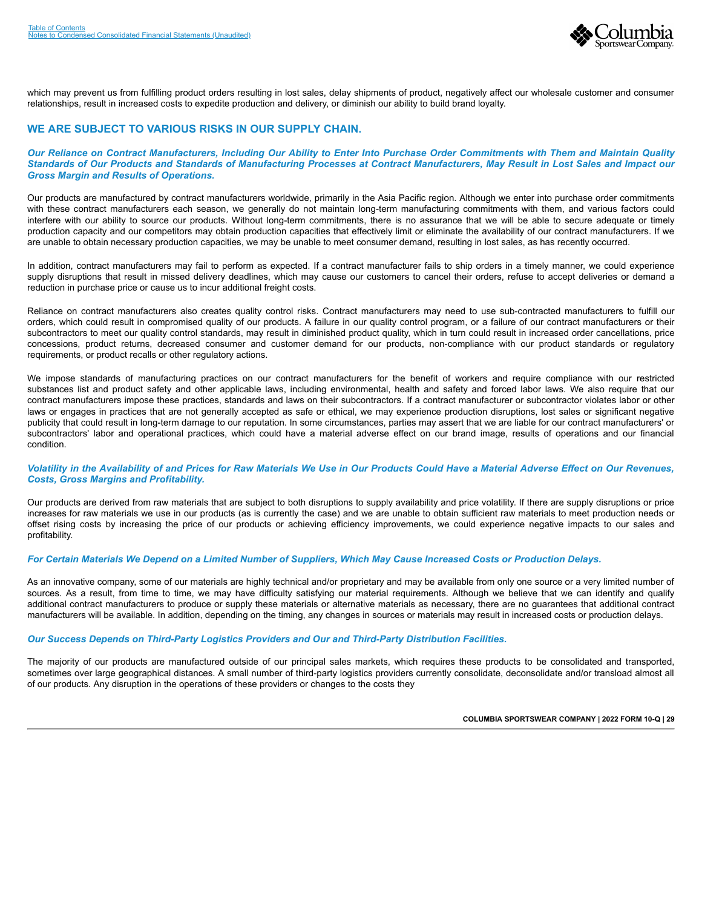which may prevent us from fulfilling product orders resulting in lost sales, delay shipments of product, negatively affect our wholesale customer and consumer relationships, result in increased costs to expedite production and delivery, or diminish our ability to build brand loyalty.

## WE ARE SUBJECT TO VARIOUS RISKS IN OUR SUPPLY CHAIN.

***Our Reliance on Contract Manufacturers, Including Our Ability to Enter Into Purchase Order Commitments with Them and Maintain Quality Standards of Our Products and Standards of Manufacturing Processes at Contract Manufacturers, May Result in Lost Sales and Impact our Gross Margin and Results of Operations.***

Our products are manufactured by contract manufacturers worldwide, primarily in the Asia Pacific region. Although we enter into purchase order commitments with these contract manufacturers each season, we generally do not maintain long-term manufacturing commitments with them, and various factors could interfere with our ability to source our products. Without long-term commitments, there is no assurance that we will be able to secure adequate or timely production capacity and our competitors may obtain production capacities that effectively limit or eliminate the availability of our contract manufacturers. If we are unable to obtain necessary production capacities, we may be unable to meet consumer demand, resulting in lost sales, as has recently occurred.

In addition, contract manufacturers may fail to perform as expected. If a contract manufacturer fails to ship orders in a timely manner, we could experience supply disruptions that result in missed delivery deadlines, which may cause our customers to cancel their orders, refuse to accept deliveries or demand a reduction in purchase price or cause us to incur additional freight costs.

Reliance on contract manufacturers also creates quality control risks. Contract manufacturers may need to use sub-contracted manufacturers to fulfill our orders, which could result in compromised quality of our products. A failure in our quality control program, or a failure of our contract manufacturers or their subcontractors to meet our quality control standards, may result in diminished product quality, which in turn could result in increased order cancellations, price concessions, product returns, decreased consumer and customer demand for our products, non-compliance with our product standards or regulatory requirements, or product recalls or other regulatory actions.

We impose standards of manufacturing practices on our contract manufacturers for the benefit of workers and require compliance with our restricted substances list and product safety and other applicable laws, including environmental, health and safety and forced labor laws. We also require that our contract manufacturers impose these practices, standards and laws on their subcontractors. If a contract manufacturer or subcontractor violates labor or other laws or engages in practices that are not generally accepted as safe or ethical, we may experience production disruptions, lost sales or significant negative publicity that could result in long-term damage to our reputation. In some circumstances, parties may assert that we are liable for our contract manufacturers' or subcontractors' labor and operational practices, which could have a material adverse effect on our brand image, results of operations and our financial condition.

***Volatility in the Availability of and Prices for Raw Materials We Use in Our Products Could Have a Material Adverse Effect on Our Revenues, Costs, Gross Margins and Profitability.***

Our products are derived from raw materials that are subject to both disruptions to supply availability and price volatility. If there are supply disruptions or price increases for raw materials we use in our products (as is currently the case) and we are unable to obtain sufficient raw materials to meet production needs or offset rising costs by increasing the price of our products or achieving efficiency improvements, we could experience negative impacts to our sales and profitability.

***For Certain Materials We Depend on a Limited Number of Suppliers, Which May Cause Increased Costs or Production Delays.***

As an innovative company, some of our materials are highly technical and/or proprietary and may be available from only one source or a very limited number of sources. As a result, from time to time, we may have difficulty satisfying our material requirements. Although we believe that we can identify and qualify additional contract manufacturers to produce or supply these materials or alternative materials as necessary, there are no guarantees that additional contract manufacturers will be available. In addition, depending on the timing, any changes in sources or materials may result in increased costs or production delays.

***Our Success Depends on Third-Party Logistics Providers and Our and Third-Party Distribution Facilities.***

The majority of our products are manufactured outside of our principal sales markets, which requires these products to be consolidated and transported, sometimes over large geographical distances. A small number of third-party logistics providers currently consolidate, deconsolidate and/or transload almost all of our products. Any disruption in the operations of these providers or changes to the costs they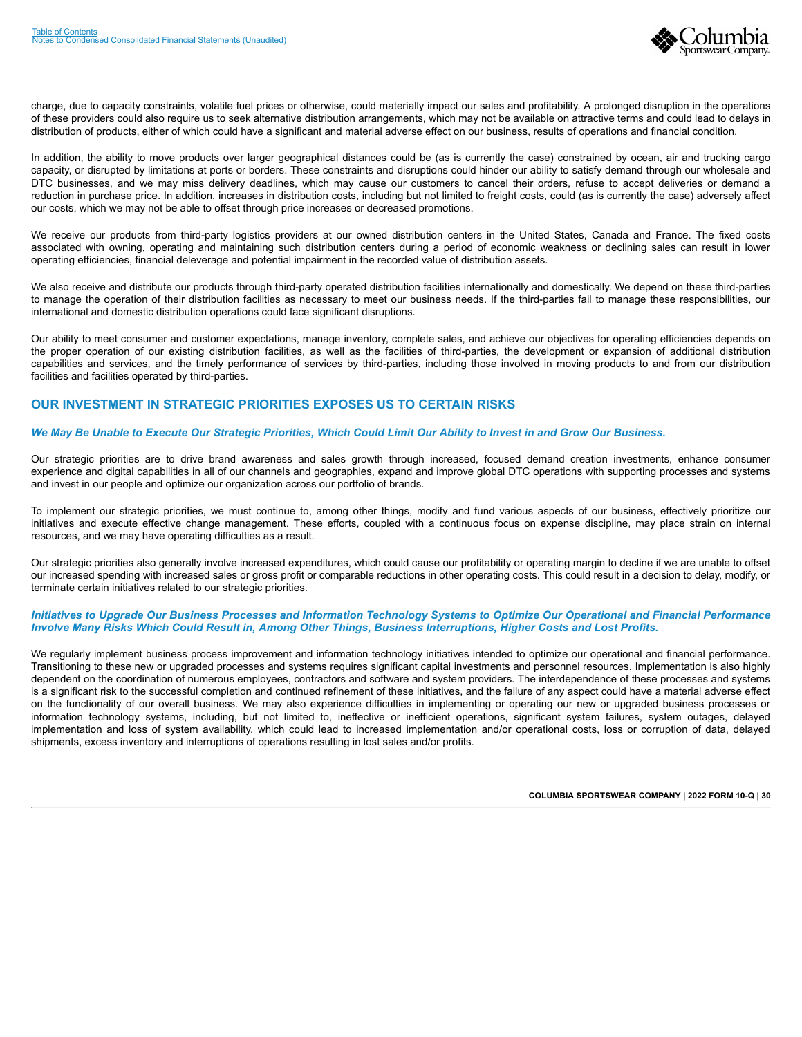charge, due to capacity constraints, volatile fuel prices or otherwise, could materially impact our sales and profitability. A prolonged disruption in the operations of these providers could also require us to seek alternative distribution arrangements, which may not be available on attractive terms and could lead to delays in distribution of products, either of which could have a significant and material adverse effect on our business, results of operations and financial condition.

In addition, the ability to move products over larger geographical distances could be (as is currently the case) constrained by ocean, air and trucking cargo capacity, or disrupted by limitations at ports or borders. These constraints and disruptions could hinder our ability to satisfy demand through our wholesale and DTC businesses, and we may miss delivery deadlines, which may cause our customers to cancel their orders, refuse to accept deliveries or demand a reduction in purchase price. In addition, increases in distribution costs, including but not limited to freight costs, could (as is currently the case) adversely affect our costs, which we may not be able to offset through price increases or decreased promotions.

We receive our products from third-party logistics providers at our owned distribution centers in the United States, Canada and France. The fixed costs associated with owning, operating and maintaining such distribution centers during a period of economic weakness or declining sales can result in lower operating efficiencies, financial deleverage and potential impairment in the recorded value of distribution assets.

We also receive and distribute our products through third-party operated distribution facilities internationally and domestically. We depend on these third-parties to manage the operation of their distribution facilities as necessary to meet our business needs. If the third-parties fail to manage these responsibilities, our international and domestic distribution operations could face significant disruptions.

Our ability to meet consumer and customer expectations, manage inventory, complete sales, and achieve our objectives for operating efficiencies depends on the proper operation of our existing distribution facilities, as well as the facilities of third-parties, the development or expansion of additional distribution capabilities and services, and the timely performance of services by third-parties, including those involved in moving products to and from our distribution facilities and facilities operated by third-parties.

## OUR INVESTMENT IN STRATEGIC PRIORITIES EXPOSES US TO CERTAIN RISKS

### *We May Be Unable to Execute Our Strategic Priorities, Which Could Limit Our Ability to Invest in and Grow Our Business.*

Our strategic priorities are to drive brand awareness and sales growth through increased, focused demand creation investments, enhance consumer experience and digital capabilities in all of our channels and geographies, expand and improve global DTC operations with supporting processes and systems and invest in our people and optimize our organization across our portfolio of brands.

To implement our strategic priorities, we must continue to, among other things, modify and fund various aspects of our business, effectively prioritize our initiatives and execute effective change management. These efforts, coupled with a continuous focus on expense discipline, may place strain on internal resources, and we may have operating difficulties as a result.

Our strategic priorities also generally involve increased expenditures, which could cause our profitability or operating margin to decline if we are unable to offset our increased spending with increased sales or gross profit or comparable reductions in other operating costs. This could result in a decision to delay, modify, or terminate certain initiatives related to our strategic priorities.

### *Initiatives to Upgrade Our Business Processes and Information Technology Systems to Optimize Our Operational and Financial Performance Involve Many Risks Which Could Result in, Among Other Things, Business Interruptions, Higher Costs and Lost Profits.*

We regularly implement business process improvement and information technology initiatives intended to optimize our operational and financial performance. Transitioning to these new or upgraded processes and systems requires significant capital investments and personnel resources. Implementation is also highly dependent on the coordination of numerous employees, contractors and software and system providers. The interdependence of these processes and systems is a significant risk to the successful completion and continued refinement of these initiatives, and the failure of any aspect could have a material adverse effect on the functionality of our overall business. We may also experience difficulties in implementing or operating our new or upgraded business processes or information technology systems, including, but not limited to, ineffective or inefficient operations, significant system failures, system outages, delayed implementation and loss of system availability, which could lead to increased implementation and/or operational costs, loss or corruption of data, delayed shipments, excess inventory and interruptions of operations resulting in lost sales and/or profits.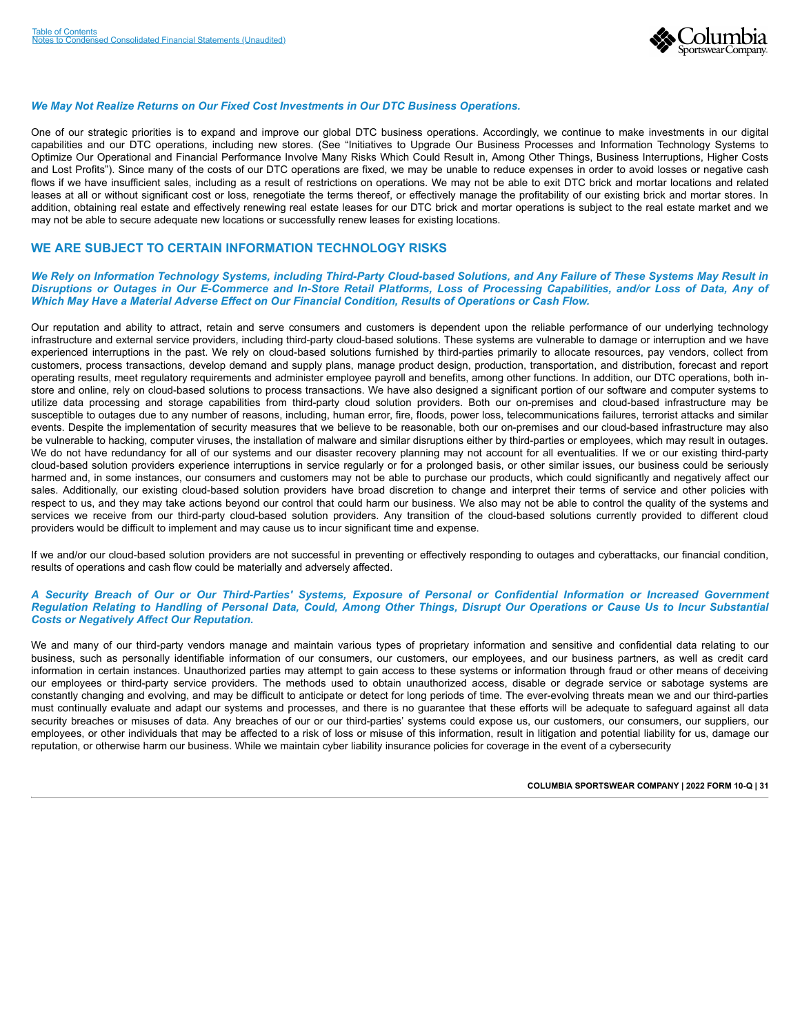***We May Not Realize Returns on Our Fixed Cost Investments in Our DTC Business Operations.***

One of our strategic priorities is to expand and improve our global DTC business operations. Accordingly, we continue to make investments in our digital capabilities and our DTC operations, including new stores. (See "Initiatives to Upgrade Our Business Processes and Information Technology Systems to Optimize Our Operational and Financial Performance Involve Many Risks Which Could Result in, Among Other Things, Business Interruptions, Higher Costs and Lost Profits"). Since many of the costs of our DTC operations are fixed, we may be unable to reduce expenses in order to avoid losses or negative cash flows if we have insufficient sales, including as a result of restrictions on operations. We may not be able to exit DTC brick and mortar locations and related leases at all or without significant cost or loss, renegotiate the terms thereof, or effectively manage the profitability of our existing brick and mortar stores. In addition, obtaining real estate and effectively renewing real estate leases for our DTC brick and mortar operations is subject to the real estate market and we may not be able to secure adequate new locations or successfully renew leases for existing locations.

## WE ARE SUBJECT TO CERTAIN INFORMATION TECHNOLOGY RISKS

***We Rely on Information Technology Systems, including Third-Party Cloud-based Solutions, and Any Failure of These Systems May Result in Disruptions or Outages in Our E-Commerce and In-Store Retail Platforms, Loss of Processing Capabilities, and/or Loss of Data, Any of Which May Have a Material Adverse Effect on Our Financial Condition, Results of Operations or Cash Flow.***

Our reputation and ability to attract, retain and serve consumers and customers is dependent upon the reliable performance of our underlying technology infrastructure and external service providers, including third-party cloud-based solutions. These systems are vulnerable to damage or interruption and we have experienced interruptions in the past. We rely on cloud-based solutions furnished by third-parties primarily to allocate resources, pay vendors, collect from customers, process transactions, develop demand and supply plans, manage product design, production, transportation, and distribution, forecast and report operating results, meet regulatory requirements and administer employee payroll and benefits, among other functions. In addition, our DTC operations, both in-store and online, rely on cloud-based solutions to process transactions. We have also designed a significant portion of our software and computer systems to utilize data processing and storage capabilities from third-party cloud solution providers. Both our on-premises and cloud-based infrastructure may be susceptible to outages due to any number of reasons, including, human error, fire, floods, power loss, telecommunications failures, terrorist attacks and similar events. Despite the implementation of security measures that we believe to be reasonable, both our on-premises and our cloud-based infrastructure may also be vulnerable to hacking, computer viruses, the installation of malware and similar disruptions either by third-parties or employees, which may result in outages. We do not have redundancy for all of our systems and our disaster recovery planning may not account for all eventualities. If we or our existing third-party cloud-based solution providers experience interruptions in service regularly or for a prolonged basis, or other similar issues, our business could be seriously harmed and, in some instances, our consumers and customers may not be able to purchase our products, which could significantly and negatively affect our sales. Additionally, our existing cloud-based solution providers have broad discretion to change and interpret their terms of service and other policies with respect to us, and they may take actions beyond our control that could harm our business. We also may not be able to control the quality of the systems and services we receive from our third-party cloud-based solution providers. Any transition of the cloud-based solutions currently provided to different cloud providers would be difficult to implement and may cause us to incur significant time and expense.

If we and/or our cloud-based solution providers are not successful in preventing or effectively responding to outages and cyberattacks, our financial condition, results of operations and cash flow could be materially and adversely affected.

***A Security Breach of Our or Our Third-Parties' Systems, Exposure of Personal or Confidential Information or Increased Government Regulation Relating to Handling of Personal Data, Could, Among Other Things, Disrupt Our Operations or Cause Us to Incur Substantial Costs or Negatively Affect Our Reputation.***

We and many of our third-party vendors manage and maintain various types of proprietary information and sensitive and confidential data relating to our business, such as personally identifiable information of our consumers, our customers, our employees, and our business partners, as well as credit card information in certain instances. Unauthorized parties may attempt to gain access to these systems or information through fraud or other means of deceiving our employees or third-party service providers. The methods used to obtain unauthorized access, disable or degrade service or sabotage systems are constantly changing and evolving, and may be difficult to anticipate or detect for long periods of time. The ever-evolving threats mean we and our third-parties must continually evaluate and adapt our systems and processes, and there is no guarantee that these efforts will be adequate to safeguard against all data security breaches or misuses of data. Any breaches of our or our third-parties' systems could expose us, our customers, our consumers, our suppliers, our employees, or other individuals that may be affected to a risk of loss or misuse of this information, result in litigation and potential liability for us, damage our reputation, or otherwise harm our business. While we maintain cyber liability insurance policies for coverage in the event of a cybersecurity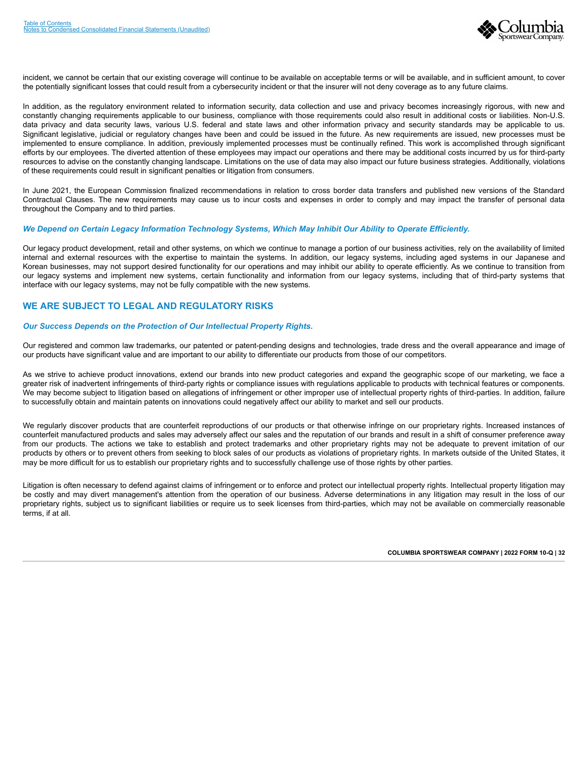incident, we cannot be certain that our existing coverage will continue to be available on acceptable terms or will be available, and in sufficient amount, to cover the potentially significant losses that could result from a cybersecurity incident or that the insurer will not deny coverage as to any future claims.

In addition, as the regulatory environment related to information security, data collection and use and privacy becomes increasingly rigorous, with new and constantly changing requirements applicable to our business, compliance with those requirements could also result in additional costs or liabilities. Non-U.S. data privacy and data security laws, various U.S. federal and state laws and other information privacy and security standards may be applicable to us. Significant legislative, judicial or regulatory changes have been and could be issued in the future. As new requirements are issued, new processes must be implemented to ensure compliance. In addition, previously implemented processes must be continually refined. This work is accomplished through significant efforts by our employees. The diverted attention of these employees may impact our operations and there may be additional costs incurred by us for third-party resources to advise on the constantly changing landscape. Limitations on the use of data may also impact our future business strategies. Additionally, violations of these requirements could result in significant penalties or litigation from consumers.

In June 2021, the European Commission finalized recommendations in relation to cross border data transfers and published new versions of the Standard Contractual Clauses. The new requirements may cause us to incur costs and expenses in order to comply and may impact the transfer of personal data throughout the Company and to third parties.

***We Depend on Certain Legacy Information Technology Systems, Which May Inhibit Our Ability to Operate Efficiently.***

Our legacy product development, retail and other systems, on which we continue to manage a portion of our business activities, rely on the availability of limited internal and external resources with the expertise to maintain the systems. In addition, our legacy systems, including aged systems in our Japanese and Korean businesses, may not support desired functionality for our operations and may inhibit our ability to operate efficiently. As we continue to transition from our legacy systems and implement new systems, certain functionality and information from our legacy systems, including that of third-party systems that interface with our legacy systems, may not be fully compatible with the new systems.

## WE ARE SUBJECT TO LEGAL AND REGULATORY RISKS

***Our Success Depends on the Protection of Our Intellectual Property Rights.***

Our registered and common law trademarks, our patented or patent-pending designs and technologies, trade dress and the overall appearance and image of our products have significant value and are important to our ability to differentiate our products from those of our competitors.

As we strive to achieve product innovations, extend our brands into new product categories and expand the geographic scope of our marketing, we face a greater risk of inadvertent infringements of third-party rights or compliance issues with regulations applicable to products with technical features or components. We may become subject to litigation based on allegations of infringement or other improper use of intellectual property rights of third-parties. In addition, failure to successfully obtain and maintain patents on innovations could negatively affect our ability to market and sell our products.

We regularly discover products that are counterfeit reproductions of our products or that otherwise infringe on our proprietary rights. Increased instances of counterfeit manufactured products and sales may adversely affect our sales and the reputation of our brands and result in a shift of consumer preference away from our products. The actions we take to establish and protect trademarks and other proprietary rights may not be adequate to prevent imitation of our products by others or to prevent others from seeking to block sales of our products as violations of proprietary rights. In markets outside of the United States, it may be more difficult for us to establish our proprietary rights and to successfully challenge use of those rights by other parties.

Litigation is often necessary to defend against claims of infringement or to enforce and protect our intellectual property rights. Intellectual property litigation may be costly and may divert management's attention from the operation of our business. Adverse determinations in any litigation may result in the loss of our proprietary rights, subject us to significant liabilities or require us to seek licenses from third-parties, which may not be available on commercially reasonable terms, if at all.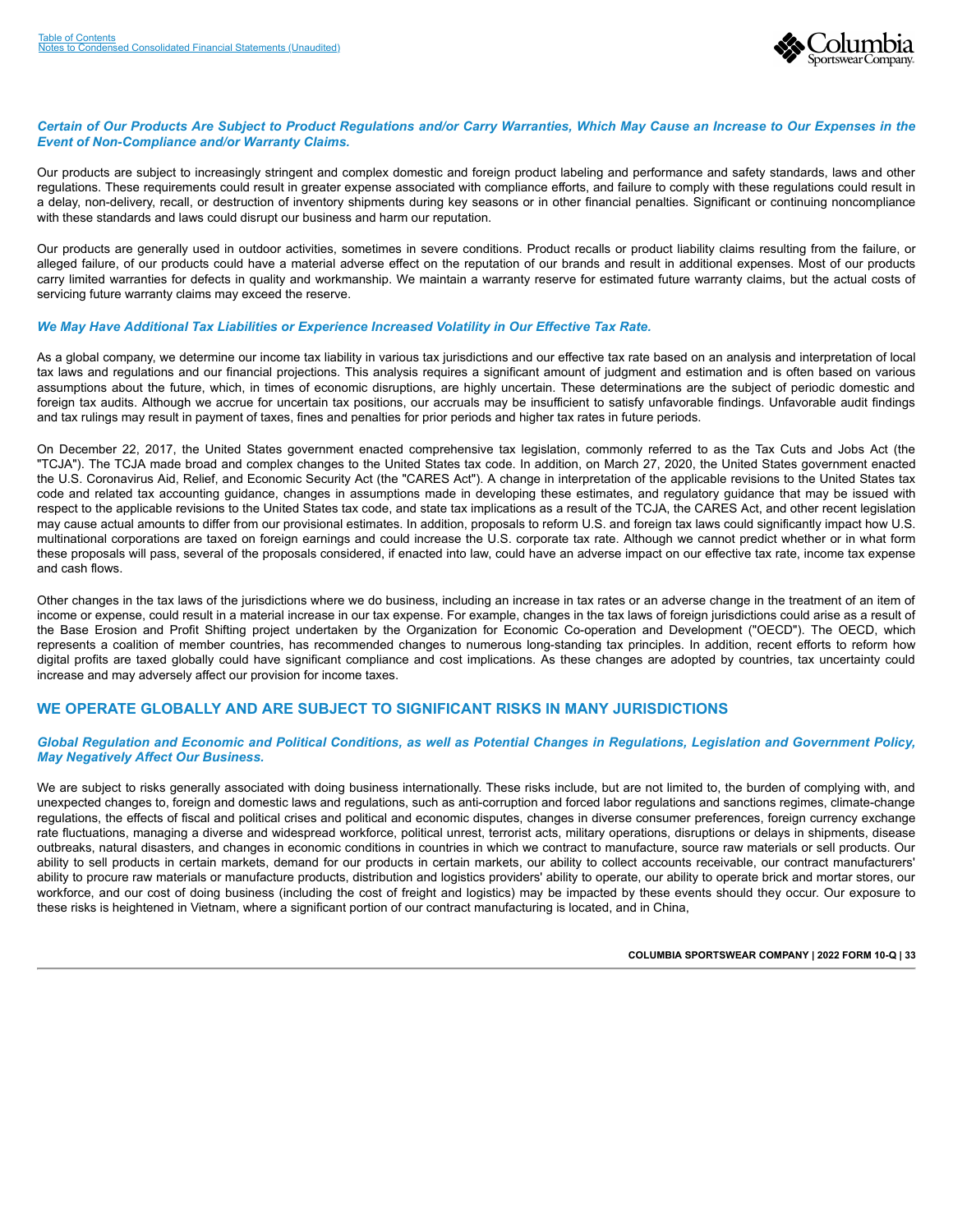### *Certain of Our Products Are Subject to Product Regulations and/or Carry Warranties, Which May Cause an Increase to Our Expenses in the Event of Non-Compliance and/or Warranty Claims.*

Our products are subject to increasingly stringent and complex domestic and foreign product labeling and performance and safety standards, laws and other regulations. These requirements could result in greater expense associated with compliance efforts, and failure to comply with these regulations could result in a delay, non-delivery, recall, or destruction of inventory shipments during key seasons or in other financial penalties. Significant or continuing noncompliance with these standards and laws could disrupt our business and harm our reputation.

Our products are generally used in outdoor activities, sometimes in severe conditions. Product recalls or product liability claims resulting from the failure, or alleged failure, of our products could have a material adverse effect on the reputation of our brands and result in additional expenses. Most of our products carry limited warranties for defects in quality and workmanship. We maintain a warranty reserve for estimated future warranty claims, but the actual costs of servicing future warranty claims may exceed the reserve.

### *We May Have Additional Tax Liabilities or Experience Increased Volatility in Our Effective Tax Rate.*

As a global company, we determine our income tax liability in various tax jurisdictions and our effective tax rate based on an analysis and interpretation of local tax laws and regulations and our financial projections. This analysis requires a significant amount of judgment and estimation and is often based on various assumptions about the future, which, in times of economic disruptions, are highly uncertain. These determinations are the subject of periodic domestic and foreign tax audits. Although we accrue for uncertain tax positions, our accruals may be insufficient to satisfy unfavorable findings. Unfavorable audit findings and tax rulings may result in payment of taxes, fines and penalties for prior periods and higher tax rates in future periods.

On December 22, 2017, the United States government enacted comprehensive tax legislation, commonly referred to as the Tax Cuts and Jobs Act (the "TCJA"). The TCJA made broad and complex changes to the United States tax code. In addition, on March 27, 2020, the United States government enacted the U.S. Coronavirus Aid, Relief, and Economic Security Act (the "CARES Act"). A change in interpretation of the applicable revisions to the United States tax code and related tax accounting guidance, changes in assumptions made in developing these estimates, and regulatory guidance that may be issued with respect to the applicable revisions to the United States tax code, and state tax implications as a result of the TCJA, the CARES Act, and other recent legislation may cause actual amounts to differ from our provisional estimates. In addition, proposals to reform U.S. and foreign tax laws could significantly impact how U.S. multinational corporations are taxed on foreign earnings and could increase the U.S. corporate tax rate. Although we cannot predict whether or in what form these proposals will pass, several of the proposals considered, if enacted into law, could have an adverse impact on our effective tax rate, income tax expense and cash flows.

Other changes in the tax laws of the jurisdictions where we do business, including an increase in tax rates or an adverse change in the treatment of an item of income or expense, could result in a material increase in our tax expense. For example, changes in the tax laws of foreign jurisdictions could arise as a result of the Base Erosion and Profit Shifting project undertaken by the Organization for Economic Co-operation and Development ("OECD"). The OECD, which represents a coalition of member countries, has recommended changes to numerous long-standing tax principles. In addition, recent efforts to reform how digital profits are taxed globally could have significant compliance and cost implications. As these changes are adopted by countries, tax uncertainty could increase and may adversely affect our provision for income taxes.

## WE OPERATE GLOBALLY AND ARE SUBJECT TO SIGNIFICANT RISKS IN MANY JURISDICTIONS

### *Global Regulation and Economic and Political Conditions, as well as Potential Changes in Regulations, Legislation and Government Policy, May Negatively Affect Our Business.*

We are subject to risks generally associated with doing business internationally. These risks include, but are not limited to, the burden of complying with, and unexpected changes to, foreign and domestic laws and regulations, such as anti-corruption and forced labor regulations and sanctions regimes, climate-change regulations, the effects of fiscal and political crises and political and economic disputes, changes in diverse consumer preferences, foreign currency exchange rate fluctuations, managing a diverse and widespread workforce, political unrest, terrorist acts, military operations, disruptions or delays in shipments, disease outbreaks, natural disasters, and changes in economic conditions in countries in which we contract to manufacture, source raw materials or sell products. Our ability to sell products in certain markets, demand for our products in certain markets, our ability to collect accounts receivable, our contract manufacturers' ability to procure raw materials or manufacture products, distribution and logistics providers' ability to operate, our ability to operate brick and mortar stores, our workforce, and our cost of doing business (including the cost of freight and logistics) may be impacted by these events should they occur. Our exposure to these risks is heightened in Vietnam, where a significant portion of our contract manufacturing is located, and in China,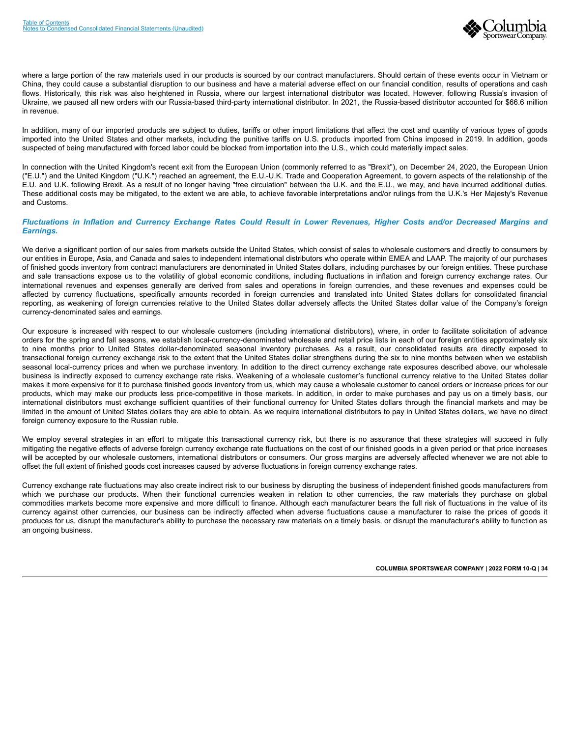where a large portion of the raw materials used in our products is sourced by our contract manufacturers. Should certain of these events occur in Vietnam or China, they could cause a substantial disruption to our business and have a material adverse effect on our financial condition, results of operations and cash flows. Historically, this risk was also heightened in Russia, where our largest international distributor was located. However, following Russia's invasion of Ukraine, we paused all new orders with our Russia-based third-party international distributor. In 2021, the Russia-based distributor accounted for $66.6 million in revenue.

In addition, many of our imported products are subject to duties, tariffs or other import limitations that affect the cost and quantity of various types of goods imported into the United States and other markets, including the punitive tariffs on U.S. products imported from China imposed in 2019. In addition, goods suspected of being manufactured with forced labor could be blocked from importation into the U.S., which could materially impact sales.

In connection with the United Kingdom's recent exit from the European Union (commonly referred to as "Brexit"), on December 24, 2020, the European Union ("E.U.") and the United Kingdom ("U.K.") reached an agreement, the E.U.-U.K. Trade and Cooperation Agreement, to govern aspects of the relationship of the E.U. and U.K. following Brexit. As a result of no longer having "free circulation" between the U.K. and the E.U., we may, and have incurred additional duties. These additional costs may be mitigated, to the extent we are able, to achieve favorable interpretations and/or rulings from the U.K.'s Her Majesty's Revenue and Customs.

### *Fluctuations in Inflation and Currency Exchange Rates Could Result in Lower Revenues, Higher Costs and/or Decreased Margins and Earnings.*

We derive a significant portion of our sales from markets outside the United States, which consist of sales to wholesale customers and directly to consumers by our entities in Europe, Asia, and Canada and sales to independent international distributors who operate within EMEA and LAAP. The majority of our purchases of finished goods inventory from contract manufacturers are denominated in United States dollars, including purchases by our foreign entities. These purchase and sale transactions expose us to the volatility of global economic conditions, including fluctuations in inflation and foreign currency exchange rates. Our international revenues and expenses generally are derived from sales and operations in foreign currencies, and these revenues and expenses could be affected by currency fluctuations, specifically amounts recorded in foreign currencies and translated into United States dollars for consolidated financial reporting, as weakening of foreign currencies relative to the United States dollar adversely affects the United States dollar value of the Company's foreign currency-denominated sales and earnings.

Our exposure is increased with respect to our wholesale customers (including international distributors), where, in order to facilitate solicitation of advance orders for the spring and fall seasons, we establish local-currency-denominated wholesale and retail price lists in each of our foreign entities approximately six to nine months prior to United States dollar-denominated seasonal inventory purchases. As a result, our consolidated results are directly exposed to transactional foreign currency exchange risk to the extent that the United States dollar strengthens during the six to nine months between when we establish seasonal local-currency prices and when we purchase inventory. In addition to the direct currency exchange rate exposures described above, our wholesale business is indirectly exposed to currency exchange rate risks. Weakening of a wholesale customer's functional currency relative to the United States dollar makes it more expensive for it to purchase finished goods inventory from us, which may cause a wholesale customer to cancel orders or increase prices for our products, which may make our products less price-competitive in those markets. In addition, in order to make purchases and pay us on a timely basis, our international distributors must exchange sufficient quantities of their functional currency for United States dollars through the financial markets and may be limited in the amount of United States dollars they are able to obtain. As we require international distributors to pay in United States dollars, we have no direct foreign currency exposure to the Russian ruble.

We employ several strategies in an effort to mitigate this transactional currency risk, but there is no assurance that these strategies will succeed in fully mitigating the negative effects of adverse foreign currency exchange rate fluctuations on the cost of our finished goods in a given period or that price increases will be accepted by our wholesale customers, international distributors or consumers. Our gross margins are adversely affected whenever we are not able to offset the full extent of finished goods cost increases caused by adverse fluctuations in foreign currency exchange rates.

Currency exchange rate fluctuations may also create indirect risk to our business by disrupting the business of independent finished goods manufacturers from which we purchase our products. When their functional currencies weaken in relation to other currencies, the raw materials they purchase on global commodities markets become more expensive and more difficult to finance. Although each manufacturer bears the full risk of fluctuations in the value of its currency against other currencies, our business can be indirectly affected when adverse fluctuations cause a manufacturer to raise the prices of goods it produces for us, disrupt the manufacturer's ability to purchase the necessary raw materials on a timely basis, or disrupt the manufacturer's ability to function as an ongoing business.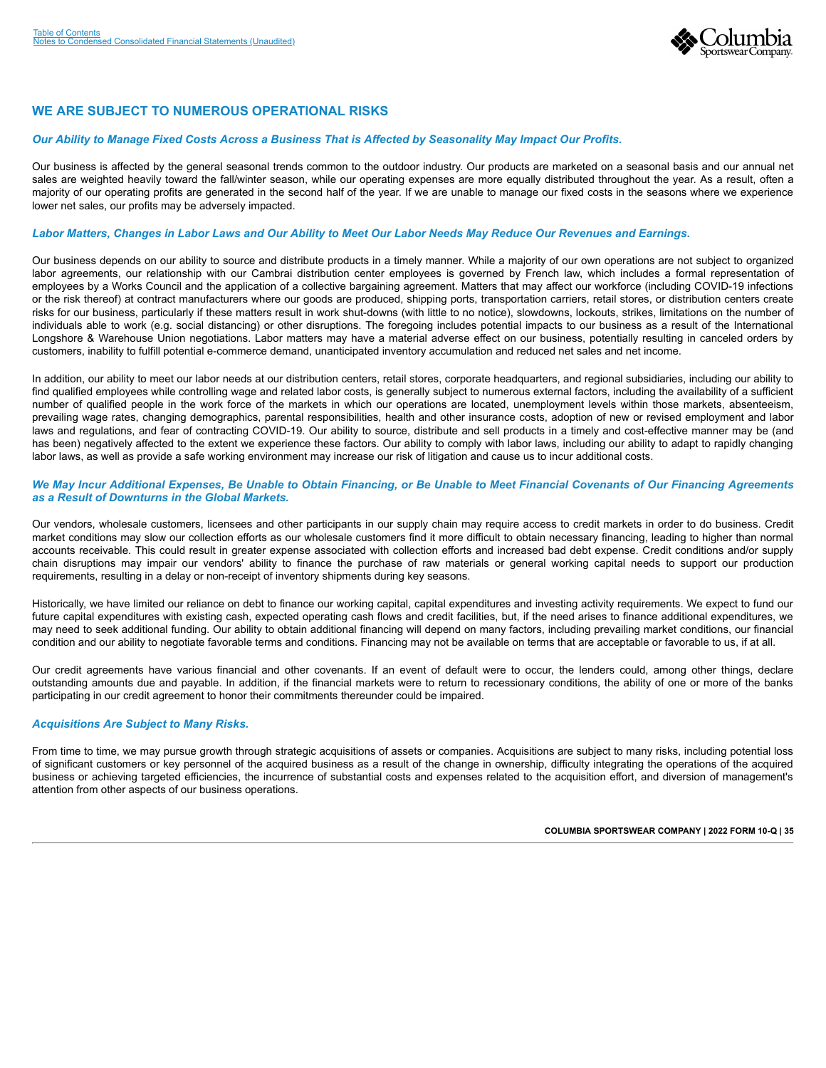## WE ARE SUBJECT TO NUMEROUS OPERATIONAL RISKS

### *Our Ability to Manage Fixed Costs Across a Business That is Affected by Seasonality May Impact Our Profits.*

Our business is affected by the general seasonal trends common to the outdoor industry. Our products are marketed on a seasonal basis and our annual net sales are weighted heavily toward the fall/winter season, while our operating expenses are more equally distributed throughout the year. As a result, often a majority of our operating profits are generated in the second half of the year. If we are unable to manage our fixed costs in the seasons where we experience lower net sales, our profits may be adversely impacted.

### *Labor Matters, Changes in Labor Laws and Our Ability to Meet Our Labor Needs May Reduce Our Revenues and Earnings.*

Our business depends on our ability to source and distribute products in a timely manner. While a majority of our own operations are not subject to organized labor agreements, our relationship with our Cambrai distribution center employees is governed by French law, which includes a formal representation of employees by a Works Council and the application of a collective bargaining agreement. Matters that may affect our workforce (including COVID-19 infections or the risk thereof) at contract manufacturers where our goods are produced, shipping ports, transportation carriers, retail stores, or distribution centers create risks for our business, particularly if these matters result in work shut-downs (with little to no notice), slowdowns, lockouts, strikes, limitations on the number of individuals able to work (e.g. social distancing) or other disruptions. The foregoing includes potential impacts to our business as a result of the International Longshore & Warehouse Union negotiations. Labor matters may have a material adverse effect on our business, potentially resulting in canceled orders by customers, inability to fulfill potential e-commerce demand, unanticipated inventory accumulation and reduced net sales and net income.

In addition, our ability to meet our labor needs at our distribution centers, retail stores, corporate headquarters, and regional subsidiaries, including our ability to find qualified employees while controlling wage and related labor costs, is generally subject to numerous external factors, including the availability of a sufficient number of qualified people in the work force of the markets in which our operations are located, unemployment levels within those markets, absenteeism, prevailing wage rates, changing demographics, parental responsibilities, health and other insurance costs, adoption of new or revised employment and labor laws and regulations, and fear of contracting COVID-19. Our ability to source, distribute and sell products in a timely and cost-effective manner may be (and has been) negatively affected to the extent we experience these factors. Our ability to comply with labor laws, including our ability to adapt to rapidly changing labor laws, as well as provide a safe working environment may increase our risk of litigation and cause us to incur additional costs.

### *We May Incur Additional Expenses, Be Unable to Obtain Financing, or Be Unable to Meet Financial Covenants of Our Financing Agreements as a Result of Downturns in the Global Markets.*

Our vendors, wholesale customers, licensees and other participants in our supply chain may require access to credit markets in order to do business. Credit market conditions may slow our collection efforts as our wholesale customers find it more difficult to obtain necessary financing, leading to higher than normal accounts receivable. This could result in greater expense associated with collection efforts and increased bad debt expense. Credit conditions and/or supply chain disruptions may impair our vendors' ability to finance the purchase of raw materials or general working capital needs to support our production requirements, resulting in a delay or non-receipt of inventory shipments during key seasons.

Historically, we have limited our reliance on debt to finance our working capital, capital expenditures and investing activity requirements. We expect to fund our future capital expenditures with existing cash, expected operating cash flows and credit facilities, but, if the need arises to finance additional expenditures, we may need to seek additional funding. Our ability to obtain additional financing will depend on many factors, including prevailing market conditions, our financial condition and our ability to negotiate favorable terms and conditions. Financing may not be available on terms that are acceptable or favorable to us, if at all.

Our credit agreements have various financial and other covenants. If an event of default were to occur, the lenders could, among other things, declare outstanding amounts due and payable. In addition, if the financial markets were to return to recessionary conditions, the ability of one or more of the banks participating in our credit agreement to honor their commitments thereunder could be impaired.

### *Acquisitions Are Subject to Many Risks.*

From time to time, we may pursue growth through strategic acquisitions of assets or companies. Acquisitions are subject to many risks, including potential loss of significant customers or key personnel of the acquired business as a result of the change in ownership, difficulty integrating the operations of the acquired business or achieving targeted efficiencies, the incurrence of substantial costs and expenses related to the acquisition effort, and diversion of management's attention from other aspects of our business operations.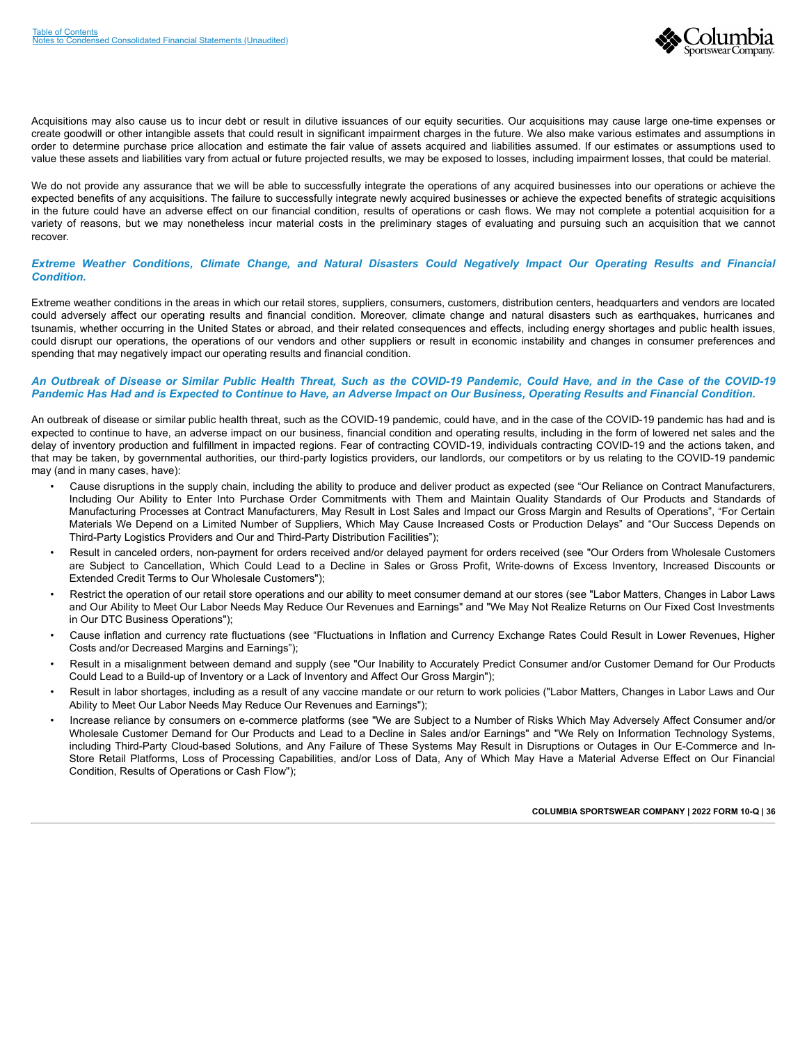Acquisitions may also cause us to incur debt or result in dilutive issuances of our equity securities. Our acquisitions may cause large one-time expenses or create goodwill or other intangible assets that could result in significant impairment charges in the future. We also make various estimates and assumptions in order to determine purchase price allocation and estimate the fair value of assets acquired and liabilities assumed. If our estimates or assumptions used to value these assets and liabilities vary from actual or future projected results, we may be exposed to losses, including impairment losses, that could be material.

We do not provide any assurance that we will be able to successfully integrate the operations of any acquired businesses into our operations or achieve the expected benefits of any acquisitions. The failure to successfully integrate newly acquired businesses or achieve the expected benefits of strategic acquisitions in the future could have an adverse effect on our financial condition, results of operations or cash flows. We may not complete a potential acquisition for a variety of reasons, but we may nonetheless incur material costs in the preliminary stages of evaluating and pursuing such an acquisition that we cannot recover.

***Extreme Weather Conditions, Climate Change, and Natural Disasters Could Negatively Impact Our Operating Results and Financial Condition.***

Extreme weather conditions in the areas in which our retail stores, suppliers, consumers, customers, distribution centers, headquarters and vendors are located could adversely affect our operating results and financial condition. Moreover, climate change and natural disasters such as earthquakes, hurricanes and tsunamis, whether occurring in the United States or abroad, and their related consequences and effects, including energy shortages and public health issues, could disrupt our operations, the operations of our vendors and other suppliers or result in economic instability and changes in consumer preferences and spending that may negatively impact our operating results and financial condition.

***An Outbreak of Disease or Similar Public Health Threat, Such as the COVID-19 Pandemic, Could Have, and in the Case of the COVID-19 Pandemic Has Had and is Expected to Continue to Have, an Adverse Impact on Our Business, Operating Results and Financial Condition.***

An outbreak of disease or similar public health threat, such as the COVID-19 pandemic, could have, and in the case of the COVID-19 pandemic has had and is expected to continue to have, an adverse impact on our business, financial condition and operating results, including in the form of lowered net sales and the delay of inventory production and fulfillment in impacted regions. Fear of contracting COVID-19, individuals contracting COVID-19 and the actions taken, and that may be taken, by governmental authorities, our third-party logistics providers, our landlords, our competitors or by us relating to the COVID-19 pandemic may (and in many cases, have):

- Cause disruptions in the supply chain, including the ability to produce and deliver product as expected (see "Our Reliance on Contract Manufacturers, Including Our Ability to Enter Into Purchase Order Commitments with Them and Maintain Quality Standards of Our Products and Standards of Manufacturing Processes at Contract Manufacturers, May Result in Lost Sales and Impact our Gross Margin and Results of Operations", "For Certain Materials We Depend on a Limited Number of Suppliers, Which May Cause Increased Costs or Production Delays" and "Our Success Depends on Third-Party Logistics Providers and Our and Third-Party Distribution Facilities");
- Result in canceled orders, non-payment for orders received and/or delayed payment for orders received (see "Our Orders from Wholesale Customers are Subject to Cancellation, Which Could Lead to a Decline in Sales or Gross Profit, Write-downs of Excess Inventory, Increased Discounts or Extended Credit Terms to Our Wholesale Customers");
- Restrict the operation of our retail store operations and our ability to meet consumer demand at our stores (see "Labor Matters, Changes in Labor Laws and Our Ability to Meet Our Labor Needs May Reduce Our Revenues and Earnings" and "We May Not Realize Returns on Our Fixed Cost Investments in Our DTC Business Operations");
- Cause inflation and currency rate fluctuations (see "Fluctuations in Inflation and Currency Exchange Rates Could Result in Lower Revenues, Higher Costs and/or Decreased Margins and Earnings");
- Result in a misalignment between demand and supply (see "Our Inability to Accurately Predict Consumer and/or Customer Demand for Our Products Could Lead to a Build-up of Inventory or a Lack of Inventory and Affect Our Gross Margin");
- Result in labor shortages, including as a result of any vaccine mandate or our return to work policies ("Labor Matters, Changes in Labor Laws and Our Ability to Meet Our Labor Needs May Reduce Our Revenues and Earnings");
- Increase reliance by consumers on e-commerce platforms (see "We are Subject to a Number of Risks Which May Adversely Affect Consumer and/or Wholesale Customer Demand for Our Products and Lead to a Decline in Sales and/or Earnings" and "We Rely on Information Technology Systems, including Third-Party Cloud-based Solutions, and Any Failure of These Systems May Result in Disruptions or Outages in Our E-Commerce and In-Store Retail Platforms, Loss of Processing Capabilities, and/or Loss of Data, Any of Which May Have a Material Adverse Effect on Our Financial Condition, Results of Operations or Cash Flow");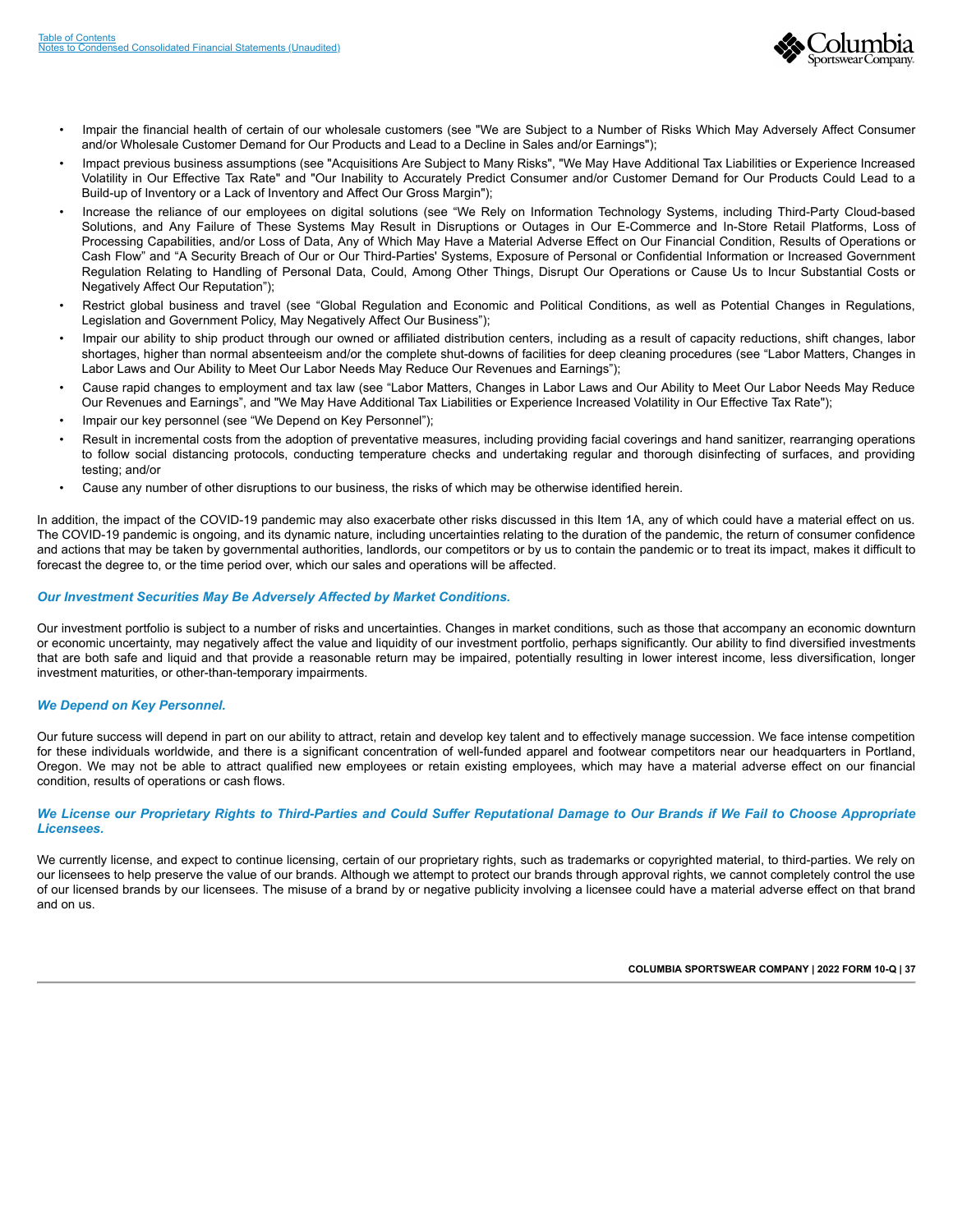- Impair the financial health of certain of our wholesale customers (see "We are Subject to a Number of Risks Which May Adversely Affect Consumer and/or Wholesale Customer Demand for Our Products and Lead to a Decline in Sales and/or Earnings");
- Impact previous business assumptions (see "Acquisitions Are Subject to Many Risks", "We May Have Additional Tax Liabilities or Experience Increased Volatility in Our Effective Tax Rate" and "Our Inability to Accurately Predict Consumer and/or Customer Demand for Our Products Could Lead to a Build-up of Inventory or a Lack of Inventory and Affect Our Gross Margin");
- Increase the reliance of our employees on digital solutions (see "We Rely on Information Technology Systems, including Third-Party Cloud-based Solutions, and Any Failure of These Systems May Result in Disruptions or Outages in Our E-Commerce and In-Store Retail Platforms, Loss of Processing Capabilities, and/or Loss of Data, Any of Which May Have a Material Adverse Effect on Our Financial Condition, Results of Operations or Cash Flow" and "A Security Breach of Our or Our Third-Parties' Systems, Exposure of Personal or Confidential Information or Increased Government Regulation Relating to Handling of Personal Data, Could, Among Other Things, Disrupt Our Operations or Cause Us to Incur Substantial Costs or Negatively Affect Our Reputation");
- Restrict global business and travel (see "Global Regulation and Economic and Political Conditions, as well as Potential Changes in Regulations, Legislation and Government Policy, May Negatively Affect Our Business");
- Impair our ability to ship product through our owned or affiliated distribution centers, including as a result of capacity reductions, shift changes, labor shortages, higher than normal absenteeism and/or the complete shut-downs of facilities for deep cleaning procedures (see "Labor Matters, Changes in Labor Laws and Our Ability to Meet Our Labor Needs May Reduce Our Revenues and Earnings");
- Cause rapid changes to employment and tax law (see "Labor Matters, Changes in Labor Laws and Our Ability to Meet Our Labor Needs May Reduce Our Revenues and Earnings", and "We May Have Additional Tax Liabilities or Experience Increased Volatility in Our Effective Tax Rate");
- Impair our key personnel (see "We Depend on Key Personnel");
- Result in incremental costs from the adoption of preventative measures, including providing facial coverings and hand sanitizer, rearranging operations to follow social distancing protocols, conducting temperature checks and undertaking regular and thorough disinfecting of surfaces, and providing testing; and/or
- Cause any number of other disruptions to our business, the risks of which may be otherwise identified herein.

In addition, the impact of the COVID-19 pandemic may also exacerbate other risks discussed in this Item 1A, any of which could have a material effect on us. The COVID-19 pandemic is ongoing, and its dynamic nature, including uncertainties relating to the duration of the pandemic, the return of consumer confidence and actions that may be taken by governmental authorities, landlords, our competitors or by us to contain the pandemic or to treat its impact, makes it difficult to forecast the degree to, or the time period over, which our sales and operations will be affected.

***Our Investment Securities May Be Adversely Affected by Market Conditions.***

Our investment portfolio is subject to a number of risks and uncertainties. Changes in market conditions, such as those that accompany an economic downturn or economic uncertainty, may negatively affect the value and liquidity of our investment portfolio, perhaps significantly. Our ability to find diversified investments that are both safe and liquid and that provide a reasonable return may be impaired, potentially resulting in lower interest income, less diversification, longer investment maturities, or other-than-temporary impairments.

***We Depend on Key Personnel.***

Our future success will depend in part on our ability to attract, retain and develop key talent and to effectively manage succession. We face intense competition for these individuals worldwide, and there is a significant concentration of well-funded apparel and footwear competitors near our headquarters in Portland, Oregon. We may not be able to attract qualified new employees or retain existing employees, which may have a material adverse effect on our financial condition, results of operations or cash flows.

***We License our Proprietary Rights to Third-Parties and Could Suffer Reputational Damage to Our Brands if We Fail to Choose Appropriate Licensees.***

We currently license, and expect to continue licensing, certain of our proprietary rights, such as trademarks or copyrighted material, to third-parties. We rely on our licensees to help preserve the value of our brands. Although we attempt to protect our brands through approval rights, we cannot completely control the use of our licensed brands by our licensees. The misuse of a brand by or negative publicity involving a licensee could have a material adverse effect on that brand and on us.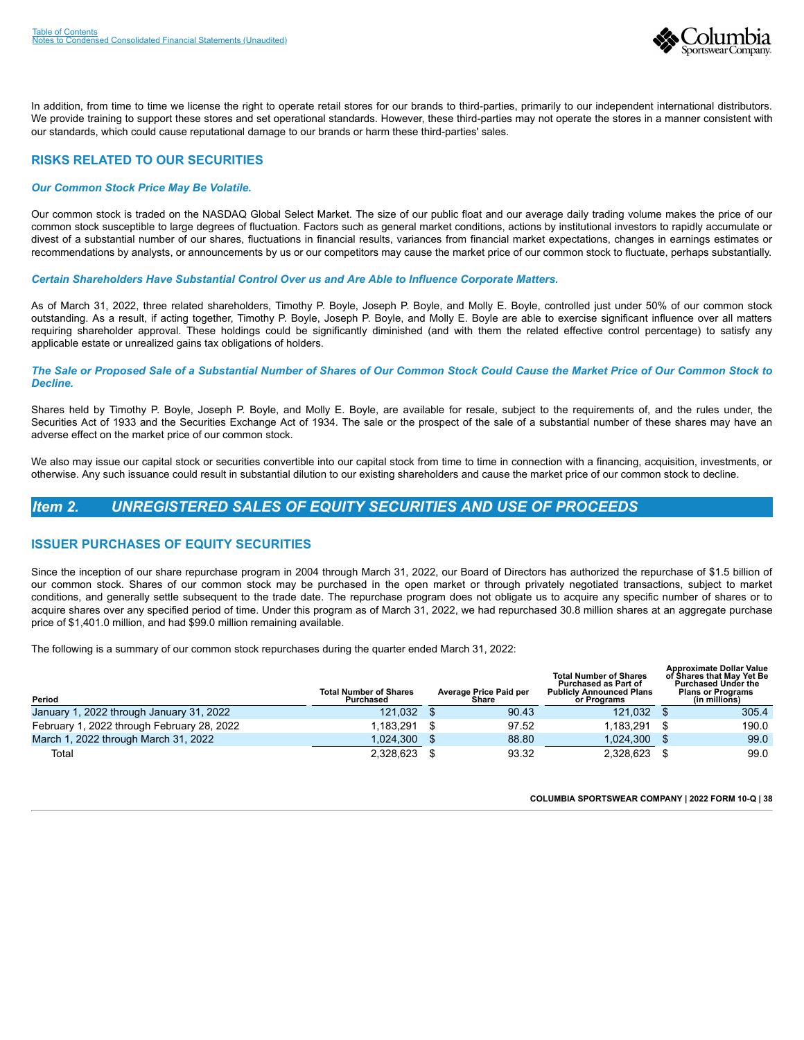In addition, from time to time we license the right to operate retail stores for our brands to third-parties, primarily to our independent international distributors. We provide training to support these stores and set operational standards. However, these third-parties may not operate the stores in a manner consistent with our standards, which could cause reputational damage to our brands or harm these third-parties' sales.

## RISKS RELATED TO OUR SECURITIES

### *Our Common Stock Price May Be Volatile.*

Our common stock is traded on the NASDAQ Global Select Market. The size of our public float and our average daily trading volume makes the price of our common stock susceptible to large degrees of fluctuation. Factors such as general market conditions, actions by institutional investors to rapidly accumulate or divest of a substantial number of our shares, fluctuations in financial results, variances from financial market expectations, changes in earnings estimates or recommendations by analysts, or announcements by us or our competitors may cause the market price of our common stock to fluctuate, perhaps substantially.

### *Certain Shareholders Have Substantial Control Over us and Are Able to Influence Corporate Matters.*

As of March 31, 2022, three related shareholders, Timothy P. Boyle, Joseph P. Boyle, and Molly E. Boyle, controlled just under 50% of our common stock outstanding. As a result, if acting together, Timothy P. Boyle, Joseph P. Boyle, and Molly E. Boyle are able to exercise significant influence over all matters requiring shareholder approval. These holdings could be significantly diminished (and with them the related effective control percentage) to satisfy any applicable estate or unrealized gains tax obligations of holders.

### *The Sale or Proposed Sale of a Substantial Number of Shares of Our Common Stock Could Cause the Market Price of Our Common Stock to Decline.*

Shares held by Timothy P. Boyle, Joseph P. Boyle, and Molly E. Boyle, are available for resale, subject to the requirements of, and the rules under, the Securities Act of 1933 and the Securities Exchange Act of 1934. The sale or the prospect of the sale of a substantial number of these shares may have an adverse effect on the market price of our common stock.

We also may issue our capital stock or securities convertible into our capital stock from time to time in connection with a financing, acquisition, investments, or otherwise. Any such issuance could result in substantial dilution to our existing shareholders and cause the market price of our common stock to decline.

# *Item 2. UNREGISTERED SALES OF EQUITY SECURITIES AND USE OF PROCEEDS*

## ISSUER PURCHASES OF EQUITY SECURITIES

Since the inception of our share repurchase program in 2004 through March 31, 2022, our Board of Directors has authorized the repurchase of $1.5 billion of our common stock. Shares of our common stock may be purchased in the open market or through privately negotiated transactions, subject to market conditions, and generally settle subsequent to the trade date. The repurchase program does not obligate us to acquire any specific number of shares or to acquire shares over any specified period of time. Under this program as of March 31, 2022, we had repurchased 30.8 million shares at an aggregate purchase price of $1,401.0 million, and had $99.0 million remaining available.

The following is a summary of our common stock repurchases during the quarter ended March 31, 2022:

| Period | Total Number of Shares Purchased | Average Price Paid per Share | Total Number of Shares Purchased as Part of Publicly Announced Plans or Programs | Approximate Dollar Value of Shares that May Yet Be Purchased Under the Plans or Programs (in millions) |
|---|---|---|---|---|
| January 1, 2022 through January 31, 2022 | 121,032 | $ 90.43 | 121,032 | $ 305.4 |
| February 1, 2022 through February 28, 2022 | 1,183,291 | $ 97.52 | 1,183,291 | $ 190.0 |
| March 1, 2022 through March 31, 2022 | 1,024,300 | $ 88.80 | 1,024,300 | $ 99.0 |
| Total | 2,328,623 | $ 93.32 | 2,328,623 | $ 99.0 |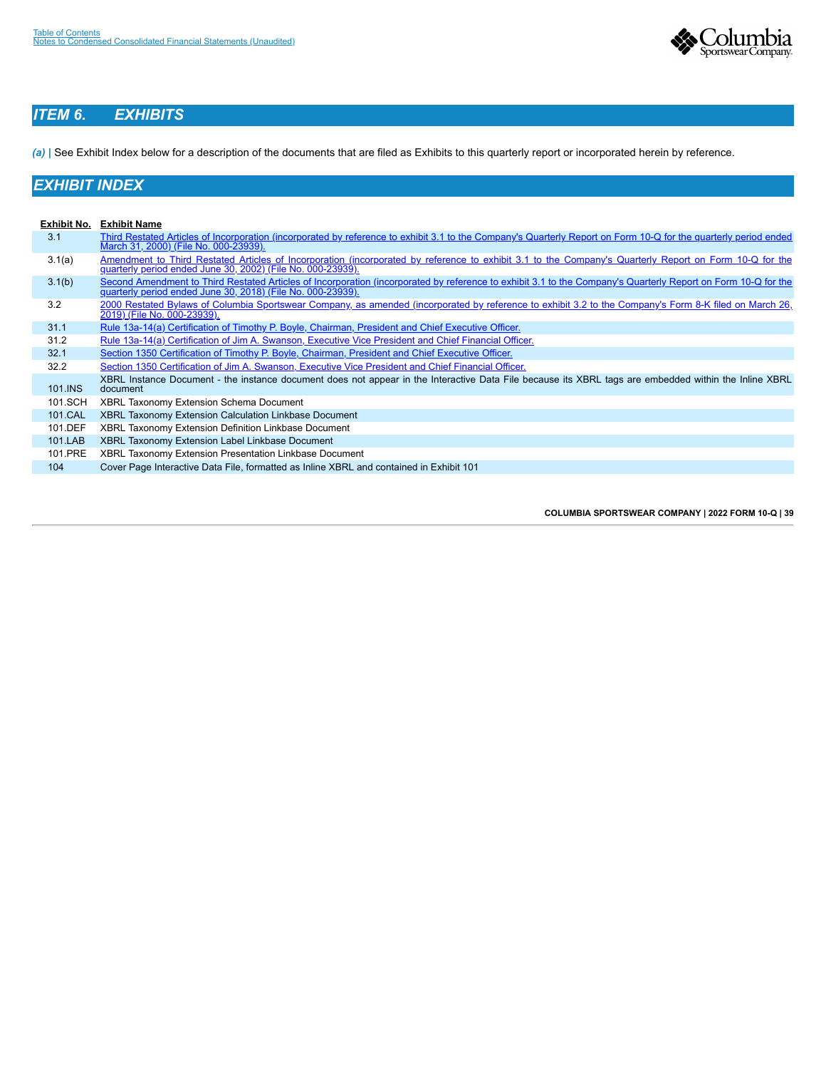## ITEM 6. EXHIBITS

*(a)* | See Exhibit Index below for a description of the documents that are filed as Exhibits to this quarterly report or incorporated herein by reference.

## EXHIBIT INDEX

| Exhibit No. | Exhibit Name |
|---|---|
| 3.1 | Third Restated Articles of Incorporation (incorporated by reference to exhibit 3.1 to the Company's Quarterly Report on Form 10-Q for the quarterly period ended March 31, 2000) (File No. 000-23939). |
| 3.1(a) | Amendment to Third Restated Articles of Incorporation (incorporated by reference to exhibit 3.1 to the Company's Quarterly Report on Form 10-Q for the quarterly period ended June 30, 2002) (File No. 000-23939). |
| 3.1(b) | Second Amendment to Third Restated Articles of Incorporation (incorporated by reference to exhibit 3.1 to the Company's Quarterly Report on Form 10-Q for the quarterly period ended June 30, 2018) (File No. 000-23939). |
| 3.2 | 2000 Restated Bylaws of Columbia Sportswear Company, as amended (incorporated by reference to exhibit 3.2 to the Company's Form 8-K filed on March 26, 2019) (File No. 000-23939). |
| 31.1 | Rule 13a-14(a) Certification of Timothy P. Boyle, Chairman, President and Chief Executive Officer. |
| 31.2 | Rule 13a-14(a) Certification of Jim A. Swanson, Executive Vice President and Chief Financial Officer. |
| 32.1 | Section 1350 Certification of Timothy P. Boyle, Chairman, President and Chief Executive Officer. |
| 32.2 | Section 1350 Certification of Jim A. Swanson, Executive Vice President and Chief Financial Officer. |
| 101.INS | XBRL Instance Document - the instance document does not appear in the Interactive Data File because its XBRL tags are embedded within the Inline XBRL document |
| 101.SCH | XBRL Taxonomy Extension Schema Document |
| 101.CAL | XBRL Taxonomy Extension Calculation Linkbase Document |
| 101.DEF | XBRL Taxonomy Extension Definition Linkbase Document |
| 101.LAB | XBRL Taxonomy Extension Label Linkbase Document |
| 101.PRE | XBRL Taxonomy Extension Presentation Linkbase Document |
| 104 | Cover Page Interactive Data File, formatted as Inline XBRL and contained in Exhibit 101 |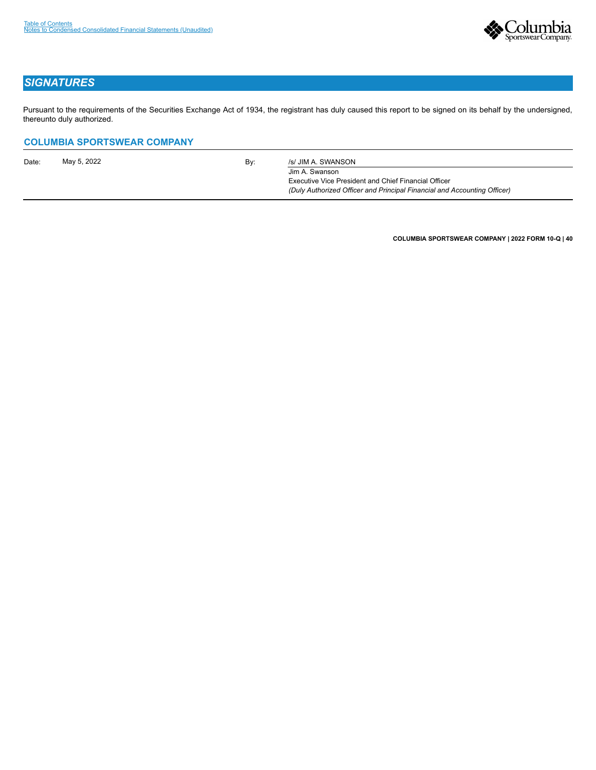## *SIGNATURES*

Pursuant to the requirements of the Securities Exchange Act of 1934, the registrant has duly caused this report to be signed on its behalf by the undersigned, thereunto duly authorized.

### COLUMBIA SPORTSWEAR COMPANY

| Date: | May 5, 2022 | By: | /s/ JIM A. SWANSON |
|---|---|---|---|
| | | | Jim A. Swanson<br>Executive Vice President and Chief Financial Officer<br>*(Duly Authorized Officer and Principal Financial and Accounting Officer)* |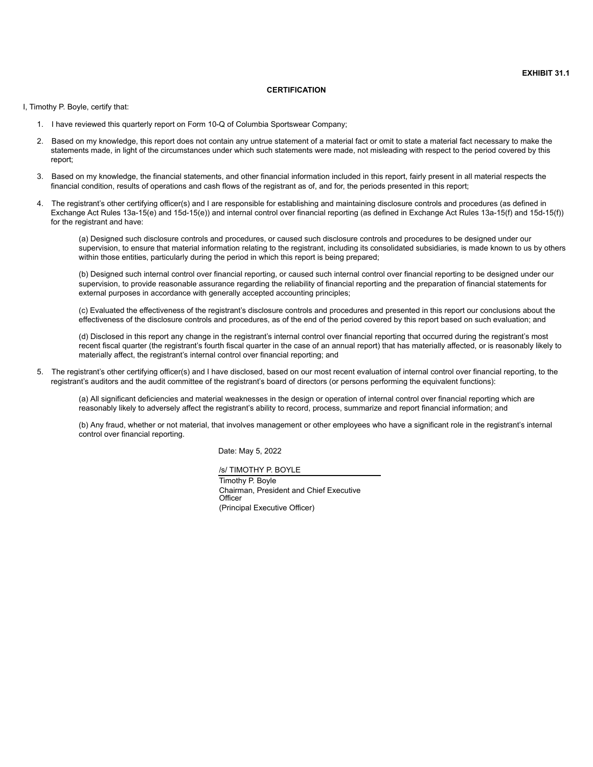**EXHIBIT 31.1**

**CERTIFICATION**

I, Timothy P. Boyle, certify that:

1. I have reviewed this quarterly report on Form 10-Q of Columbia Sportswear Company;
2. Based on my knowledge, this report does not contain any untrue statement of a material fact or omit to state a material fact necessary to make the statements made, in light of the circumstances under which such statements were made, not misleading with respect to the period covered by this report;
3. Based on my knowledge, the financial statements, and other financial information included in this report, fairly present in all material respects the financial condition, results of operations and cash flows of the registrant as of, and for, the periods presented in this report;
4. The registrant's other certifying officer(s) and I are responsible for establishing and maintaining disclosure controls and procedures (as defined in Exchange Act Rules 13a-15(e) and 15d-15(e)) and internal control over financial reporting (as defined in Exchange Act Rules 13a-15(f) and 15d-15(f)) for the registrant and have:

   (a) Designed such disclosure controls and procedures, or caused such disclosure controls and procedures to be designed under our supervision, to ensure that material information relating to the registrant, including its consolidated subsidiaries, is made known to us by others within those entities, particularly during the period in which this report is being prepared;

   (b) Designed such internal control over financial reporting, or caused such internal control over financial reporting to be designed under our supervision, to provide reasonable assurance regarding the reliability of financial reporting and the preparation of financial statements for external purposes in accordance with generally accepted accounting principles;

   (c) Evaluated the effectiveness of the registrant's disclosure controls and procedures and presented in this report our conclusions about the effectiveness of the disclosure controls and procedures, as of the end of the period covered by this report based on such evaluation; and

   (d) Disclosed in this report any change in the registrant's internal control over financial reporting that occurred during the registrant's most recent fiscal quarter (the registrant's fourth fiscal quarter in the case of an annual report) that has materially affected, or is reasonably likely to materially affect, the registrant's internal control over financial reporting; and

5. The registrant's other certifying officer(s) and I have disclosed, based on our most recent evaluation of internal control over financial reporting, to the registrant's auditors and the audit committee of the registrant's board of directors (or persons performing the equivalent functions):

   (a) All significant deficiencies and material weaknesses in the design or operation of internal control over financial reporting which are reasonably likely to adversely affect the registrant's ability to record, process, summarize and report financial information; and

   (b) Any fraud, whether or not material, that involves management or other employees who have a significant role in the registrant's internal control over financial reporting.

Date: May 5, 2022

/s/ TIMOTHY P. BOYLE
Timothy P. Boyle
Chairman, President and Chief Executive Officer
(Principal Executive Officer)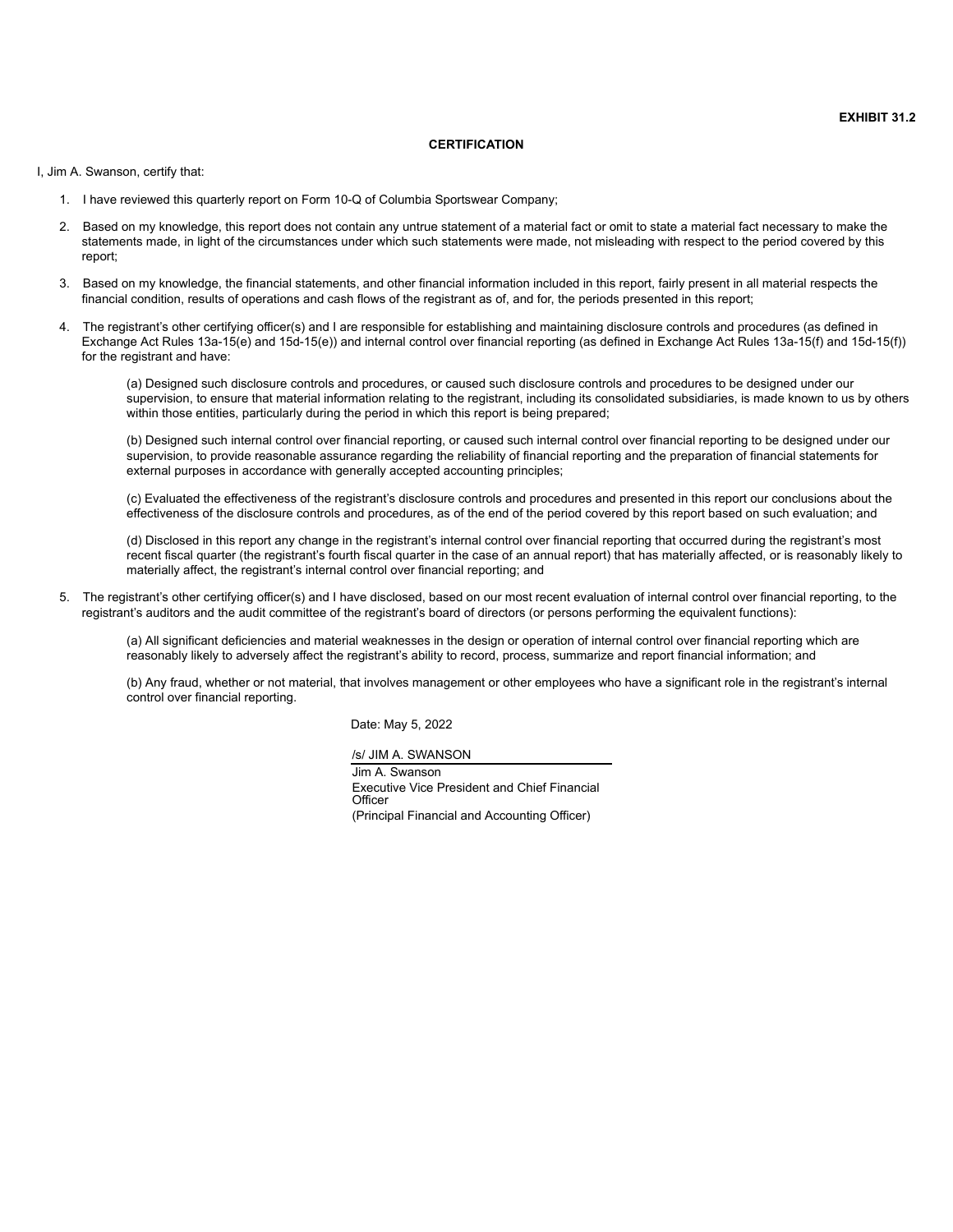**EXHIBIT 31.2**

**CERTIFICATION**

I, Jim A. Swanson, certify that:

1. I have reviewed this quarterly report on Form 10-Q of Columbia Sportswear Company;

2. Based on my knowledge, this report does not contain any untrue statement of a material fact or omit to state a material fact necessary to make the statements made, in light of the circumstances under which such statements were made, not misleading with respect to the period covered by this report;

3. Based on my knowledge, the financial statements, and other financial information included in this report, fairly present in all material respects the financial condition, results of operations and cash flows of the registrant as of, and for, the periods presented in this report;

4. The registrant's other certifying officer(s) and I are responsible for establishing and maintaining disclosure controls and procedures (as defined in Exchange Act Rules 13a-15(e) and 15d-15(e)) and internal control over financial reporting (as defined in Exchange Act Rules 13a-15(f) and 15d-15(f)) for the registrant and have:

   (a) Designed such disclosure controls and procedures, or caused such disclosure controls and procedures to be designed under our supervision, to ensure that material information relating to the registrant, including its consolidated subsidiaries, is made known to us by others within those entities, particularly during the period in which this report is being prepared;

   (b) Designed such internal control over financial reporting, or caused such internal control over financial reporting to be designed under our supervision, to provide reasonable assurance regarding the reliability of financial reporting and the preparation of financial statements for external purposes in accordance with generally accepted accounting principles;

   (c) Evaluated the effectiveness of the registrant's disclosure controls and procedures and presented in this report our conclusions about the effectiveness of the disclosure controls and procedures, as of the end of the period covered by this report based on such evaluation; and

   (d) Disclosed in this report any change in the registrant's internal control over financial reporting that occurred during the registrant's most recent fiscal quarter (the registrant's fourth fiscal quarter in the case of an annual report) that has materially affected, or is reasonably likely to materially affect, the registrant's internal control over financial reporting; and

5. The registrant's other certifying officer(s) and I have disclosed, based on our most recent evaluation of internal control over financial reporting, to the registrant's auditors and the audit committee of the registrant's board of directors (or persons performing the equivalent functions):

   (a) All significant deficiencies and material weaknesses in the design or operation of internal control over financial reporting which are reasonably likely to adversely affect the registrant's ability to record, process, summarize and report financial information; and

   (b) Any fraud, whether or not material, that involves management or other employees who have a significant role in the registrant's internal control over financial reporting.

Date: May 5, 2022

/s/ JIM A. SWANSON

Jim A. Swanson
Executive Vice President and Chief Financial Officer
(Principal Financial and Accounting Officer)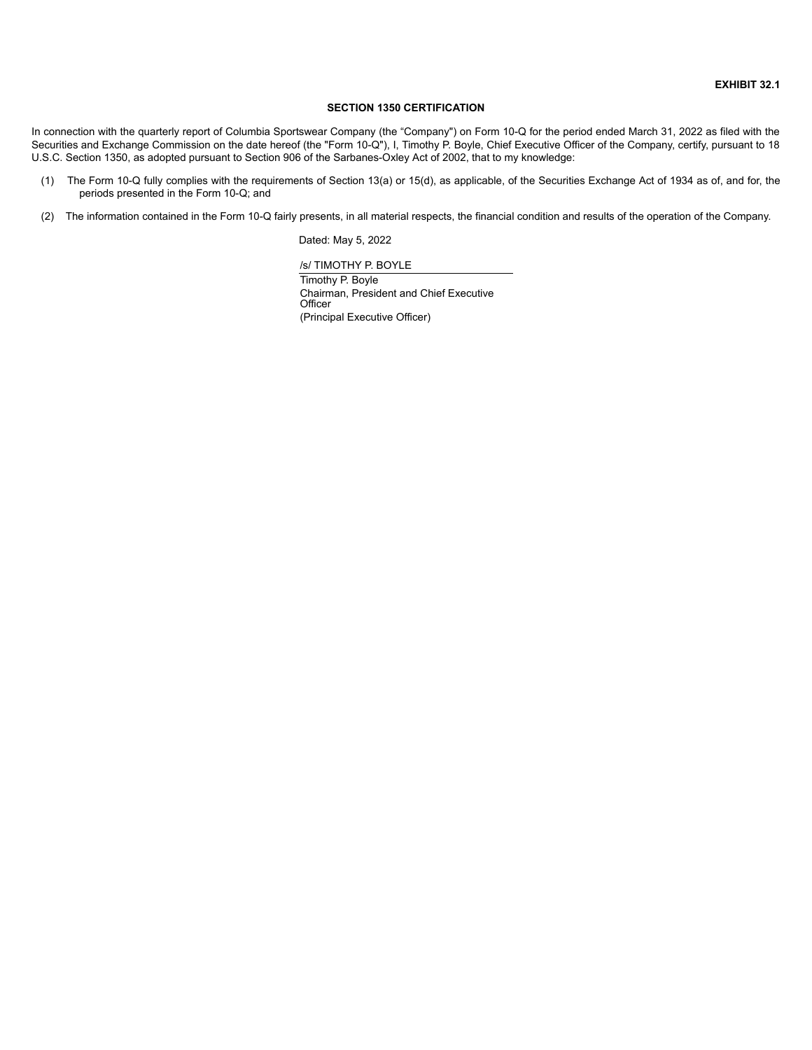**EXHIBIT 32.1**

**SECTION 1350 CERTIFICATION**

In connection with the quarterly report of Columbia Sportswear Company (the "Company") on Form 10-Q for the period ended March 31, 2022 as filed with the Securities and Exchange Commission on the date hereof (the "Form 10-Q"), I, Timothy P. Boyle, Chief Executive Officer of the Company, certify, pursuant to 18 U.S.C. Section 1350, as adopted pursuant to Section 906 of the Sarbanes-Oxley Act of 2002, that to my knowledge:

(1) The Form 10-Q fully complies with the requirements of Section 13(a) or 15(d), as applicable, of the Securities Exchange Act of 1934 as of, and for, the periods presented in the Form 10-Q; and

(2) The information contained in the Form 10-Q fairly presents, in all material respects, the financial condition and results of the operation of the Company.

Dated: May 5, 2022

/s/ TIMOTHY P. BOYLE

Timothy P. Boyle
Chairman, President and Chief Executive Officer
(Principal Executive Officer)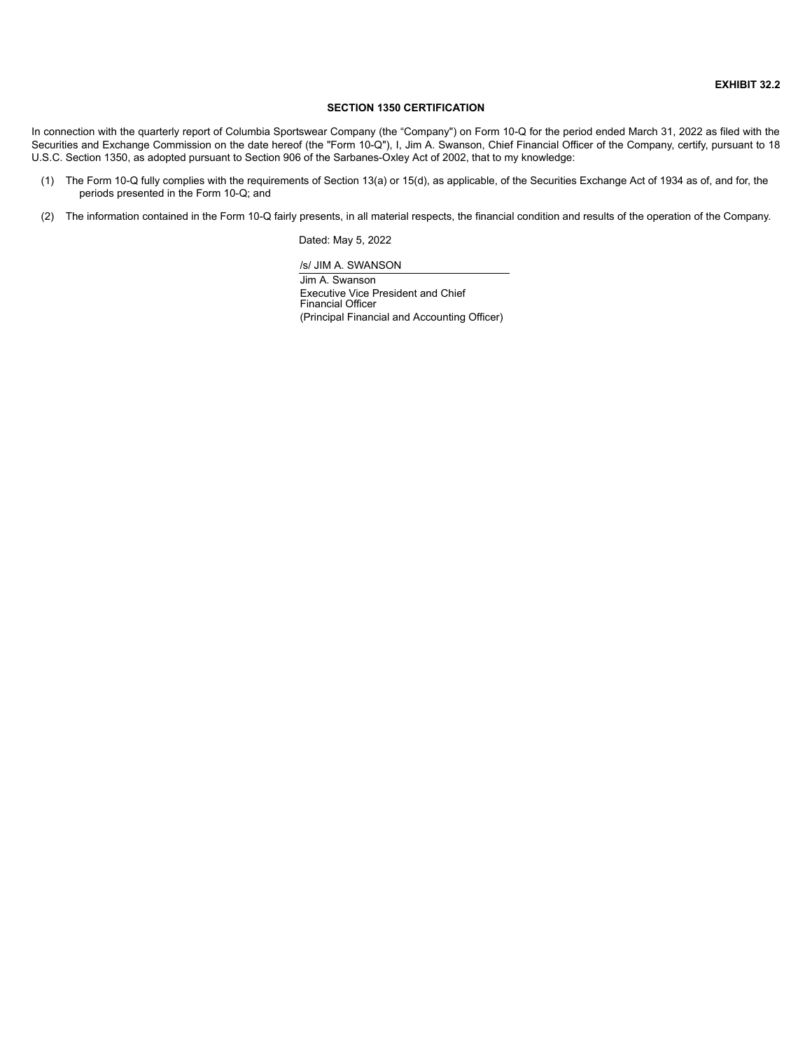**EXHIBIT 32.2**

**SECTION 1350 CERTIFICATION**

In connection with the quarterly report of Columbia Sportswear Company (the "Company") on Form 10-Q for the period ended March 31, 2022 as filed with the Securities and Exchange Commission on the date hereof (the "Form 10-Q"), I, Jim A. Swanson, Chief Financial Officer of the Company, certify, pursuant to 18 U.S.C. Section 1350, as adopted pursuant to Section 906 of the Sarbanes-Oxley Act of 2002, that to my knowledge:

(1) The Form 10-Q fully complies with the requirements of Section 13(a) or 15(d), as applicable, of the Securities Exchange Act of 1934 as of, and for, the periods presented in the Form 10-Q; and

(2) The information contained in the Form 10-Q fairly presents, in all material respects, the financial condition and results of the operation of the Company.

Dated: May 5, 2022

/s/ JIM A. SWANSON

Jim A. Swanson
Executive Vice President and Chief Financial Officer
(Principal Financial and Accounting Officer)